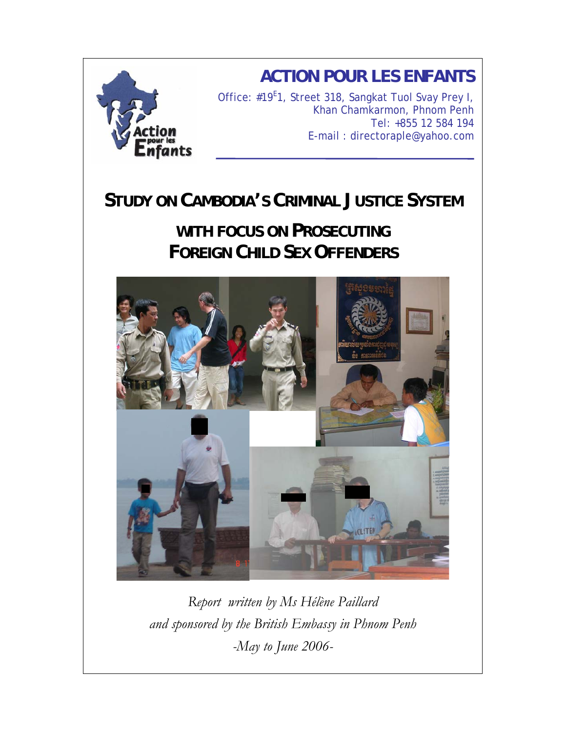# ACTION POUR LES ENFANTS

Office: #19E1, Street 318, Sangkat Tuol Svay Prey I,
Khan Chamkarmon, Phnom Penh
Tel: +855 12 584 194
E-mail : directoraple@yahoo.com

# STUDY ON CAMBODIA'S CRIMINAL JUSTICE SYSTEM

## WITH FOCUS ON PROSECUTING FOREIGN CHILD SEX OFFENDERS

*Report written by Ms Hélène Paillard*
*and sponsored by the British Embassy in Phnom Penh*
*-May to June 2006-*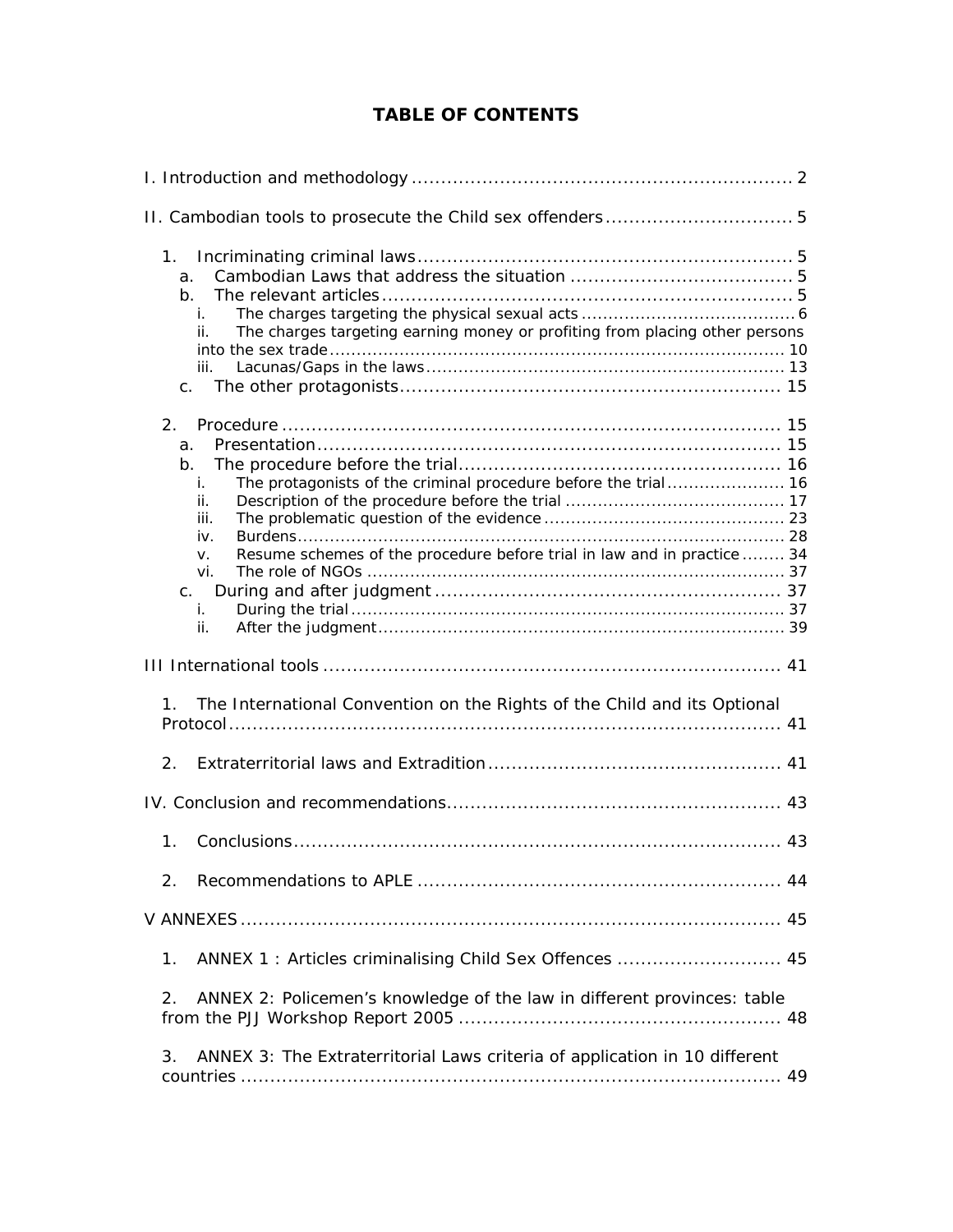# TABLE OF CONTENTS

I. Introduction and methodology ................................................................. 2

II. Cambodian tools to prosecute the Child sex offenders ................................ 5

1. Incriminating criminal laws ................................................................ 5
   - a. Cambodian Laws that address the situation ...................................... 5
   - b. The relevant articles ...................................................................... 5
     - i. The charges targeting the physical sexual acts ........................................ 6
     - ii. The charges targeting earning money or profiting from placing other persons into the sex trade .................................................................................... 10
     - iii. Lacunas/Gaps in the laws ................................................................. 13
   - c. The other protagonists ................................................................. 15

2. Procedure ..................................................................................... 15
   - a. Presentation ................................................................................ 15
   - b. The procedure before the trial ....................................................... 16
     - i. The protagonists of the criminal procedure before the trial ...................... 16
     - ii. Description of the procedure before the trial ........................................ 17
     - iii. The problematic question of the evidence ............................................ 23
     - iv. Burdens .......................................................................................... 28
     - v. Resume schemes of the procedure before trial in law and in practice ........ 34
     - vi. The role of NGOs ............................................................................ 37
   - c. During and after judgment ............................................................ 37
     - i. During the trial ............................................................................... 37
     - ii. After the judgment .......................................................................... 39

III International tools .............................................................................. 41

1. The International Convention on the Rights of the Child and its Optional Protocol ................................................................................. 41

2. Extraterritorial laws and Extradition .................................................. 41

IV. Conclusion and recommendations ......................................................... 43

1. Conclusions .................................................................................. 43

2. Recommendations to APLE .............................................................. 44

V ANNEXES ........................................................................................... 45

1. ANNEX 1 : Articles criminalising Child Sex Offences ............................ 45

2. ANNEX 2: Policemen's knowledge of the law in different provinces: table from the PJJ Workshop Report 2005 ....................................................... 48

3. ANNEX 3: The Extraterritorial Laws criteria of application in 10 different countries ............................................................................. 49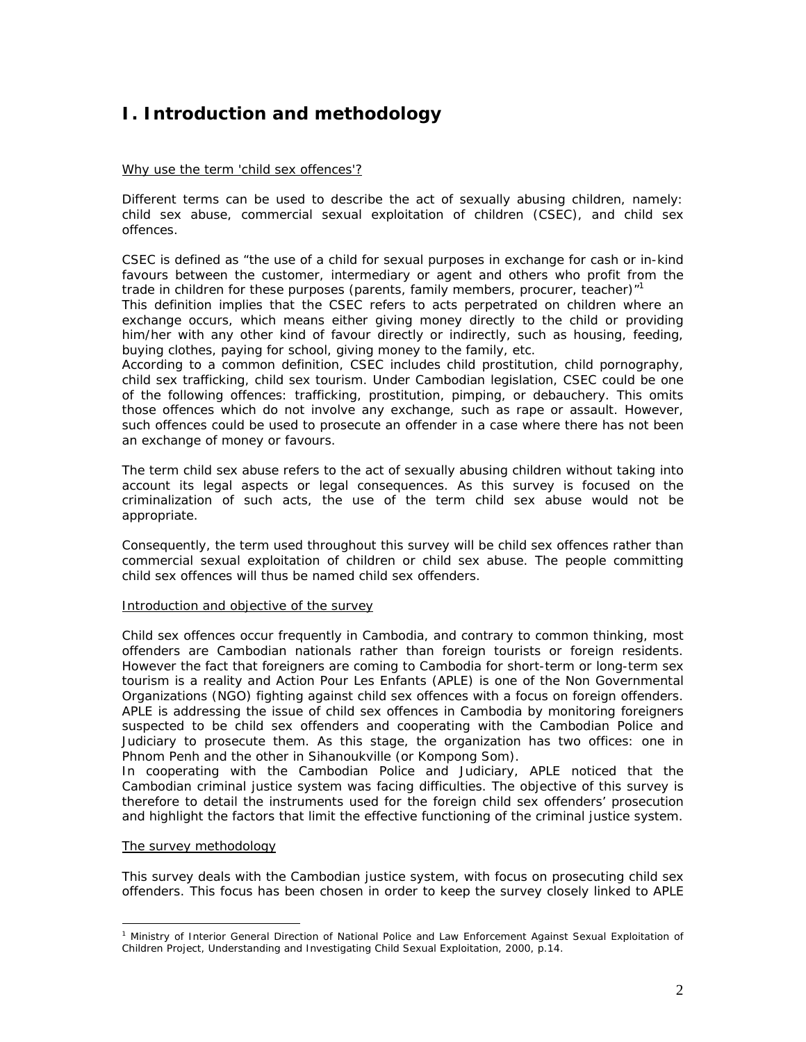# I. Introduction and methodology

Why use the term 'child sex offences'?

Different terms can be used to describe the act of sexually abusing children, namely: child sex abuse, commercial sexual exploitation of children (CSEC), and child sex offences.

CSEC is defined as "the use of a child for sexual purposes in exchange for cash or in-kind favours between the customer, intermediary or agent and others who profit from the trade in children for these purposes (parents, family members, procurer, teacher)"[1]

This definition implies that the CSEC refers to acts perpetrated on children where an exchange occurs, which means either giving money directly to the child or providing him/her with any other kind of favour directly or indirectly, such as housing, feeding, buying clothes, paying for school, giving money to the family, etc.

According to a common definition, CSEC includes child prostitution, child pornography, child sex trafficking, child sex tourism. Under Cambodian legislation, CSEC could be one of the following offences: trafficking, prostitution, pimping, or debauchery. This omits those offences which do not involve any exchange, such as rape or assault. However, such offences could be used to prosecute an offender in a case where there has not been an exchange of money or favours.

The term child sex abuse refers to the act of sexually abusing children without taking into account its legal aspects or legal consequences. As this survey is focused on the criminalization of such acts, the use of the term child sex abuse would not be appropriate.

Consequently, the term used throughout this survey will be child sex offences rather than commercial sexual exploitation of children or child sex abuse. The people committing child sex offences will thus be named child sex offenders.

Introduction and objective of the survey

Child sex offences occur frequently in Cambodia, and contrary to common thinking, most offenders are Cambodian nationals rather than foreign tourists or foreign residents. However the fact that foreigners are coming to Cambodia for short-term or long-term sex tourism is a reality and Action Pour Les Enfants (APLE) is one of the Non Governmental Organizations (NGO) fighting against child sex offences with a focus on foreign offenders. APLE is addressing the issue of child sex offences in Cambodia by monitoring foreigners suspected to be child sex offenders and cooperating with the Cambodian Police and Judiciary to prosecute them. As this stage, the organization has two offices: one in Phnom Penh and the other in Sihanoukville (or Kompong Som).

In cooperating with the Cambodian Police and Judiciary, APLE noticed that the Cambodian criminal justice system was facing difficulties. The objective of this survey is therefore to detail the instruments used for the foreign child sex offenders' prosecution and highlight the factors that limit the effective functioning of the criminal justice system.

The survey methodology

This survey deals with the Cambodian justice system, with focus on prosecuting child sex offenders. This focus has been chosen in order to keep the survey closely linked to APLE

[1] Ministry of Interior General Direction of National Police and Law Enforcement Against Sexual Exploitation of Children Project, Understanding and Investigating Child Sexual Exploitation, 2000, p.14.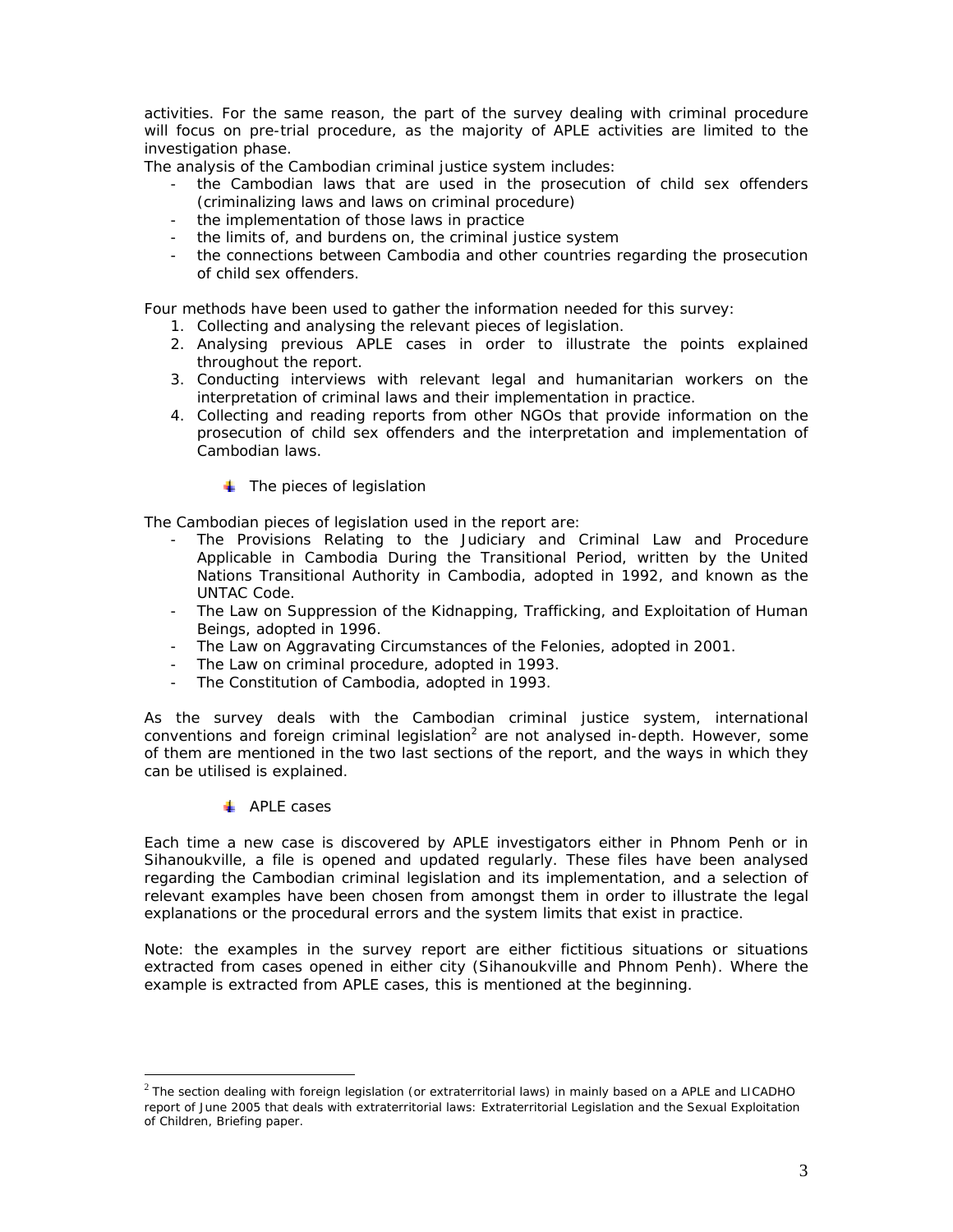activities. For the same reason, the part of the survey dealing with criminal procedure will focus on pre-trial procedure, as the majority of APLE activities are limited to the investigation phase.

The analysis of the Cambodian criminal justice system includes:

- the Cambodian laws that are used in the prosecution of child sex offenders (criminalizing laws and laws on criminal procedure)
- the implementation of those laws in practice
- the limits of, and burdens on, the criminal justice system
- the connections between Cambodia and other countries regarding the prosecution of child sex offenders.

Four methods have been used to gather the information needed for this survey:

1. Collecting and analysing the relevant pieces of legislation.
2. Analysing previous APLE cases in order to illustrate the points explained throughout the report.
3. Conducting interviews with relevant legal and humanitarian workers on the interpretation of criminal laws and their implementation in practice.
4. Collecting and reading reports from other NGOs that provide information on the prosecution of child sex offenders and the interpretation and implementation of Cambodian laws.

- The pieces of legislation

The Cambodian pieces of legislation used in the report are:

- The Provisions Relating to the Judiciary and Criminal Law and Procedure Applicable in Cambodia During the Transitional Period, written by the United Nations Transitional Authority in Cambodia, adopted in 1992, and known as the UNTAC Code.
- The Law on Suppression of the Kidnapping, Trafficking, and Exploitation of Human Beings, adopted in 1996.
- The Law on Aggravating Circumstances of the Felonies, adopted in 2001.
- The Law on criminal procedure, adopted in 1993.
- The Constitution of Cambodia, adopted in 1993.

As the survey deals with the Cambodian criminal justice system, international conventions and foreign criminal legislation[2] are not analysed in-depth. However, some of them are mentioned in the two last sections of the report, and the ways in which they can be utilised is explained.

- APLE cases

Each time a new case is discovered by APLE investigators either in Phnom Penh or in Sihanoukville, a file is opened and updated regularly. These files have been analysed regarding the Cambodian criminal legislation and its implementation, and a selection of relevant examples have been chosen from amongst them in order to illustrate the legal explanations or the procedural errors and the system limits that exist in practice.

Note: the examples in the survey report are either fictitious situations or situations extracted from cases opened in either city (Sihanoukville and Phnom Penh). Where the example is extracted from APLE cases, this is mentioned at the beginning.

---

[2] The section dealing with foreign legislation (or extraterritorial laws) in mainly based on a APLE and LICADHO report of June 2005 that deals with extraterritorial laws: *Extraterritorial Legislation and the Sexual Exploitation of Children, Briefing paper.*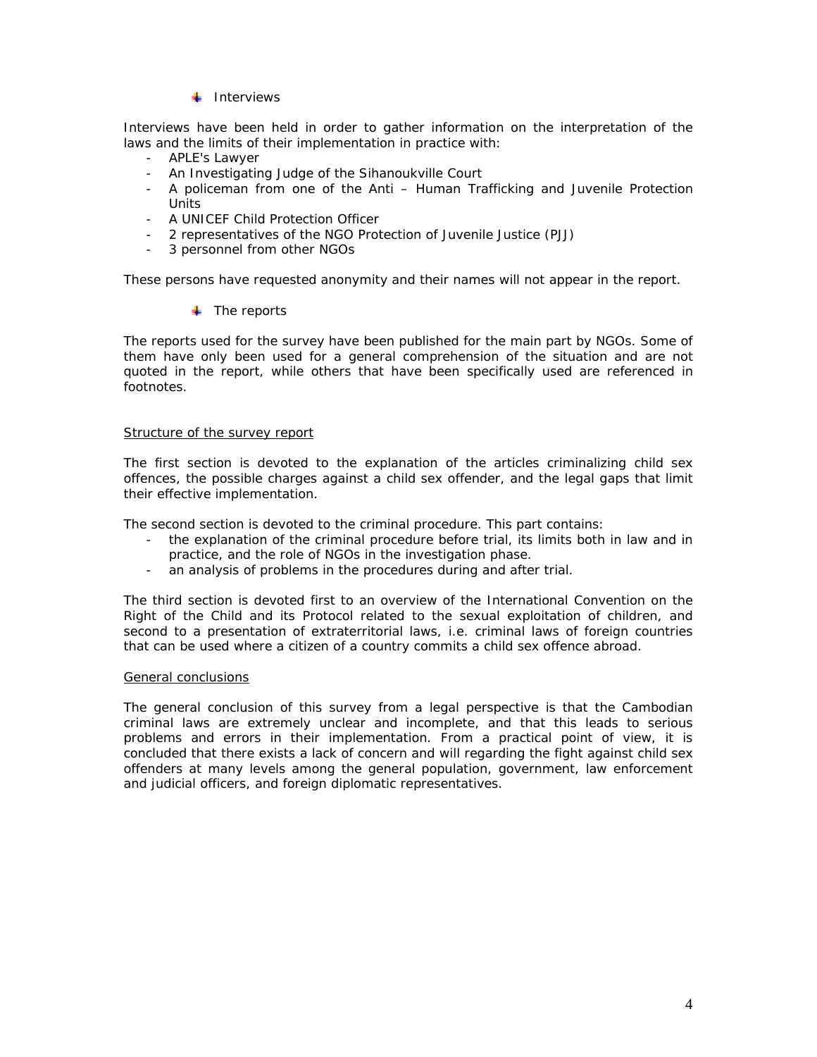- Interviews

Interviews have been held in order to gather information on the interpretation of the laws and the limits of their implementation in practice with:

- APLE's Lawyer
- An Investigating Judge of the Sihanoukville Court
- A policeman from one of the Anti – Human Trafficking and Juvenile Protection Units
- A UNICEF Child Protection Officer
- 2 representatives of the NGO Protection of Juvenile Justice (PJJ)
- 3 personnel from other NGOs

These persons have requested anonymity and their names will not appear in the report.

- The reports

The reports used for the survey have been published for the main part by NGOs. Some of them have only been used for a general comprehension of the situation and are not quoted in the report, while others that have been specifically used are referenced in footnotes.

Structure of the survey report

The first section is devoted to the explanation of the articles criminalizing child sex offences, the possible charges against a child sex offender, and the legal gaps that limit their effective implementation.

The second section is devoted to the criminal procedure. This part contains:

- the explanation of the criminal procedure before trial, its limits both in law and in practice, and the role of NGOs in the investigation phase.
- an analysis of problems in the procedures during and after trial.

The third section is devoted first to an overview of the International Convention on the Right of the Child and its Protocol related to the sexual exploitation of children, and second to a presentation of extraterritorial laws, i.e. criminal laws of foreign countries that can be used where a citizen of a country commits a child sex offence abroad.

General conclusions

The general conclusion of this survey from a legal perspective is that the Cambodian criminal laws are extremely unclear and incomplete, and that this leads to serious problems and errors in their implementation. From a practical point of view, it is concluded that there exists a lack of concern and will regarding the fight against child sex offenders at many levels among the general population, government, law enforcement and judicial officers, and foreign diplomatic representatives.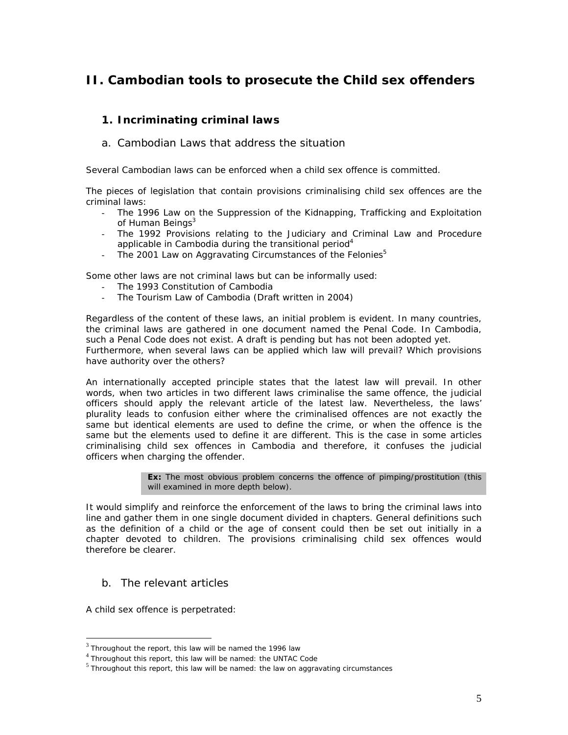## II. Cambodian tools to prosecute the Child sex offenders

### 1. Incriminating criminal laws

#### a. Cambodian Laws that address the situation

Several Cambodian laws can be enforced when a child sex offence is committed.

The pieces of legislation that contain provisions criminalising child sex offences are the criminal laws:

- The 1996 Law on the Suppression of the Kidnapping, Trafficking and Exploitation of Human Beings[3]
- The 1992 Provisions relating to the Judiciary and Criminal Law and Procedure applicable in Cambodia during the transitional period[4]
- The 2001 Law on Aggravating Circumstances of the Felonies[5]

Some other laws are not criminal laws but can be informally used:

- The 1993 Constitution of Cambodia
- The Tourism Law of Cambodia (Draft written in 2004)

Regardless of the content of these laws, an initial problem is evident. In many countries, the criminal laws are gathered in one document named the Penal Code. In Cambodia, such a Penal Code does not exist. A draft is pending but has not been adopted yet.
Furthermore, when several laws can be applied which law will prevail? Which provisions have authority over the others?

An internationally accepted principle states that the latest law will prevail. In other words, when two articles in two different laws criminalise the same offence, the judicial officers should apply the relevant article of the latest law. Nevertheless, the laws' plurality leads to confusion either where the criminalised offences are not exactly the same but identical elements are used to define the crime, or when the offence is the same but the elements used to define it are different. This is the case in some articles criminalising child sex offences in Cambodia and therefore, it confuses the judicial officers when charging the offender.

> **Ex:** The most obvious problem concerns the offence of pimping/prostitution (this will examined in more depth below).

It would simplify and reinforce the enforcement of the laws to bring the criminal laws into line and gather them in one single document divided in chapters. General definitions such as the definition of a child or the age of consent could then be set out initially in a chapter devoted to children. The provisions criminalising child sex offences would therefore be clearer.

#### b. The relevant articles

A child sex offence is perpetrated:

---

[3] Throughout the report, this law will be named the 1996 law

[4] Throughout this report, this law will be named: the UNTAC Code

[5] Throughout this report, this law will be named: the law on aggravating circumstances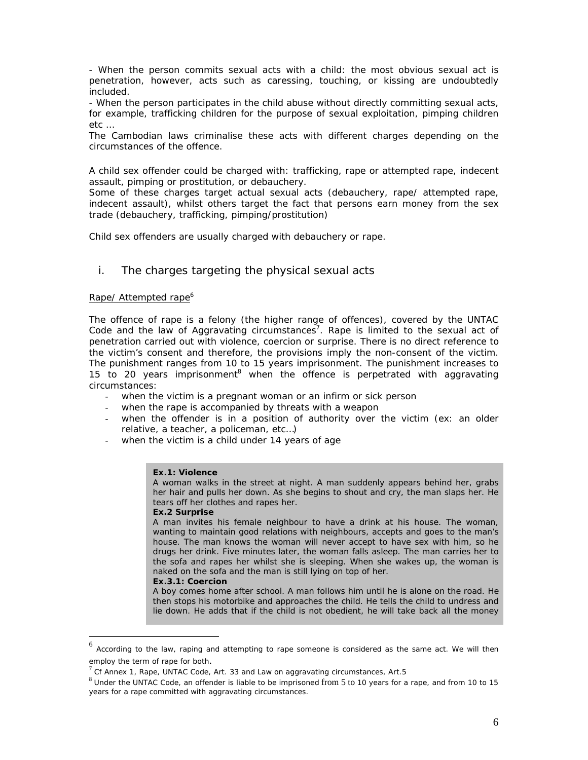- When the person commits sexual acts with a child: the most obvious sexual act is penetration, however, acts such as caressing, touching, or kissing are undoubtedly included.
- When the person participates in the child abuse without directly committing sexual acts, for example, trafficking children for the purpose of sexual exploitation, pimping children etc ...

The Cambodian laws criminalise these acts with different charges depending on the circumstances of the offence.

A child sex offender could be charged with: trafficking, rape or attempted rape, indecent assault, pimping or prostitution, or debauchery.
Some of these charges target actual sexual acts (debauchery, rape/ attempted rape, indecent assault), whilst others target the fact that persons earn money from the sex trade (debauchery, trafficking, pimping/prostitution)

Child sex offenders are usually charged with debauchery or rape.

## i. The charges targeting the physical sexual acts

Rape/ Attempted rape[6]

The offence of rape is a felony (the higher range of offences), covered by the UNTAC Code and the law of Aggravating circumstances[7]. Rape is limited to the sexual act of penetration carried out with violence, coercion or surprise. There is no direct reference to the victim's consent and therefore, the provisions imply the non-consent of the victim. The punishment ranges from 10 to 15 years imprisonment. The punishment increases to 15 to 20 years imprisonment[8] when the offence is perpetrated with aggravating circumstances:

- when the victim is a pregnant woman or an infirm or sick person
- when the rape is accompanied by threats with a weapon
- when the offender is in a position of authority over the victim (ex: an older relative, a teacher, a policeman, etc...)
- when the victim is a child under 14 years of age

**Ex.1: Violence**
A woman walks in the street at night. A man suddenly appears behind her, grabs her hair and pulls her down. As she begins to shout and cry, the man slaps her. He tears off her clothes and rapes her.
**Ex.2 Surprise**
A man invites his female neighbour to have a drink at his house. The woman, wanting to maintain good relations with neighbours, accepts and goes to the man's house. The man knows the woman will never accept to have sex with him, so he drugs her drink. Five minutes later, the woman falls asleep. The man carries her to the sofa and rapes her whilst she is sleeping. When she wakes up, the woman is naked on the sofa and the man is still lying on top of her.
**Ex.3.1: Coercion**
A boy comes home after school. A man follows him until he is alone on the road. He then stops his motorbike and approaches the child. He tells the child to undress and lie down. He adds that if the child is not obedient, he will take back all the money

---

[6] According to the law, raping and attempting to rape someone is considered as the same act. We will then employ the term of rape for both.

[7] Cf Annex 1, Rape, UNTAC Code, Art. 33 and Law on aggravating circumstances, Art.5

[8] Under the UNTAC Code, an offender is liable to be imprisoned from 5 to 10 years for a rape, and from 10 to 15 years for a rape committed with aggravating circumstances.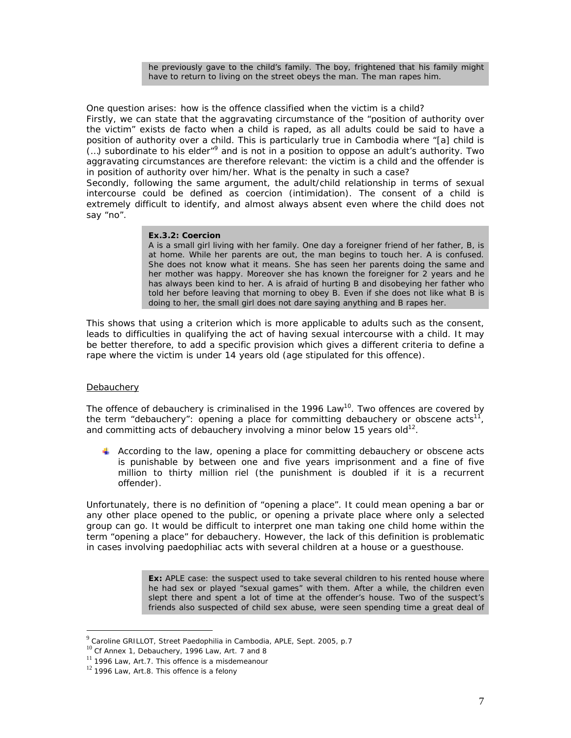he previously gave to the child's family. The boy, frightened that his family might have to return to living on the street obeys the man. The man rapes him.

One question arises: how is the offence classified when the victim is a child?

Firstly, we can state that the aggravating circumstance of the "position of authority over the victim" exists de facto when a child is raped, as all adults could be said to have a position of authority over a child. This is particularly true in Cambodia where "[a] child is (…) subordinate to his elder"[9] and is not in a position to oppose an adult's authority. Two aggravating circumstances are therefore relevant: the victim is a child and the offender is in position of authority over him/her. What is the penalty in such a case?

Secondly, following the same argument, the adult/child relationship in terms of sexual intercourse could be defined as coercion (intimidation). The consent of a child is extremely difficult to identify, and almost always absent even where the child does not say "no".

**Ex.3.2: Coercion**

A is a small girl living with her family. One day a foreigner friend of her father, B, is at home. While her parents are out, the man begins to touch her. A is confused. She does not know what it means. She has seen her parents doing the same and her mother was happy. Moreover she has known the foreigner for 2 years and he has always been kind to her. A is afraid of hurting B and disobeying her father who told her before leaving that morning to obey B. Even if she does not like what B is doing to her, the small girl does not dare saying anything and B rapes her.

This shows that using a criterion which is more applicable to adults such as the consent, leads to difficulties in qualifying the act of having sexual intercourse with a child. It may be better therefore, to add a specific provision which gives a different criteria to define a rape where the victim is under 14 years old (age stipulated for this offence).

Debauchery

The offence of debauchery is criminalised in the 1996 Law[10]. Two offences are covered by the term "debauchery": opening a place for committing debauchery or obscene acts[11], and committing acts of debauchery involving a minor below 15 years old[12].

- According to the law, opening a place for committing debauchery or obscene acts is punishable by between one and five years imprisonment and a fine of five million to thirty million riel (the punishment is doubled if it is a recurrent offender).

Unfortunately, there is no definition of "opening a place". It could mean opening a bar or any other place opened to the public, or opening a private place where only a selected group can go. It would be difficult to interpret one man taking one child home within the term "opening a place" for debauchery. However, the lack of this definition is problematic in cases involving paedophiliac acts with several children at a house or a guesthouse.

**Ex:** APLE case: the suspect used to take several children to his rented house where he had sex or played "sexual games" with them. After a while, the children even slept there and spent a lot of time at the offender's house. Two of the suspect's friends also suspected of child sex abuse, were seen spending time a great deal of

---

[9] Caroline GRILLOT, Street Paedophilia in Cambodia, APLE, Sept. 2005, p.7

[10] Cf Annex 1, Debauchery, 1996 Law, Art. 7 and 8

[11] 1996 Law, Art.7. This offence is a misdemeanour

[12] 1996 Law, Art.8. This offence is a felony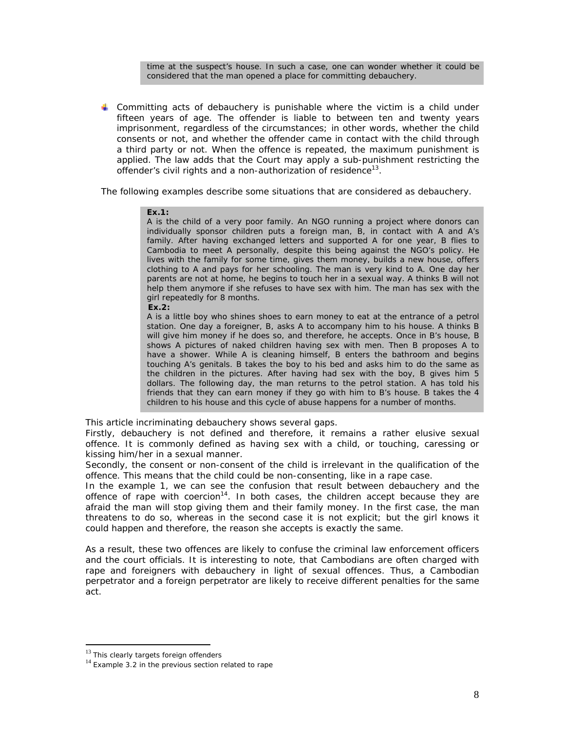> time at the suspect's house. In such a case, one can wonder whether it could be considered that the man opened a place for committing debauchery.

- Committing acts of debauchery is punishable where the victim is a child under fifteen years of age. The offender is liable to between ten and twenty years imprisonment, regardless of the circumstances; in other words, whether the child consents or not, and whether the offender came in contact with the child through a third party or not. When the offence is repeated, the maximum punishment is applied. The law adds that the Court may apply a sub-punishment restricting the offender's civil rights and a non-authorization of residence[13].

The following examples describe some situations that are considered as debauchery.

> **Ex.1:**
> A is the child of a very poor family. An NGO running a project where donors can individually sponsor children puts a foreign man, B, in contact with A and A's family. After having exchanged letters and supported A for one year, B flies to Cambodia to meet A personally, despite this being against the NGO's policy. He lives with the family for some time, gives them money, builds a new house, offers clothing to A and pays for her schooling. The man is very kind to A. One day her parents are not at home, he begins to touch her in a sexual way. A thinks B will not help them anymore if she refuses to have sex with him. The man has sex with the girl repeatedly for 8 months.
>
> **Ex.2:**
> A is a little boy who shines shoes to earn money to eat at the entrance of a petrol station. One day a foreigner, B, asks A to accompany him to his house. A thinks B will give him money if he does so, and therefore, he accepts. Once in B's house, B shows A pictures of naked children having sex with men. Then B proposes A to have a shower. While A is cleaning himself, B enters the bathroom and begins touching A's genitals. B takes the boy to his bed and asks him to do the same as the children in the pictures. After having had sex with the boy, B gives him 5 dollars. The following day, the man returns to the petrol station. A has told his friends that they can earn money if they go with him to B's house. B takes the 4 children to his house and this cycle of abuse happens for a number of months.

This article incriminating debauchery shows several gaps.
Firstly, debauchery is not defined and therefore, it remains a rather elusive sexual offence. It is commonly defined as having sex with a child, or touching, caressing or kissing him/her in a sexual manner.
Secondly, the consent or non-consent of the child is irrelevant in the qualification of the offence. This means that the child could be non-consenting, like in a rape case.
In the example 1, we can see the confusion that result between debauchery and the offence of rape with coercion[14]. In both cases, the children accept because they are afraid the man will stop giving them and their family money. In the first case, the man threatens to do so, whereas in the second case it is not explicit; but the girl knows it could happen and therefore, the reason she accepts is exactly the same.

As a result, these two offences are likely to confuse the criminal law enforcement officers and the court officials. It is interesting to note, that Cambodians are often charged with rape and foreigners with debauchery in light of sexual offences. Thus, a Cambodian perpetrator and a foreign perpetrator are likely to receive different penalties for the same act.

---

[13] This clearly targets foreign offenders
[14] Example 3.2 in the previous section related to rape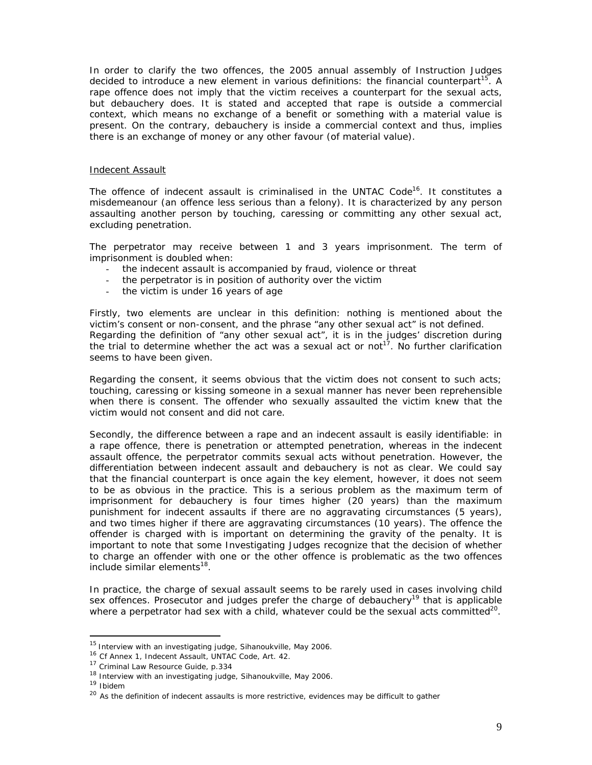In order to clarify the two offences, the 2005 annual assembly of Instruction Judges decided to introduce a new element in various definitions: the financial counterpart[15]. A rape offence does not imply that the victim receives a counterpart for the sexual acts, but debauchery does. It is stated and accepted that rape is outside a commercial context, which means no exchange of a benefit or something with a material value is present. On the contrary, debauchery is inside a commercial context and thus, implies there is an exchange of money or any other favour (of material value).

<u>Indecent Assault</u>

The offence of indecent assault is criminalised in the UNTAC Code[16]. It constitutes a misdemeanour (an offence less serious than a felony). It is characterized by any person assaulting another person by touching, caressing or committing any other sexual act, excluding penetration.

The perpetrator may receive between 1 and 3 years imprisonment. The term of imprisonment is doubled when:

- the indecent assault is accompanied by fraud, violence or threat
- the perpetrator is in position of authority over the victim
- the victim is under 16 years of age

Firstly, two elements are unclear in this definition: nothing is mentioned about the victim's consent or non-consent, and the phrase "any other sexual act" is not defined. Regarding the definition of "any other sexual act", it is in the judges' discretion during the trial to determine whether the act was a sexual act or not[17]. No further clarification seems to have been given.

Regarding the consent, it seems obvious that the victim does not consent to such acts; touching, caressing or kissing someone in a sexual manner has never been reprehensible when there is consent. The offender who sexually assaulted the victim knew that the victim would not consent and did not care.

Secondly, the difference between a rape and an indecent assault is easily identifiable: in a rape offence, there is penetration or attempted penetration, whereas in the indecent assault offence, the perpetrator commits sexual acts without penetration. However, the differentiation between indecent assault and debauchery is not as clear. We could say that the financial counterpart is once again the key element, however, it does not seem to be as obvious in the practice. This is a serious problem as the maximum term of imprisonment for debauchery is four times higher (20 years) than the maximum punishment for indecent assaults if there are no aggravating circumstances (5 years), and two times higher if there are aggravating circumstances (10 years). The offence the offender is charged with is important on determining the gravity of the penalty. It is important to note that some Investigating Judges recognize that the decision of whether to charge an offender with one or the other offence is problematic as the two offences include similar elements[18].

In practice, the charge of sexual assault seems to be rarely used in cases involving child sex offences. Prosecutor and judges prefer the charge of debauchery[19] that is applicable where a perpetrator had sex with a child, whatever could be the sexual acts committed[20].

---

[15] Interview with an investigating judge, Sihanoukville, May 2006.

[16] Cf Annex 1, Indecent Assault, UNTAC Code, Art. 42.

[17] Criminal Law Resource Guide, p.334

[18] Interview with an investigating judge, Sihanoukville, May 2006.

[19] Ibidem

[20] As the definition of indecent assaults is more restrictive, evidences may be difficult to gather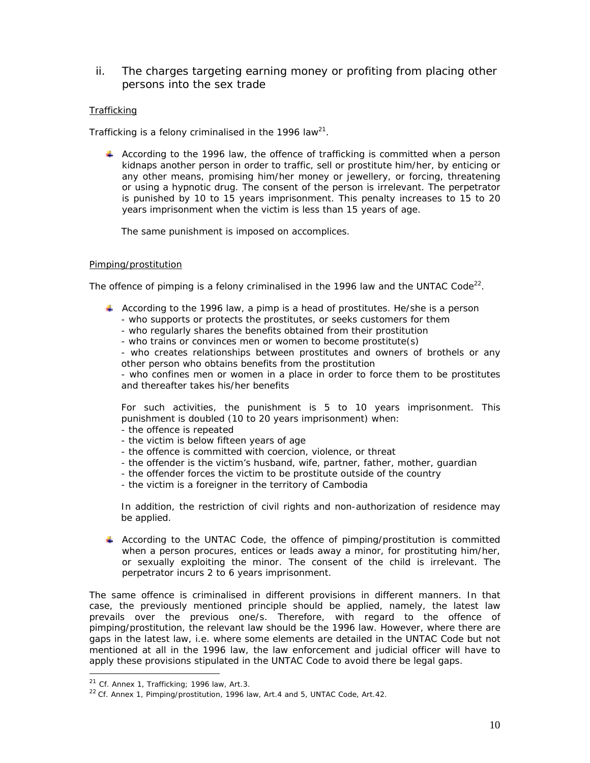### ii. The charges targeting earning money or profiting from placing other persons into the sex trade

<u>Trafficking</u>

Trafficking is a felony criminalised in the 1996 law[21].

- According to the 1996 law, the offence of trafficking is committed when a person kidnaps another person in order to traffic, sell or prostitute him/her, by enticing or any other means, promising him/her money or jewellery, or forcing, threatening or using a hypnotic drug. The consent of the person is irrelevant. The perpetrator is punished by 10 to 15 years imprisonment. This penalty increases to 15 to 20 years imprisonment when the victim is less than 15 years of age.

  The same punishment is imposed on accomplices.

<u>Pimping/prostitution</u>

The offence of pimping is a felony criminalised in the 1996 law and the UNTAC Code[22].

- According to the 1996 law, a pimp is a head of prostitutes. He/she is a person
  - who supports or protects the prostitutes, or seeks customers for them
  - who regularly shares the benefits obtained from their prostitution
  - who trains or convinces men or women to become prostitute(s)
  - who creates relationships between prostitutes and owners of brothels or any other person who obtains benefits from the prostitution
  - who confines men or women in a place in order to force them to be prostitutes and thereafter takes his/her benefits

  For such activities, the punishment is 5 to 10 years imprisonment. This punishment is doubled (10 to 20 years imprisonment) when:
  - the offence is repeated
  - the victim is below fifteen years of age
  - the offence is committed with coercion, violence, or threat
  - the offender is the victim's husband, wife, partner, father, mother, guardian
  - the offender forces the victim to be prostitute outside of the country
  - the victim is a foreigner in the territory of Cambodia

  In addition, the restriction of civil rights and non-authorization of residence may be applied.

- According to the UNTAC Code, the offence of pimping/prostitution is committed when a person procures, entices or leads away a minor, for prostituting him/her, or sexually exploiting the minor. The consent of the child is irrelevant. The perpetrator incurs 2 to 6 years imprisonment.

The same offence is criminalised in different provisions in different manners. In that case, the previously mentioned principle should be applied, namely, the latest law prevails over the previous one/s. Therefore, with regard to the offence of pimping/prostitution, the relevant law should be the 1996 law. However, where there are gaps in the latest law, i.e. where some elements are detailed in the UNTAC Code but not mentioned at all in the 1996 law, the law enforcement and judicial officer will have to apply these provisions stipulated in the UNTAC Code to avoid there be legal gaps.

[21] Cf. Annex 1, Trafficking; 1996 law, Art.3.

[22] Cf. Annex 1, Pimping/prostitution, 1996 law, Art.4 and 5, UNTAC Code, Art.42.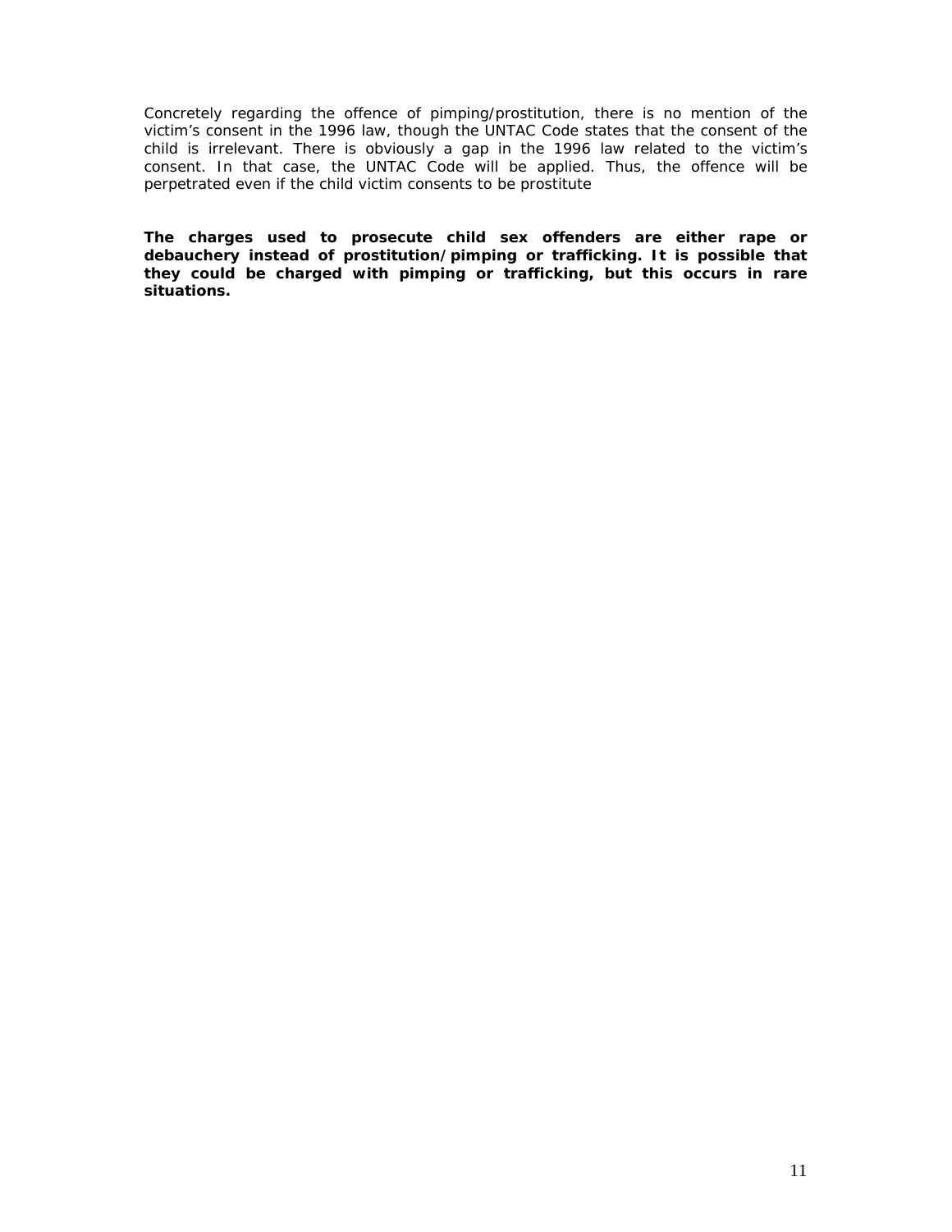Concretely regarding the offence of pimping/prostitution, there is no mention of the victim's consent in the 1996 law, though the UNTAC Code states that the consent of the child is irrelevant. There is obviously a gap in the 1996 law related to the victim's consent. In that case, the UNTAC Code will be applied. Thus, the offence will be perpetrated even if the child victim consents to be prostitute

**The charges used to prosecute child sex offenders are either rape or debauchery instead of prostitution/pimping or trafficking. It is possible that they could be charged with pimping or trafficking, but this occurs in rare situations.**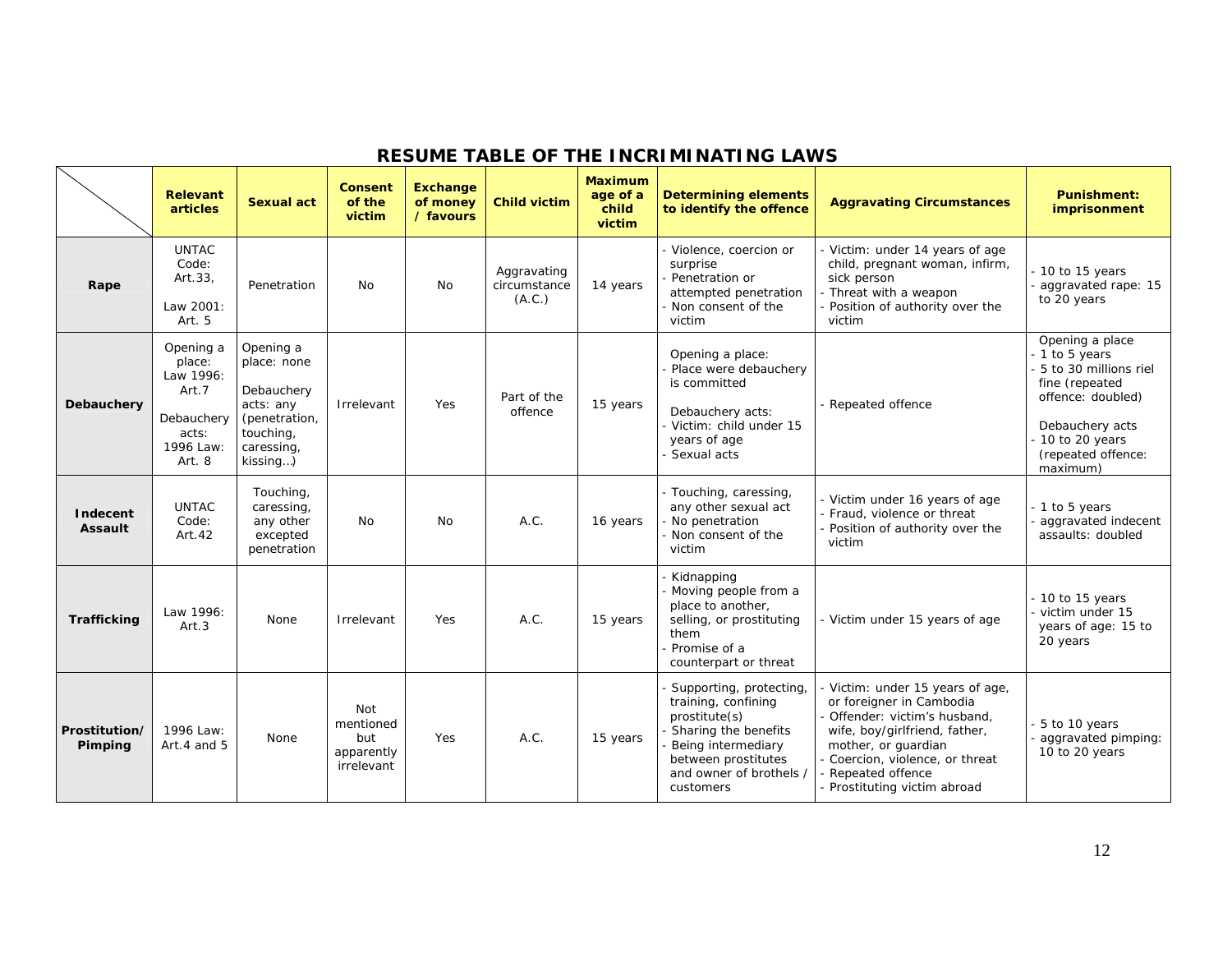## RESUME TABLE OF THE INCRIMINATING LAWS

| | Relevant articles | Sexual act | Consent of the victim | Exchange of money / favours | Child victim | Maximum age of a child victim | Determining elements to identify the offence | Aggravating Circumstances | Punishment: imprisonment |
|---|---|---|---|---|---|---|---|---|---|
| **Rape** | UNTAC Code: Art.33, Law 2001: Art. 5 | Penetration | No | No | Aggravating circumstance (A.C.) | 14 years | - Violence, coercion or surprise<br>- Penetration or attempted penetration<br>- Non consent of the victim | - Victim: under 14 years of age child, pregnant woman, infirm, sick person<br>- Threat with a weapon<br>- Position of authority over the victim | - 10 to 15 years<br>- aggravated rape: 15 to 20 years |
| **Debauchery** | Opening a place: Law 1996: Art.7<br>Debauchery acts: 1996 Law: Art. 8 | Opening a place: none<br>Debauchery acts: any (penetration, touching, caressing, kissing…) | Irrelevant | Yes | Part of the offence | 15 years | Opening a place:<br>- Place were debauchery is committed<br>Debauchery acts:<br>- Victim: child under 15 years of age<br>- Sexual acts | - Repeated offence | Opening a place<br>- 1 to 5 years<br>- 5 to 30 millions riel fine (repeated offence: doubled)<br>Debauchery acts<br>- 10 to 20 years (repeated offence: maximum) |
| **Indecent Assault** | UNTAC Code: Art.42 | Touching, caressing, any other excepted penetration | No | No | A.C. | 16 years | - Touching, caressing, any other sexual act<br>- No penetration<br>- Non consent of the victim | - Victim under 16 years of age<br>- Fraud, violence or threat<br>- Position of authority over the victim | - 1 to 5 years<br>- aggravated indecent assaults: doubled |
| **Trafficking** | Law 1996: Art.3 | None | Irrelevant | Yes | A.C. | 15 years | - Kidnapping<br>- Moving people from a place to another, selling, or prostituting them<br>- Promise of a counterpart or threat | - Victim under 15 years of age | - 10 to 15 years<br>- victim under 15 years of age: 15 to 20 years |
| **Prostitution/ Pimping** | 1996 Law: Art.4 and 5 | None | Not mentioned but apparently irrelevant | Yes | A.C. | 15 years | - Supporting, protecting, training, confining prostitute(s)<br>- Sharing the benefits<br>- Being intermediary between prostitutes and owner of brothels / customers | - Victim: under 15 years of age, or foreigner in Cambodia<br>- Offender: victim's husband, wife, boy/girlfriend, father, mother, or guardian<br>- Coercion, violence, or threat<br>- Repeated offence<br>- Prostituting victim abroad | - 5 to 10 years<br>- aggravated pimping: 10 to 20 years |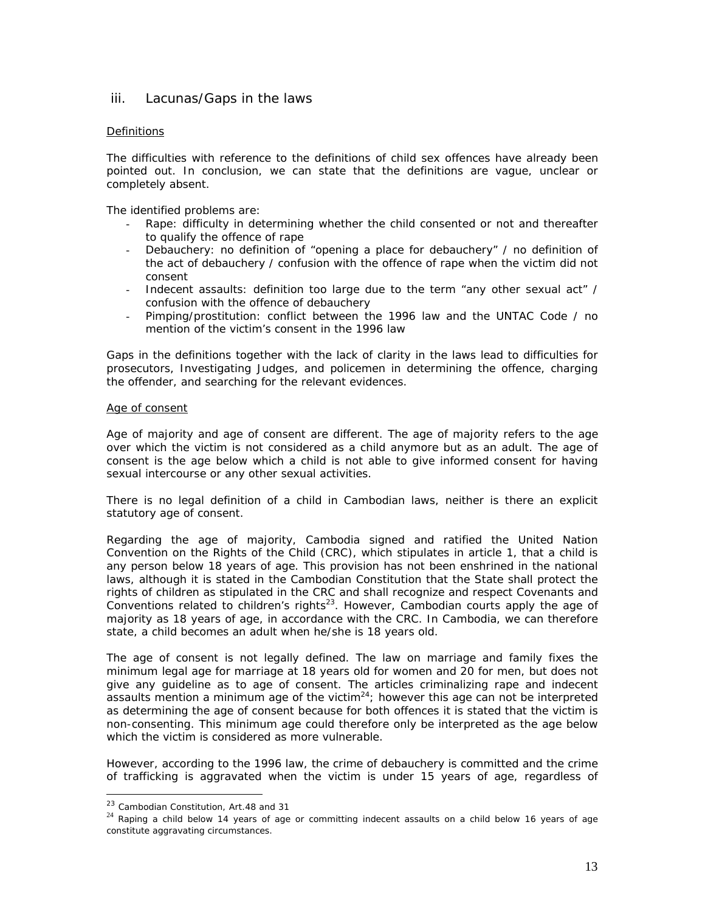### iii. Lacunas/Gaps in the laws

<u>Definitions</u>

The difficulties with reference to the definitions of child sex offences have already been pointed out. In conclusion, we can state that the definitions are vague, unclear or completely absent.

The identified problems are:

- Rape: difficulty in determining whether the child consented or not and thereafter to qualify the offence of rape
- Debauchery: no definition of "opening a place for debauchery" / no definition of the act of debauchery / confusion with the offence of rape when the victim did not consent
- Indecent assaults: definition too large due to the term "any other sexual act" / confusion with the offence of debauchery
- Pimping/prostitution: conflict between the 1996 law and the UNTAC Code / no mention of the victim's consent in the 1996 law

Gaps in the definitions together with the lack of clarity in the laws lead to difficulties for prosecutors, Investigating Judges, and policemen in determining the offence, charging the offender, and searching for the relevant evidences.

<u>Age of consent</u>

Age of majority and age of consent are different. The age of majority refers to the age over which the victim is not considered as a child anymore but as an adult. The age of consent is the age below which a child is not able to give informed consent for having sexual intercourse or any other sexual activities.

There is no legal definition of a child in Cambodian laws, neither is there an explicit statutory age of consent.

Regarding the age of majority, Cambodia signed and ratified the United Nation Convention on the Rights of the Child (CRC), which stipulates in article 1, that a child is any person below 18 years of age. This provision has not been enshrined in the national laws, although it is stated in the Cambodian Constitution that the State shall protect the rights of children as stipulated in the CRC and shall recognize and respect Covenants and Conventions related to children's rights[23]. However, Cambodian courts apply the age of majority as 18 years of age, in accordance with the CRC. In Cambodia, we can therefore state, a child becomes an adult when he/she is 18 years old.

The age of consent is not legally defined. The law on marriage and family fixes the minimum legal age for marriage at 18 years old for women and 20 for men, but does not give any guideline as to age of consent. The articles criminalizing rape and indecent assaults mention a minimum age of the victim[24]; however this age can not be interpreted as determining the age of consent because for both offences it is stated that the victim is non-consenting. This minimum age could therefore only be interpreted as the age below which the victim is considered as more vulnerable.

However, according to the 1996 law, the crime of debauchery is committed and the crime of trafficking is aggravated when the victim is under 15 years of age, regardless of

[23] Cambodian Constitution, Art.48 and 31

[24] Raping a child below 14 years of age or committing indecent assaults on a child below 16 years of age constitute aggravating circumstances.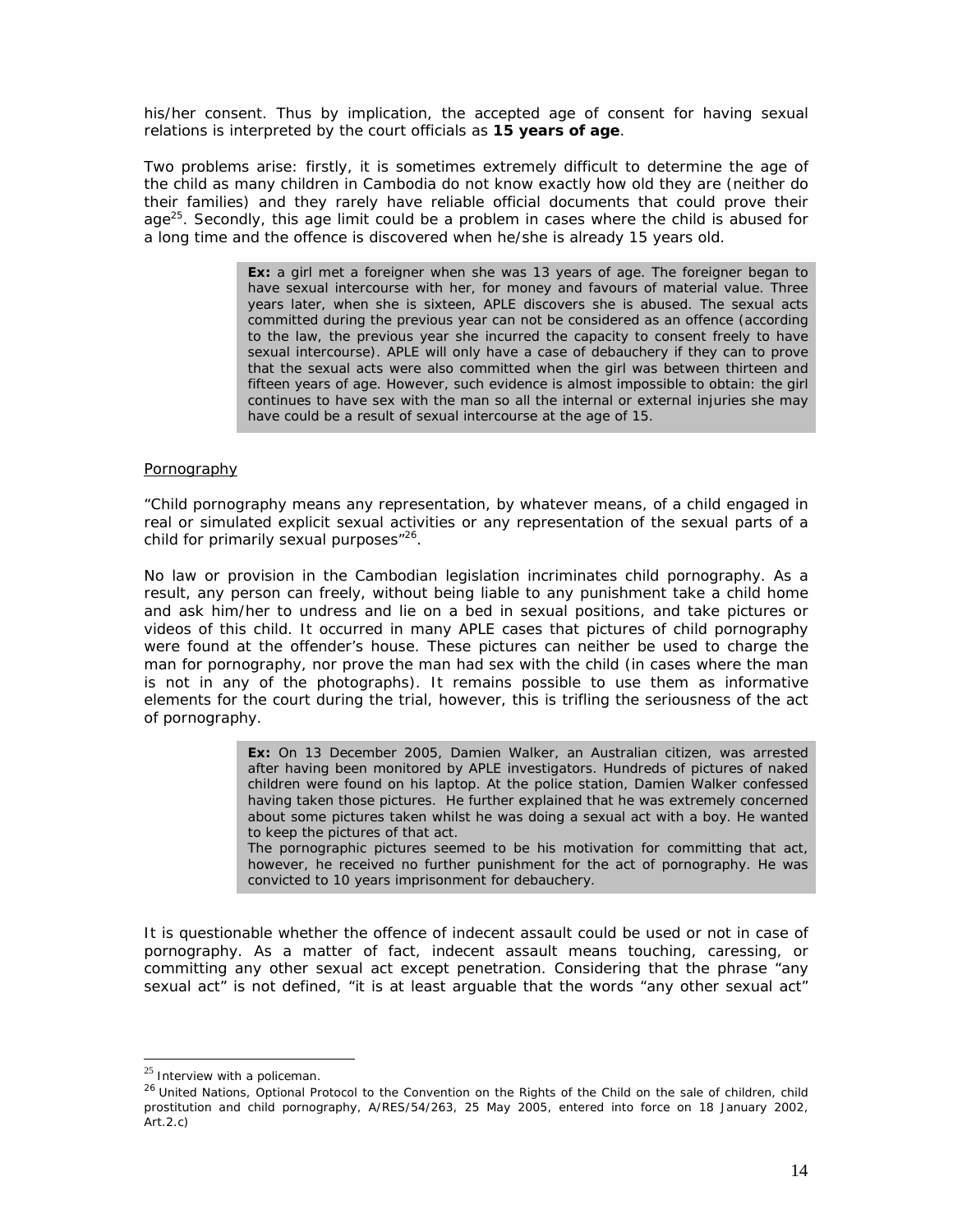his/her consent. Thus by implication, the accepted age of consent for having sexual relations is interpreted by the court officials as **15 years of age**.

Two problems arise: firstly, it is sometimes extremely difficult to determine the age of the child as many children in Cambodia do not know exactly how old they are (neither do their families) and they rarely have reliable official documents that could prove their age[25]. Secondly, this age limit could be a problem in cases where the child is abused for a long time and the offence is discovered when he/she is already 15 years old.

> **Ex:** a girl met a foreigner when she was 13 years of age. The foreigner began to have sexual intercourse with her, for money and favours of material value. Three years later, when she is sixteen, APLE discovers she is abused. The sexual acts committed during the previous year can not be considered as an offence (according to the law, the previous year she incurred the capacity to consent freely to have sexual intercourse). APLE will only have a case of debauchery if they can to prove that the sexual acts were also committed when the girl was between thirteen and fifteen years of age. However, such evidence is almost impossible to obtain: the girl continues to have sex with the man so all the internal or external injuries she may have could be a result of sexual intercourse at the age of 15.

Pornography

"Child pornography means any representation, by whatever means, of a child engaged in real or simulated explicit sexual activities or any representation of the sexual parts of a child for primarily sexual purposes"[26].

No law or provision in the Cambodian legislation incriminates child pornography. As a result, any person can freely, without being liable to any punishment take a child home and ask him/her to undress and lie on a bed in sexual positions, and take pictures or videos of this child. It occurred in many APLE cases that pictures of child pornography were found at the offender's house. These pictures can neither be used to charge the man for pornography, nor prove the man had sex with the child (in cases where the man is not in any of the photographs). It remains possible to use them as informative elements for the court during the trial, however, this is trifling the seriousness of the act of pornography.

> **Ex:** On 13 December 2005, Damien Walker, an Australian citizen, was arrested after having been monitored by APLE investigators. Hundreds of pictures of naked children were found on his laptop. At the police station, Damien Walker confessed having taken those pictures. He further explained that he was extremely concerned about some pictures taken whilst he was doing a sexual act with a boy. He wanted to keep the pictures of that act.
> The pornographic pictures seemed to be his motivation for committing that act, however, he received no further punishment for the act of pornography. He was convicted to 10 years imprisonment for debauchery.

It is questionable whether the offence of indecent assault could be used or not in case of pornography. As a matter of fact, indecent assault means touching, caressing, or committing any other sexual act except penetration. Considering that the phrase "any sexual act" is not defined, "it is at least arguable that the words "any other sexual act"

[25] Interview with a policeman.

[26] United Nations, Optional Protocol to the Convention on the Rights of the Child on the sale of children, child prostitution and child pornography, A/RES/54/263, 25 May 2005, entered into force on 18 January 2002, Art.2.c)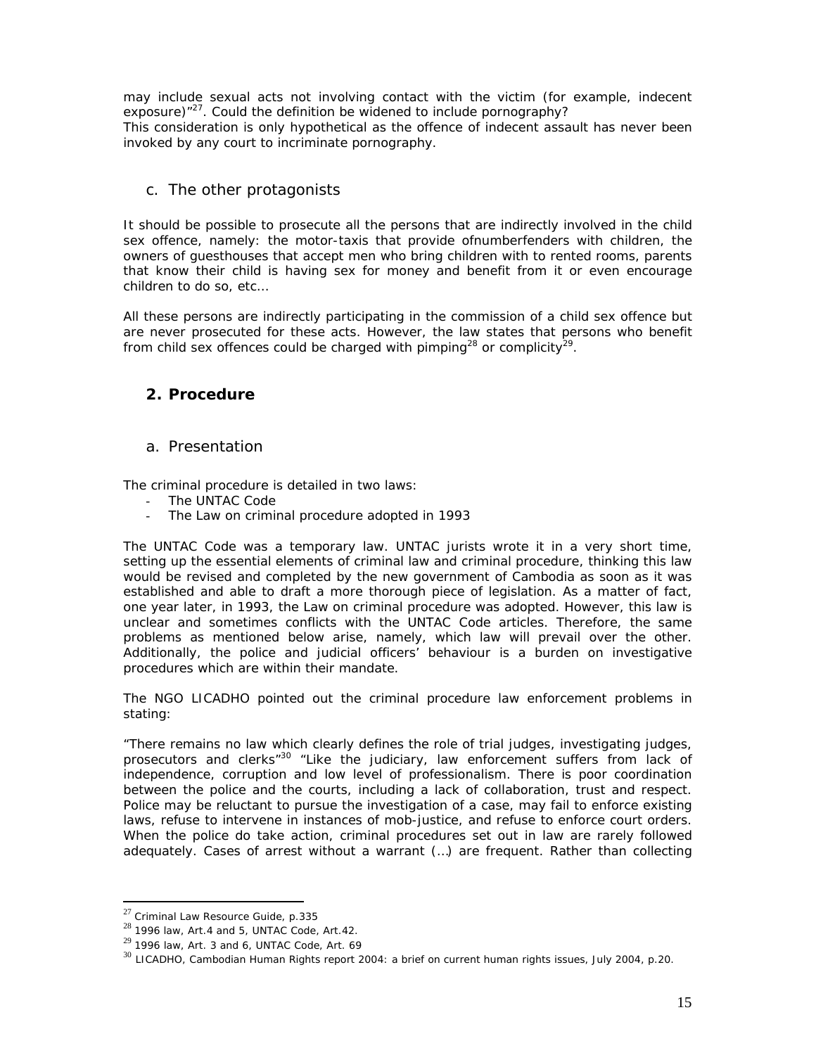may include sexual acts not involving contact with the victim (for example, indecent exposure)"[27]. Could the definition be widened to include pornography?
This consideration is only hypothetical as the offence of indecent assault has never been invoked by any court to incriminate pornography.

### c. The other protagonists

It should be possible to prosecute all the persons that are indirectly involved in the child sex offence, namely: the motor-taxis that provide ofnumberfenders with children, the owners of guesthouses that accept men who bring children with to rented rooms, parents that know their child is having sex for money and benefit from it or even encourage children to do so, etc…

All these persons are indirectly participating in the commission of a child sex offence but are never prosecuted for these acts. However, the law states that persons who benefit from child sex offences could be charged with pimping[28] or complicity[29].

## 2. Procedure

### a. Presentation

The criminal procedure is detailed in two laws:

- The UNTAC Code
- The Law on criminal procedure adopted in 1993

The UNTAC Code was a temporary law. UNTAC jurists wrote it in a very short time, setting up the essential elements of criminal law and criminal procedure, thinking this law would be revised and completed by the new government of Cambodia as soon as it was established and able to draft a more thorough piece of legislation. As a matter of fact, one year later, in 1993, the Law on criminal procedure was adopted. However, this law is unclear and sometimes conflicts with the UNTAC Code articles. Therefore, the same problems as mentioned below arise, namely, which law will prevail over the other. Additionally, the police and judicial officers' behaviour is a burden on investigative procedures which are within their mandate.

The NGO LICADHO pointed out the criminal procedure law enforcement problems in stating:

"There remains no law which clearly defines the role of trial judges, investigating judges, prosecutors and clerks"[30] "Like the judiciary, law enforcement suffers from lack of independence, corruption and low level of professionalism. There is poor coordination between the police and the courts, including a lack of collaboration, trust and respect. Police may be reluctant to pursue the investigation of a case, may fail to enforce existing laws, refuse to intervene in instances of mob-justice, and refuse to enforce court orders. When the police do take action, criminal procedures set out in law are rarely followed adequately. Cases of arrest without a warrant (…) are frequent. Rather than collecting

---

[27] Criminal Law Resource Guide, p.335
[28] 1996 law, Art.4 and 5, UNTAC Code, Art.42.
[29] 1996 law, Art. 3 and 6, UNTAC Code, Art. 69
[30] LICADHO, Cambodian Human Rights report 2004: a brief on current human rights issues, July 2004, p.20.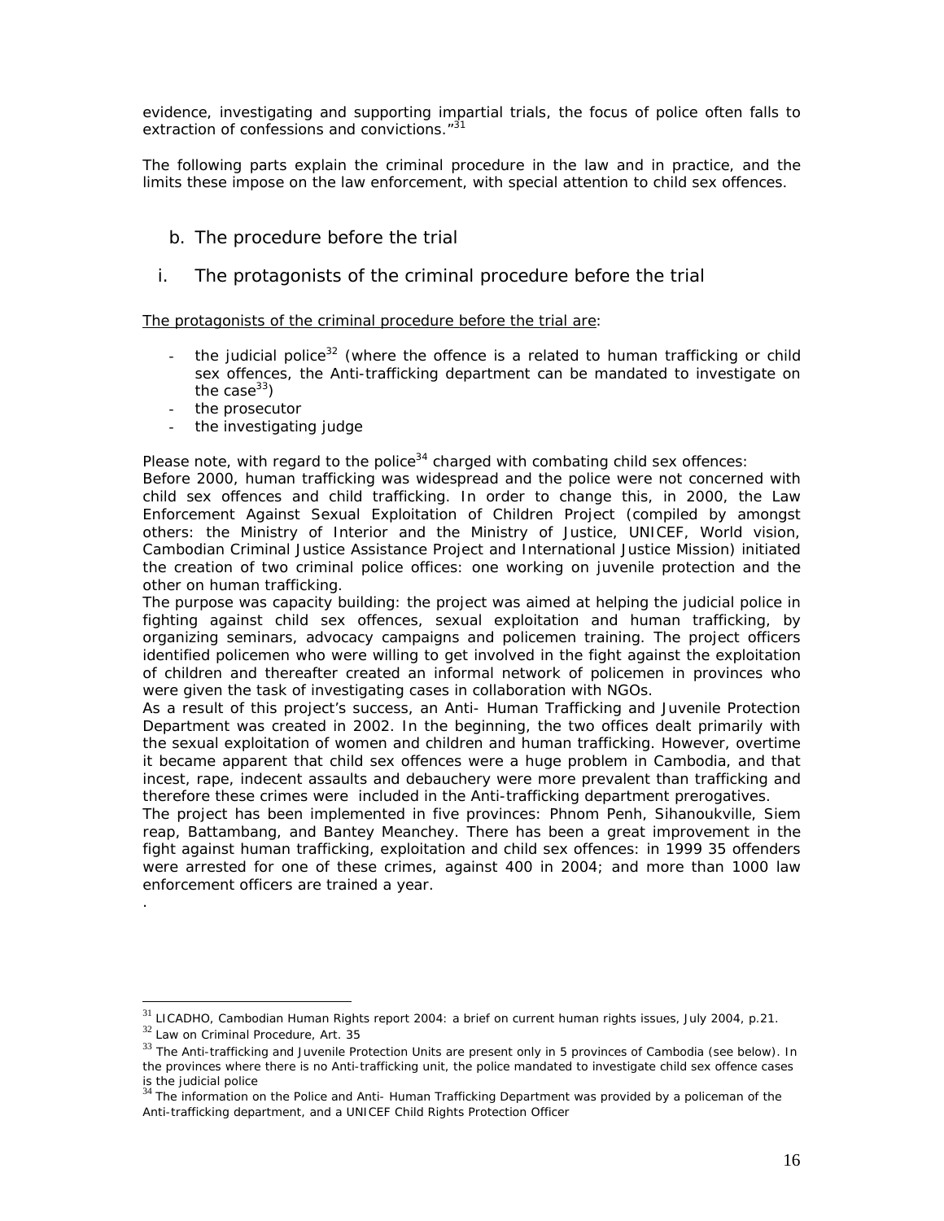evidence, investigating and supporting impartial trials, the focus of police often falls to extraction of confessions and convictions."[31]

The following parts explain the criminal procedure in the law and in practice, and the limits these impose on the law enforcement, with special attention to child sex offences.

## b. The procedure before the trial

### i. The protagonists of the criminal procedure before the trial

The protagonists of the criminal procedure before the trial are:

- the judicial police[32] (where the offence is a related to human trafficking or child sex offences, the Anti-trafficking department can be mandated to investigate on the case[33])
- the prosecutor
- the investigating judge

Please note, with regard to the police[34] charged with combating child sex offences:
Before 2000, human trafficking was widespread and the police were not concerned with child sex offences and child trafficking. In order to change this, in 2000, the Law Enforcement Against Sexual Exploitation of Children Project (compiled by amongst others: the Ministry of Interior and the Ministry of Justice, UNICEF, World vision, Cambodian Criminal Justice Assistance Project and International Justice Mission) initiated the creation of two criminal police offices: one working on juvenile protection and the other on human trafficking.
The purpose was capacity building: the project was aimed at helping the judicial police in fighting against child sex offences, sexual exploitation and human trafficking, by organizing seminars, advocacy campaigns and policemen training. The project officers identified policemen who were willing to get involved in the fight against the exploitation of children and thereafter created an informal network of policemen in provinces who were given the task of investigating cases in collaboration with NGOs.
As a result of this project's success, an Anti- Human Trafficking and Juvenile Protection Department was created in 2002. In the beginning, the two offices dealt primarily with the sexual exploitation of women and children and human trafficking. However, overtime it became apparent that child sex offences were a huge problem in Cambodia, and that incest, rape, indecent assaults and debauchery were more prevalent than trafficking and therefore these crimes were included in the Anti-trafficking department prerogatives.
The project has been implemented in five provinces: Phnom Penh, Sihanoukville, Siem reap, Battambang, and Bantey Meanchey. There has been a great improvement in the fight against human trafficking, exploitation and child sex offences: in 1999 35 offenders were arrested for one of these crimes, against 400 in 2004; and more than 1000 law enforcement officers are trained a year.

.

---

[31] LICADHO, Cambodian Human Rights report 2004: a brief on current human rights issues, July 2004, p.21.
[32] Law on Criminal Procedure, Art. 35
[33] The Anti-trafficking and Juvenile Protection Units are present only in 5 provinces of Cambodia (see below). In the provinces where there is no Anti-trafficking unit, the police mandated to investigate child sex offence cases is the judicial police
[34] The information on the Police and Anti- Human Trafficking Department was provided by a policeman of the Anti-trafficking department, and a UNICEF Child Rights Protection Officer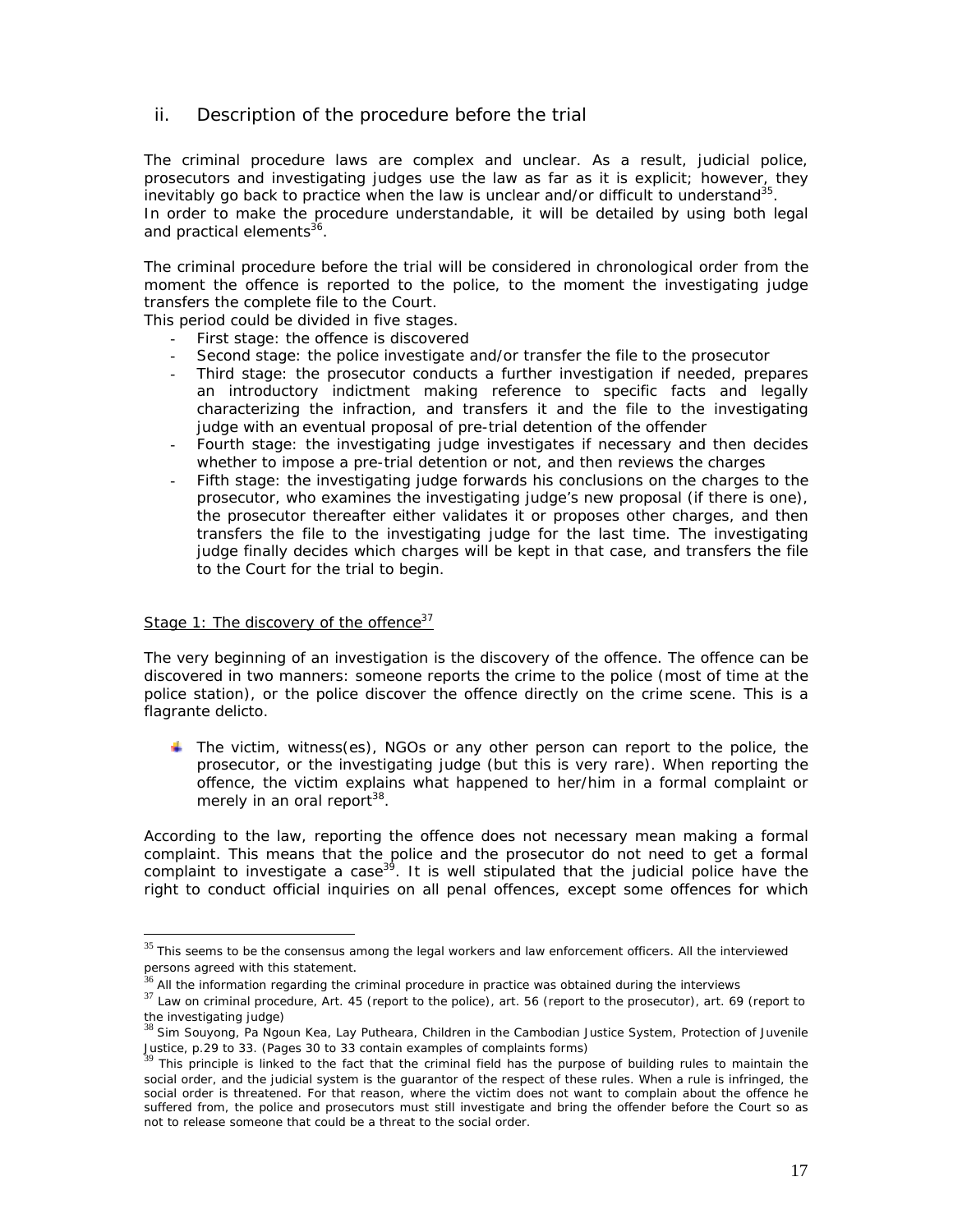## ii. Description of the procedure before the trial

The criminal procedure laws are complex and unclear. As a result, judicial police, prosecutors and investigating judges use the law as far as it is explicit; however, they inevitably go back to practice when the law is unclear and/or difficult to understand[35].
In order to make the procedure understandable, it will be detailed by using both legal and practical elements[36].

The criminal procedure before the trial will be considered in chronological order from the moment the offence is reported to the police, to the moment the investigating judge transfers the complete file to the Court.
This period could be divided in five stages.

- First stage: the offence is discovered
- Second stage: the police investigate and/or transfer the file to the prosecutor
- Third stage: the prosecutor conducts a further investigation if needed, prepares an introductory indictment making reference to specific facts and legally characterizing the infraction, and transfers it and the file to the investigating judge with an eventual proposal of pre-trial detention of the offender
- Fourth stage: the investigating judge investigates if necessary and then decides whether to impose a pre-trial detention or not, and then reviews the charges
- Fifth stage: the investigating judge forwards his conclusions on the charges to the prosecutor, who examines the investigating judge's new proposal (if there is one), the prosecutor thereafter either validates it or proposes other charges, and then transfers the file to the investigating judge for the last time. The investigating judge finally decides which charges will be kept in that case, and transfers the file to the Court for the trial to begin.

Stage 1: The discovery of the offence[37]

The very beginning of an investigation is the discovery of the offence. The offence can be discovered in two manners: someone reports the crime to the police (most of time at the police station), or the police discover the offence directly on the crime scene. This is a flagrante delicto.

- The victim, witness(es), NGOs or any other person can report to the police, the prosecutor, or the investigating judge (but this is very rare). When reporting the offence, the victim explains what happened to her/him in a formal complaint or merely in an oral report[38].

According to the law, reporting the offence does not necessary mean making a formal complaint. This means that the police and the prosecutor do not need to get a formal complaint to investigate a case[39]. It is well stipulated that the judicial police have the right to conduct official inquiries on all penal offences, except some offences for which

[35] This seems to be the consensus among the legal workers and law enforcement officers. All the interviewed persons agreed with this statement.

[36] All the information regarding the criminal procedure in practice was obtained during the interviews

[37] Law on criminal procedure, Art. 45 (report to the police), art. 56 (report to the prosecutor), art. 69 (report to the investigating judge)

[38] Sim Souyong, Pa Ngoun Kea, Lay Putheara, Children in the Cambodian Justice System, Protection of Juvenile Justice, p.29 to 33. (Pages 30 to 33 contain examples of complaints forms)

[39] This principle is linked to the fact that the criminal field has the purpose of building rules to maintain the social order, and the judicial system is the guarantor of the respect of these rules. When a rule is infringed, the social order is threatened. For that reason, where the victim does not want to complain about the offence he suffered from, the police and prosecutors must still investigate and bring the offender before the Court so as not to release someone that could be a threat to the social order.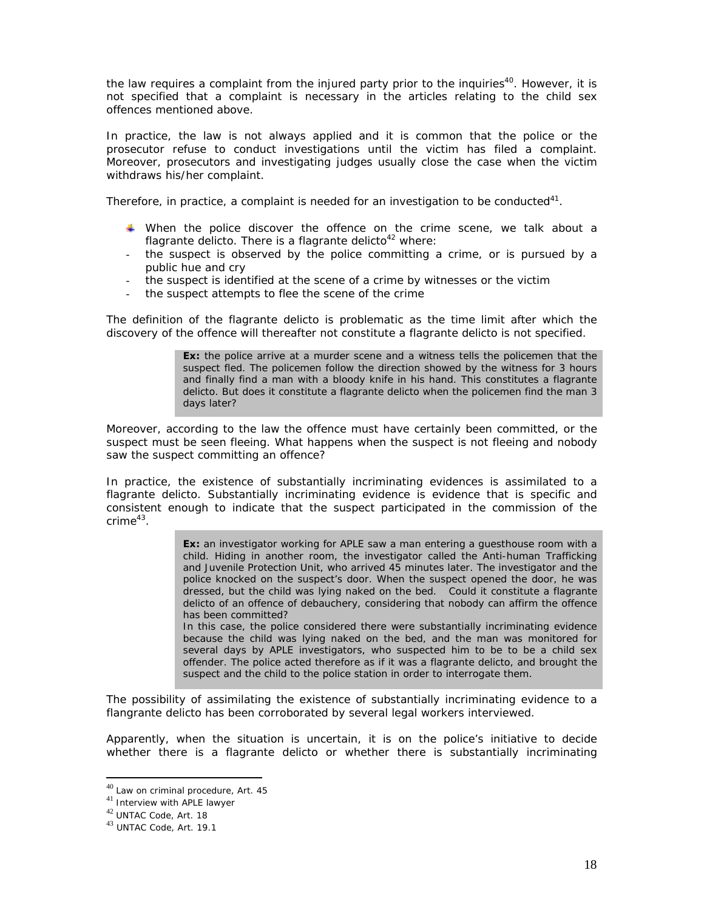the law requires a complaint from the injured party prior to the inquiries[40]. However, it is not specified that a complaint is necessary in the articles relating to the child sex offences mentioned above.

In practice, the law is not always applied and it is common that the police or the prosecutor refuse to conduct investigations until the victim has filed a complaint. Moreover, prosecutors and investigating judges usually close the case when the victim withdraws his/her complaint.

Therefore, in practice, a complaint is needed for an investigation to be conducted[41].

- When the police discover the offence on the crime scene, we talk about a flagrante delicto. There is a flagrante delicto[42] where:
- the suspect is observed by the police committing a crime, or is pursued by a public hue and cry
- the suspect is identified at the scene of a crime by witnesses or the victim
- the suspect attempts to flee the scene of the crime

The definition of the flagrante delicto is problematic as the time limit after which the discovery of the offence will thereafter not constitute a flagrante delicto is not specified.

> **Ex:** the police arrive at a murder scene and a witness tells the policemen that the suspect fled. The policemen follow the direction showed by the witness for 3 hours and finally find a man with a bloody knife in his hand. This constitutes a flagrante delicto. But does it constitute a flagrante delicto when the policemen find the man 3 days later?

Moreover, according to the law the offence must have certainly been committed, or the suspect must be seen fleeing. What happens when the suspect is not fleeing and nobody saw the suspect committing an offence?

In practice, the existence of substantially incriminating evidences is assimilated to a flagrante delicto. Substantially incriminating evidence is evidence that is specific and consistent enough to indicate that the suspect participated in the commission of the crime[43].

> **Ex:** an investigator working for APLE saw a man entering a guesthouse room with a child. Hiding in another room, the investigator called the Anti-human Trafficking and Juvenile Protection Unit, who arrived 45 minutes later. The investigator and the police knocked on the suspect's door. When the suspect opened the door, he was dressed, but the child was lying naked on the bed. Could it constitute a flagrante delicto of an offence of debauchery, considering that nobody can affirm the offence has been committed?
> In this case, the police considered there were substantially incriminating evidence because the child was lying naked on the bed, and the man was monitored for several days by APLE investigators, who suspected him to be to be a child sex offender. The police acted therefore as if it was a flagrante delicto, and brought the suspect and the child to the police station in order to interrogate them.

The possibility of assimilating the existence of substantially incriminating evidence to a flangrante delicto has been corroborated by several legal workers interviewed.

Apparently, when the situation is uncertain, it is on the police's initiative to decide whether there is a flagrante delicto or whether there is substantially incriminating

---

[40] Law on criminal procedure, Art. 45
[41] Interview with APLE lawyer
[42] UNTAC Code, Art. 18
[43] UNTAC Code, Art. 19.1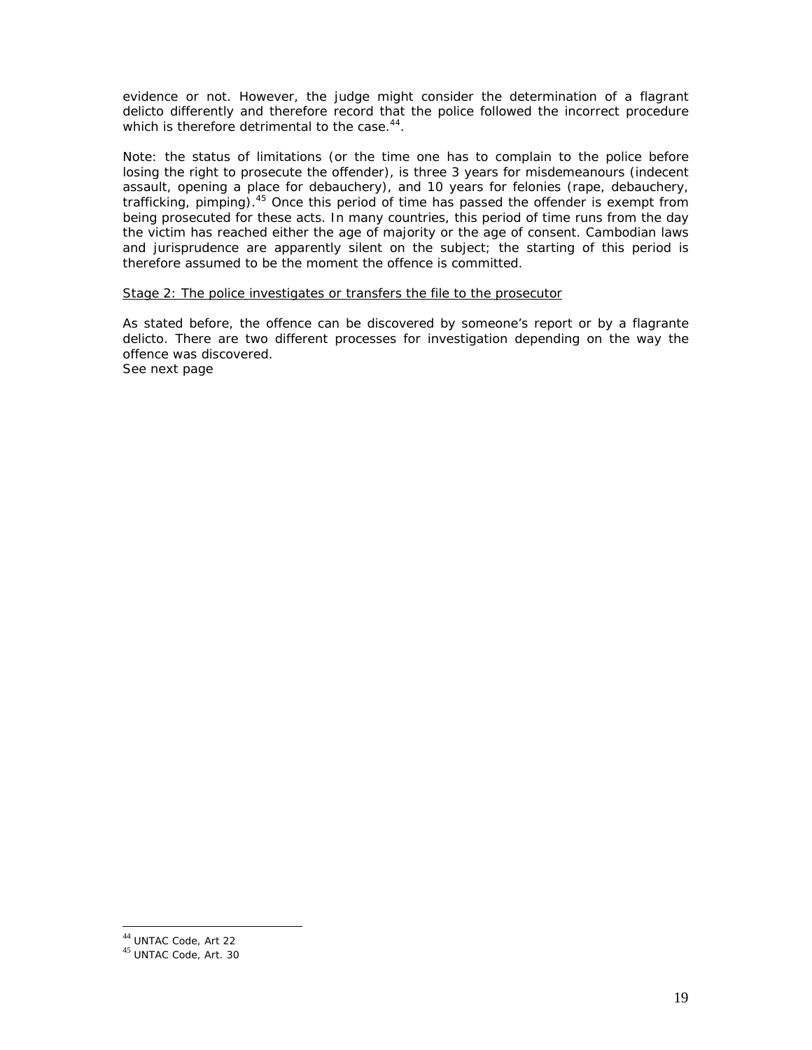evidence or not. However, the judge might consider the determination of a flagrant delicto differently and therefore record that the police followed the incorrect procedure which is therefore detrimental to the case.[44].

Note: the status of limitations (or the time one has to complain to the police before losing the right to prosecute the offender), is three 3 years for misdemeanours (indecent assault, opening a place for debauchery), and 10 years for felonies (rape, debauchery, trafficking, pimping).[45] Once this period of time has passed the offender is exempt from being prosecuted for these acts. In many countries, this period of time runs from the day the victim has reached either the age of majority or the age of consent. Cambodian laws and jurisprudence are apparently silent on the subject; the starting of this period is therefore assumed to be the moment the offence is committed.

<u>Stage 2: The police investigates or transfers the file to the prosecutor</u>

As stated before, the offence can be discovered by someone's report or by a flagrante delicto. There are two different processes for investigation depending on the way the offence was discovered.
See next page

---

[44] UNTAC Code, Art 22
[45] UNTAC Code, Art. 30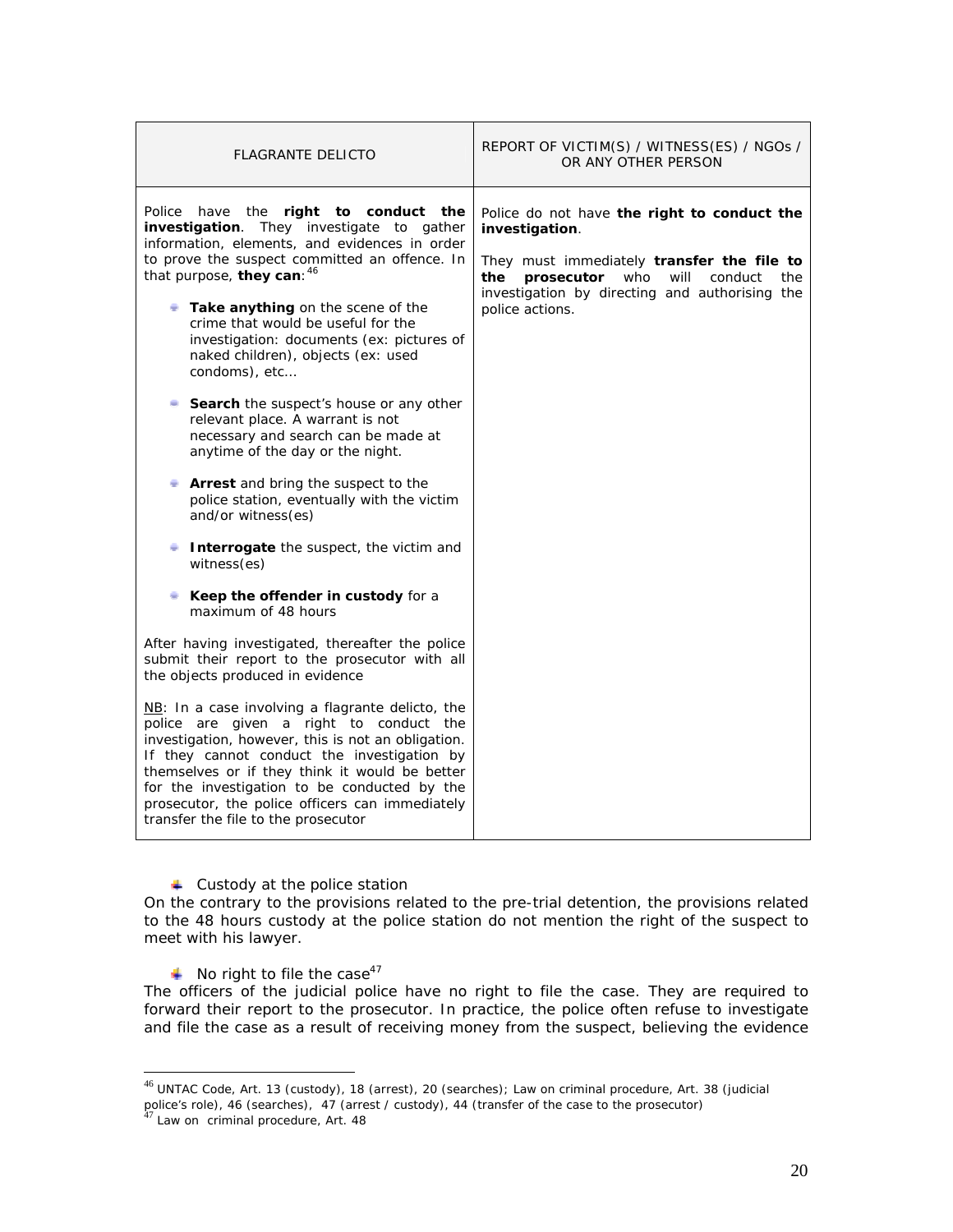| FLAGRANTE DELICTO | REPORT OF VICTIM(S) / WITNESS(ES) / NGOs / OR ANY OTHER PERSON |
|---|---|
| Police have the **right to conduct the investigation**. They investigate to gather information, elements, and evidences in order to prove the suspect committed an offence. In that purpose, **they can**:[46]<br><br>- **Take anything** on the scene of the crime that would be useful for the investigation: documents (ex: pictures of naked children), objects (ex: used condoms), etc…<br>- **Search** the suspect's house or any other relevant place. A warrant is not necessary and search can be made at anytime of the day or the night.<br>- **Arrest** and bring the suspect to the police station, eventually with the victim and/or witness(es)<br>- **Interrogate** the suspect, the victim and witness(es)<br>- **Keep the offender in custody** for a maximum of 48 hours<br><br>After having investigated, thereafter the police submit their report to the prosecutor with all the objects produced in evidence<br><br><u>NB</u>: In a case involving a flagrante delicto, the police are given a right to conduct the investigation, however, this is not an obligation. If they cannot conduct the investigation by themselves or if they think it would be better for the investigation to be conducted by the prosecutor, the police officers can immediately transfer the file to the prosecutor | Police do not have **the right to conduct the investigation**.<br><br>They must immediately **transfer the file to the prosecutor** who will conduct the investigation by directing and authorising the police actions. |

- Custody at the police station

On the contrary to the provisions related to the pre-trial detention, the provisions related to the 48 hours custody at the police station do not mention the right of the suspect to meet with his lawyer.

- No right to file the case[47]

The officers of the judicial police have no right to file the case. They are required to forward their report to the prosecutor. In practice, the police often refuse to investigate and file the case as a result of receiving money from the suspect, believing the evidence

---

[46] UNTAC Code, Art. 13 (custody), 18 (arrest), 20 (searches); Law on criminal procedure, Art. 38 (judicial police's role), 46 (searches), 47 (arrest / custody), 44 (transfer of the case to the prosecutor)

[47] Law on criminal procedure, Art. 48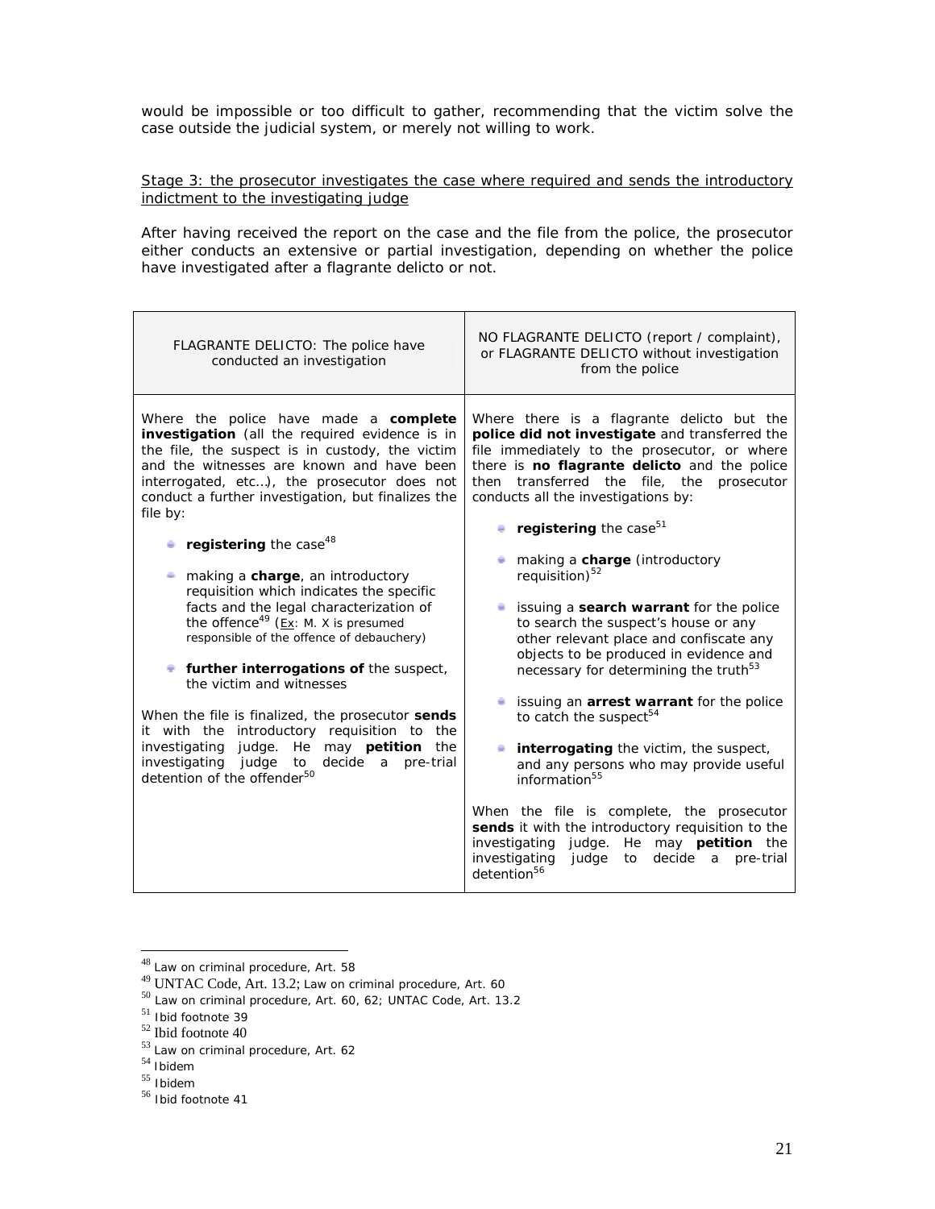would be impossible or too difficult to gather, recommending that the victim solve the case outside the judicial system, or merely not willing to work.

Stage 3: the prosecutor investigates the case where required and sends the introductory indictment to the investigating judge

After having received the report on the case and the file from the police, the prosecutor either conducts an extensive or partial investigation, depending on whether the police have investigated after a flagrante delicto or not.

| FLAGRANTE DELICTO: The police have conducted an investigation | NO FLAGRANTE DELICTO (report / complaint), or FLAGRANTE DELICTO without investigation from the police |
|---|---|
| Where the police have made a **complete investigation** (all the required evidence is in the file, the suspect is in custody, the victim and the witnesses are known and have been interrogated, etc…), the prosecutor does not conduct a further investigation, but finalizes the file by:<br><br>- **registering** the case[48]<br>- making a **charge**, an introductory requisition which indicates the specific facts and the legal characterization of the offence[49] (Ex: M. X is presumed responsible of the offence of debauchery)<br>- **further interrogations of** the suspect, the victim and witnesses<br><br>When the file is finalized, the prosecutor **sends** it with the introductory requisition to the investigating judge. He may **petition** the investigating judge to decide a pre-trial detention of the offender[50] | Where there is a flagrante delicto but the **police did not investigate** and transferred the file immediately to the prosecutor, or where there is **no flagrante delicto** and the police then transferred the file, the prosecutor conducts all the investigations by:<br><br>- **registering** the case[51]<br>- making a **charge** (introductory requisition)[52]<br>- issuing a **search warrant** for the police to search the suspect's house or any other relevant place and confiscate any objects to be produced in evidence and necessary for determining the truth[53]<br>- issuing an **arrest warrant** for the police to catch the suspect[54]<br>- **interrogating** the victim, the suspect, and any persons who may provide useful information[55]<br><br>When the file is complete, the prosecutor **sends** it with the introductory requisition to the investigating judge. He may **petition** the investigating judge to decide a pre-trial detention[56] |

[48] Law on criminal procedure, Art. 58
[49] UNTAC Code, Art. 13.2; Law on criminal procedure, Art. 60
[50] Law on criminal procedure, Art. 60, 62; UNTAC Code, Art. 13.2
[51] Ibid footnote 39
[52] Ibid footnote 40
[53] Law on criminal procedure, Art. 62
[54] Ibidem
[55] Ibidem
[56] Ibid footnote 41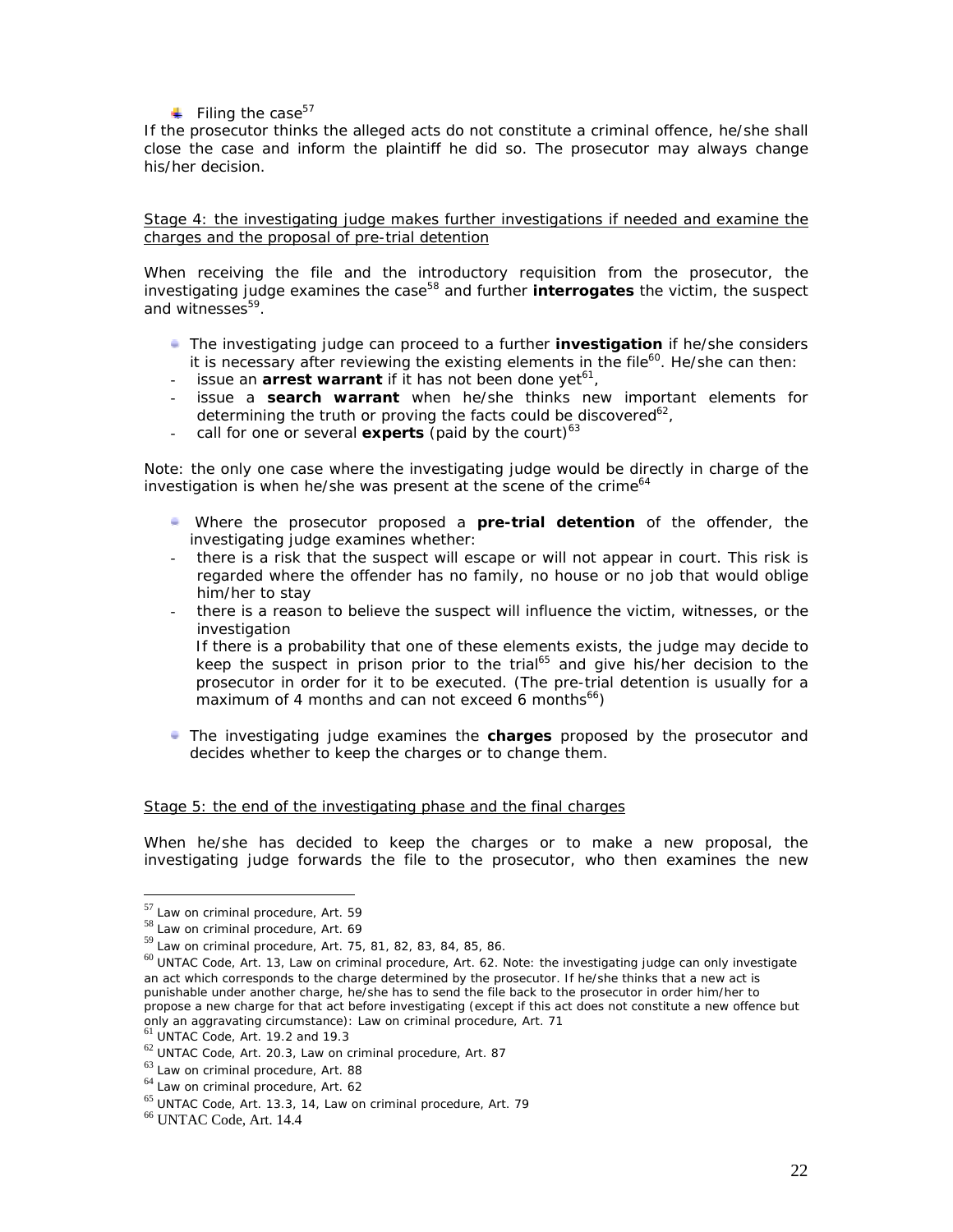- Filing the case[57]

If the prosecutor thinks the alleged acts do not constitute a criminal offence, he/she shall close the case and inform the plaintiff he did so. The prosecutor may always change his/her decision.

Stage 4: the investigating judge makes further investigations if needed and examine the charges and the proposal of pre-trial detention

When receiving the file and the introductory requisition from the prosecutor, the investigating judge examines the case[58] and further **interrogates** the victim, the suspect and witnesses[59].

- The investigating judge can proceed to a further **investigation** if he/she considers it is necessary after reviewing the existing elements in the file[60]. He/she can then:
  - issue an **arrest warrant** if it has not been done yet[61],
  - issue a **search warrant** when he/she thinks new important elements for determining the truth or proving the facts could be discovered[62],
  - call for one or several **experts** (paid by the court)[63]

Note: the only one case where the investigating judge would be directly in charge of the investigation is when he/she was present at the scene of the crime[64]

- Where the prosecutor proposed a **pre-trial detention** of the offender, the investigating judge examines whether:
  - there is a risk that the suspect will escape or will not appear in court. This risk is regarded where the offender has no family, no house or no job that would oblige him/her to stay
  - there is a reason to believe the suspect will influence the victim, witnesses, or the investigation

  If there is a probability that one of these elements exists, the judge may decide to keep the suspect in prison prior to the trial[65] and give his/her decision to the prosecutor in order for it to be executed. (The pre-trial detention is usually for a maximum of 4 months and can not exceed 6 months[66])

- The investigating judge examines the **charges** proposed by the prosecutor and decides whether to keep the charges or to change them.

Stage 5: the end of the investigating phase and the final charges

When he/she has decided to keep the charges or to make a new proposal, the investigating judge forwards the file to the prosecutor, who then examines the new

---

[57] Law on criminal procedure, Art. 59

[58] Law on criminal procedure, Art. 69

[59] Law on criminal procedure, Art. 75, 81, 82, 83, 84, 85, 86.

[60] UNTAC Code, Art. 13, Law on criminal procedure, Art. 62. Note: the investigating judge can only investigate an act which corresponds to the charge determined by the prosecutor. If he/she thinks that a new act is punishable under another charge, he/she has to send the file back to the prosecutor in order him/her to propose a new charge for that act before investigating (except if this act does not constitute a new offence but only an aggravating circumstance): Law on criminal procedure, Art. 71

[61] UNTAC Code, Art. 19.2 and 19.3

[62] UNTAC Code, Art. 20.3, Law on criminal procedure, Art. 87

[63] Law on criminal procedure, Art. 88

[64] Law on criminal procedure, Art. 62

[65] UNTAC Code, Art. 13.3, 14, Law on criminal procedure, Art. 79

[66] UNTAC Code, Art. 14.4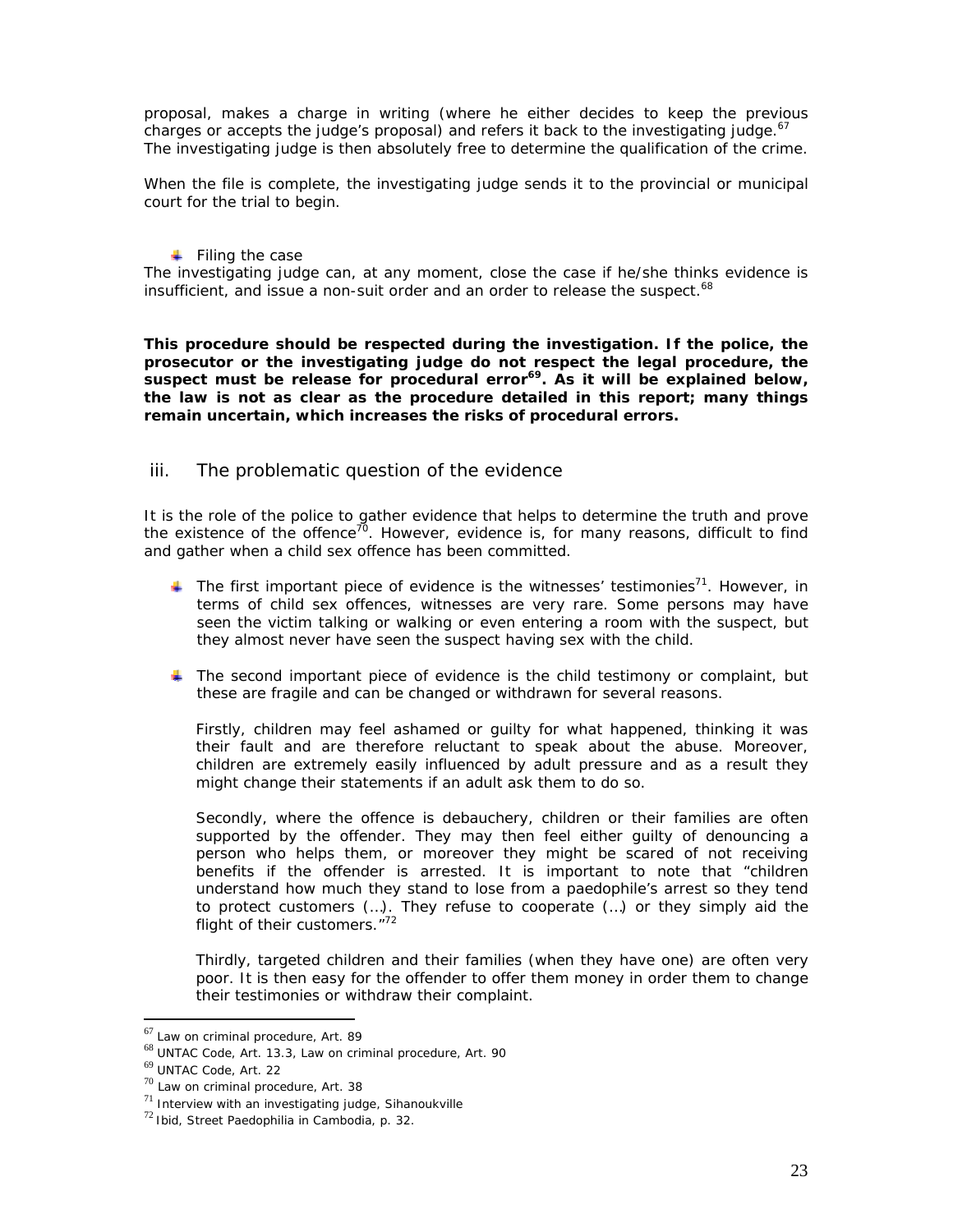proposal, makes a charge in writing (where he either decides to keep the previous charges or accepts the judge's proposal) and refers it back to the investigating judge.[67] The investigating judge is then absolutely free to determine the qualification of the crime.

When the file is complete, the investigating judge sends it to the provincial or municipal court for the trial to begin.

- Filing the case

The investigating judge can, at any moment, close the case if he/she thinks evidence is insufficient, and issue a non-suit order and an order to release the suspect.[68]

**This procedure should be respected during the investigation. If the police, the prosecutor or the investigating judge do not respect the legal procedure, the suspect must be release for procedural error[69]. As it will be explained below, the law is not as clear as the procedure detailed in this report; many things remain uncertain, which increases the risks of procedural errors.**

### iii. The problematic question of the evidence

It is the role of the police to gather evidence that helps to determine the truth and prove the existence of the offence[70]. However, evidence is, for many reasons, difficult to find and gather when a child sex offence has been committed.

- The first important piece of evidence is the witnesses' testimonies[71]. However, in terms of child sex offences, witnesses are very rare. Some persons may have seen the victim talking or walking or even entering a room with the suspect, but they almost never have seen the suspect having sex with the child.

- The second important piece of evidence is the child testimony or complaint, but these are fragile and can be changed or withdrawn for several reasons.

  Firstly, children may feel ashamed or guilty for what happened, thinking it was their fault and are therefore reluctant to speak about the abuse. Moreover, children are extremely easily influenced by adult pressure and as a result they might change their statements if an adult ask them to do so.

  Secondly, where the offence is debauchery, children or their families are often supported by the offender. They may then feel either guilty of denouncing a person who helps them, or moreover they might be scared of not receiving benefits if the offender is arrested. It is important to note that "children understand how much they stand to lose from a paedophile's arrest so they tend to protect customers (…). They refuse to cooperate (…) or they simply aid the flight of their customers."[72]

  Thirdly, targeted children and their families (when they have one) are often very poor. It is then easy for the offender to offer them money in order them to change their testimonies or withdraw their complaint.

---

[67] Law on criminal procedure, Art. 89
[68] UNTAC Code, Art. 13.3, Law on criminal procedure, Art. 90
[69] UNTAC Code, Art. 22
[70] Law on criminal procedure, Art. 38
[71] Interview with an investigating judge, Sihanoukville
[72] Ibid, Street Paedophilia in Cambodia, p. 32.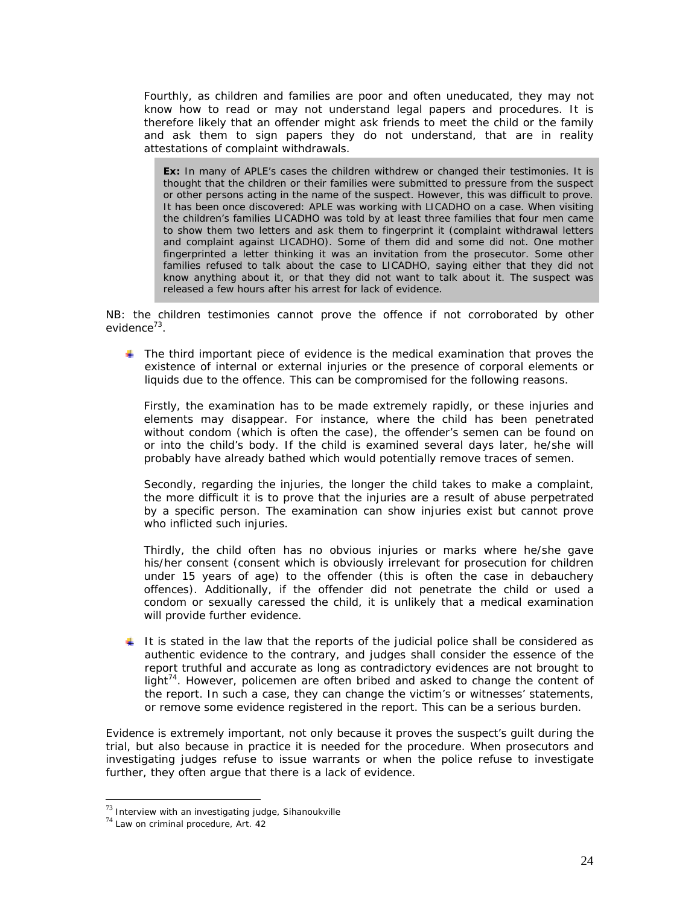Fourthly, as children and families are poor and often uneducated, they may not know how to read or may not understand legal papers and procedures. It is therefore likely that an offender might ask friends to meet the child or the family and ask them to sign papers they do not understand, that are in reality attestations of complaint withdrawals.

> **Ex:** In many of APLE's cases the children withdrew or changed their testimonies. It is thought that the children or their families were submitted to pressure from the suspect or other persons acting in the name of the suspect. However, this was difficult to prove. It has been once discovered: APLE was working with LICADHO on a case. When visiting the children's families LICADHO was told by at least three families that four men came to show them two letters and ask them to fingerprint it (complaint withdrawal letters and complaint against LICADHO). Some of them did and some did not. One mother fingerprinted a letter thinking it was an invitation from the prosecutor. Some other families refused to talk about the case to LICADHO, saying either that they did not know anything about it, or that they did not want to talk about it. The suspect was released a few hours after his arrest for lack of evidence.

NB: the children testimonies cannot prove the offence if not corroborated by other evidence[73].

- The third important piece of evidence is the medical examination that proves the existence of internal or external injuries or the presence of corporal elements or liquids due to the offence. This can be compromised for the following reasons.

  Firstly, the examination has to be made extremely rapidly, or these injuries and elements may disappear. For instance, where the child has been penetrated without condom (which is often the case), the offender's semen can be found on or into the child's body. If the child is examined several days later, he/she will probably have already bathed which would potentially remove traces of semen.

  Secondly, regarding the injuries, the longer the child takes to make a complaint, the more difficult it is to prove that the injuries are a result of abuse perpetrated by a specific person. The examination can show injuries exist but cannot prove who inflicted such injuries.

  Thirdly, the child often has no obvious injuries or marks where he/she gave his/her consent (consent which is obviously irrelevant for prosecution for children under 15 years of age) to the offender (this is often the case in debauchery offences). Additionally, if the offender did not penetrate the child or used a condom or sexually caressed the child, it is unlikely that a medical examination will provide further evidence.

- It is stated in the law that the reports of the judicial police shall be considered as authentic evidence to the contrary, and judges shall consider the essence of the report truthful and accurate as long as contradictory evidences are not brought to light[74]. However, policemen are often bribed and asked to change the content of the report. In such a case, they can change the victim's or witnesses' statements, or remove some evidence registered in the report. This can be a serious burden.

Evidence is extremely important, not only because it proves the suspect's guilt during the trial, but also because in practice it is needed for the procedure. When prosecutors and investigating judges refuse to issue warrants or when the police refuse to investigate further, they often argue that there is a lack of evidence.

---

[73] Interview with an investigating judge, Sihanoukville

[74] Law on criminal procedure, Art. 42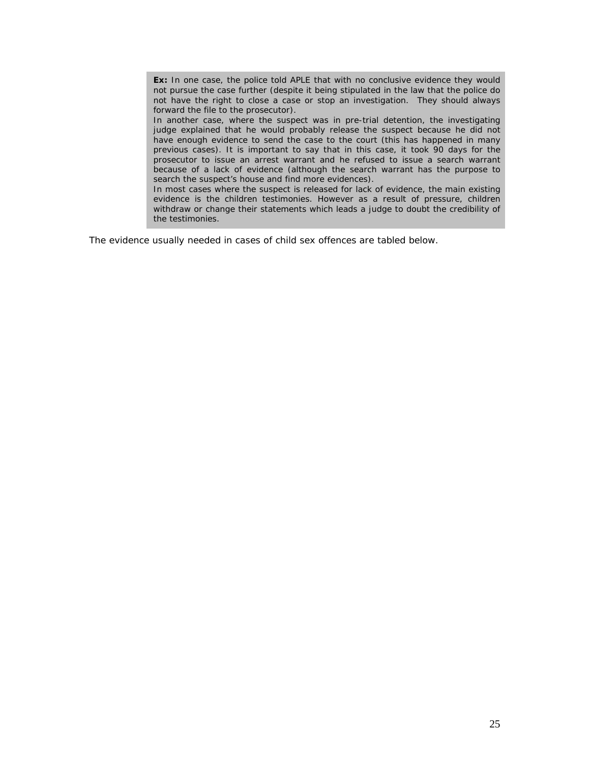**Ex:** In one case, the police told APLE that with no conclusive evidence they would not pursue the case further (despite it being stipulated in the law that the police do not have the right to close a case or stop an investigation. They should always forward the file to the prosecutor).

In another case, where the suspect was in pre-trial detention, the investigating judge explained that he would probably release the suspect because he did not have enough evidence to send the case to the court (this has happened in many previous cases). It is important to say that in this case, it took 90 days for the prosecutor to issue an arrest warrant and he refused to issue a search warrant because of a lack of evidence (although the search warrant has the purpose to search the suspect's house and find more evidences).

In most cases where the suspect is released for lack of evidence, the main existing evidence is the children testimonies. However as a result of pressure, children withdraw or change their statements which leads a judge to doubt the credibility of the testimonies.

The evidence usually needed in cases of child sex offences are tabled below.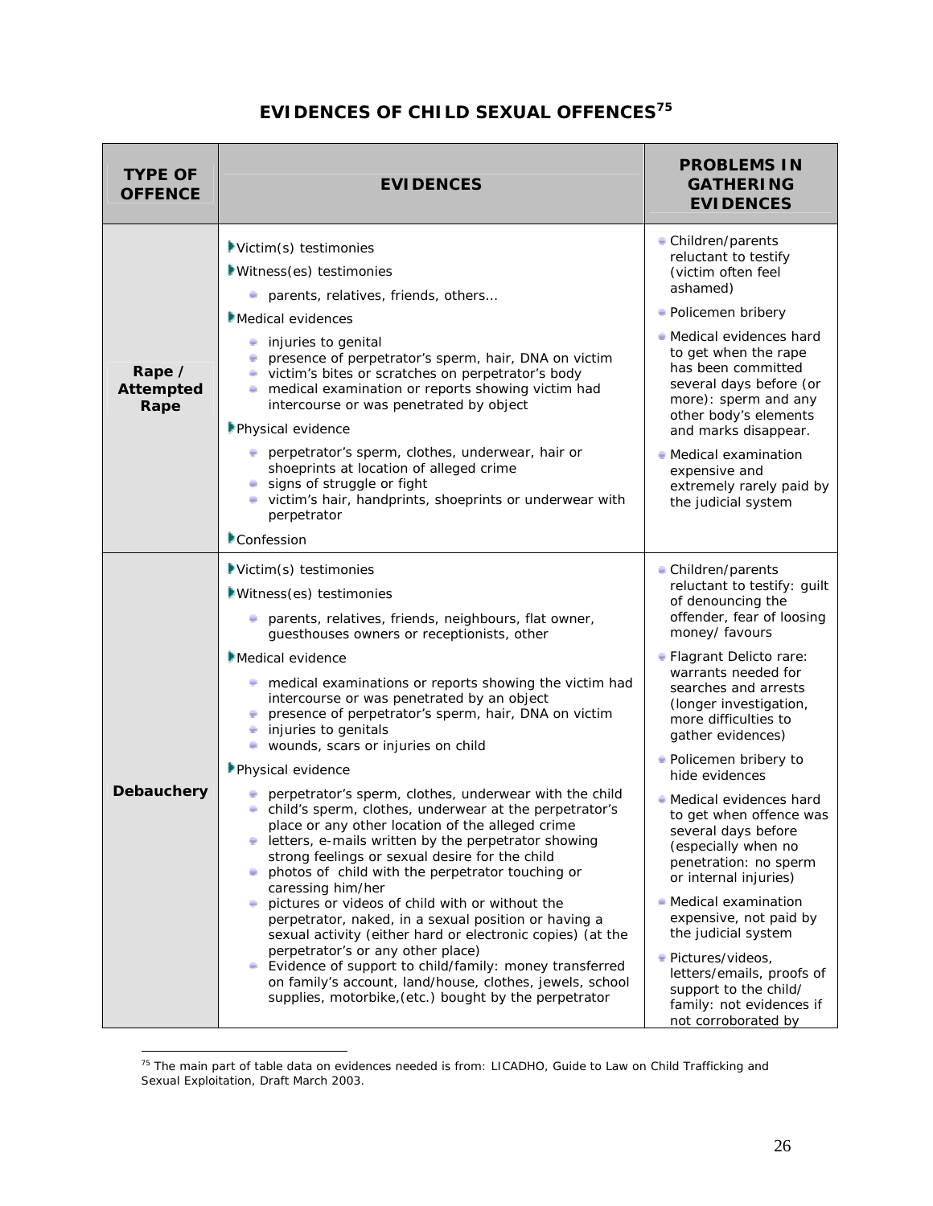# EVIDENCES OF CHILD SEXUAL OFFENCES[75]

| TYPE OF OFFENCE | EVIDENCES | PROBLEMS IN GATHERING EVIDENCES |
|---|---|---|
| **Rape / Attempted Rape** | Victim(s) testimonies<br>Witness(es) testimonies<br>• parents, relatives, friends, others…<br>Medical evidences<br>• injuries to genital<br>• presence of perpetrator's sperm, hair, DNA on victim<br>• victim's bites or scratches on perpetrator's body<br>• medical examination or reports showing victim had intercourse or was penetrated by object<br>Physical evidence<br>• perpetrator's sperm, clothes, underwear, hair or shoeprints at location of alleged crime<br>• signs of struggle or fight<br>• victim's hair, handprints, shoeprints or underwear with perpetrator<br>Confession | • Children/parents reluctant to testify (victim often feel ashamed)<br>• Policemen bribery<br>• Medical evidences hard to get when the rape has been committed several days before (or more): sperm and any other body's elements and marks disappear.<br>• Medical examination expensive and extremely rarely paid by the judicial system |
| **Debauchery** | Victim(s) testimonies<br>Witness(es) testimonies<br>• parents, relatives, friends, neighbours, flat owner, guesthouses owners or receptionists, other<br>Medical evidence<br>• medical examinations or reports showing the victim had intercourse or was penetrated by an object<br>• presence of perpetrator's sperm, hair, DNA on victim<br>• injuries to genitals<br>• wounds, scars or injuries on child<br>Physical evidence<br>• perpetrator's sperm, clothes, underwear with the child<br>• child's sperm, clothes, underwear at the perpetrator's place or any other location of the alleged crime<br>• letters, e-mails written by the perpetrator showing strong feelings or sexual desire for the child<br>• photos of child with the perpetrator touching or caressing him/her<br>• pictures or videos of child with or without the perpetrator, naked, in a sexual position or having a sexual activity (either hard or electronic copies) (at the perpetrator's or any other place)<br>• Evidence of support to child/family: money transferred on family's account, land/house, clothes, jewels, school supplies, motorbike,(etc.) bought by the perpetrator | • Children/parents reluctant to testify: guilt of denouncing the offender, fear of loosing money/ favours<br>• Flagrant Delicto rare: warrants needed for searches and arrests (longer investigation, more difficulties to gather evidences)<br>• Policemen bribery to hide evidences<br>• Medical evidences hard to get when offence was several days before (especially when no penetration: no sperm or internal injuries)<br>• Medical examination expensive, not paid by the judicial system<br>• Pictures/videos, letters/emails, proofs of support to the child/ family: not evidences if not corroborated by |

[75] The main part of table data on evidences needed is from: LICADHO, Guide to Law on Child Trafficking and Sexual Exploitation, Draft March 2003.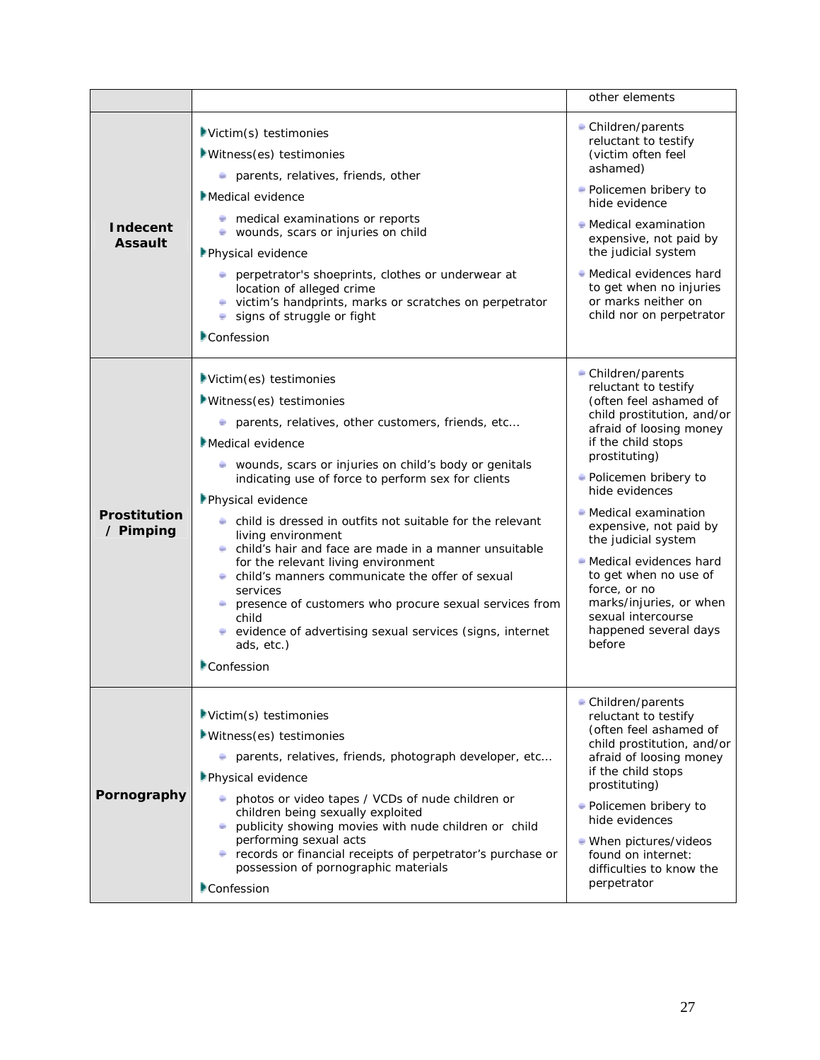| | | |
|---|---|---|
| | | other elements |
| **Indecent Assault** | Victim(s) testimonies<br>Witness(es) testimonies<br>• parents, relatives, friends, other<br>Medical evidence<br>• medical examinations or reports<br>• wounds, scars or injuries on child<br>Physical evidence<br>• perpetrator's shoeprints, clothes or underwear at location of alleged crime<br>• victim's handprints, marks or scratches on perpetrator<br>• signs of struggle or fight<br>Confession | • Children/parents reluctant to testify (victim often feel ashamed)<br>• Policemen bribery to hide evidence<br>• Medical examination expensive, not paid by the judicial system<br>• Medical evidences hard to get when no injuries or marks neither on child nor on perpetrator |
| **Prostitution / Pimping** | Victim(es) testimonies<br>Witness(es) testimonies<br>• parents, relatives, other customers, friends, etc...<br>Medical evidence<br>• wounds, scars or injuries on child's body or genitals indicating use of force to perform sex for clients<br>Physical evidence<br>• child is dressed in outfits not suitable for the relevant living environment<br>• child's hair and face are made in a manner unsuitable for the relevant living environment<br>• child's manners communicate the offer of sexual services<br>• presence of customers who procure sexual services from child<br>• evidence of advertising sexual services (signs, internet ads, etc.)<br>Confession | • Children/parents reluctant to testify (often feel ashamed of child prostitution, and/or afraid of loosing money if the child stops prostituting)<br>• Policemen bribery to hide evidences<br>• Medical examination expensive, not paid by the judicial system<br>• Medical evidences hard to get when no use of force, or no marks/injuries, or when sexual intercourse happened several days before |
| **Pornography** | Victim(s) testimonies<br>Witness(es) testimonies<br>• parents, relatives, friends, photograph developer, etc...<br>Physical evidence<br>• photos or video tapes / VCDs of nude children or children being sexually exploited<br>• publicity showing movies with nude children or child performing sexual acts<br>• records or financial receipts of perpetrator's purchase or possession of pornographic materials<br>Confession | • Children/parents reluctant to testify (often feel ashamed of child prostitution, and/or afraid of loosing money if the child stops prostituting)<br>• Policemen bribery to hide evidences<br>• When pictures/videos found on internet: difficulties to know the perpetrator |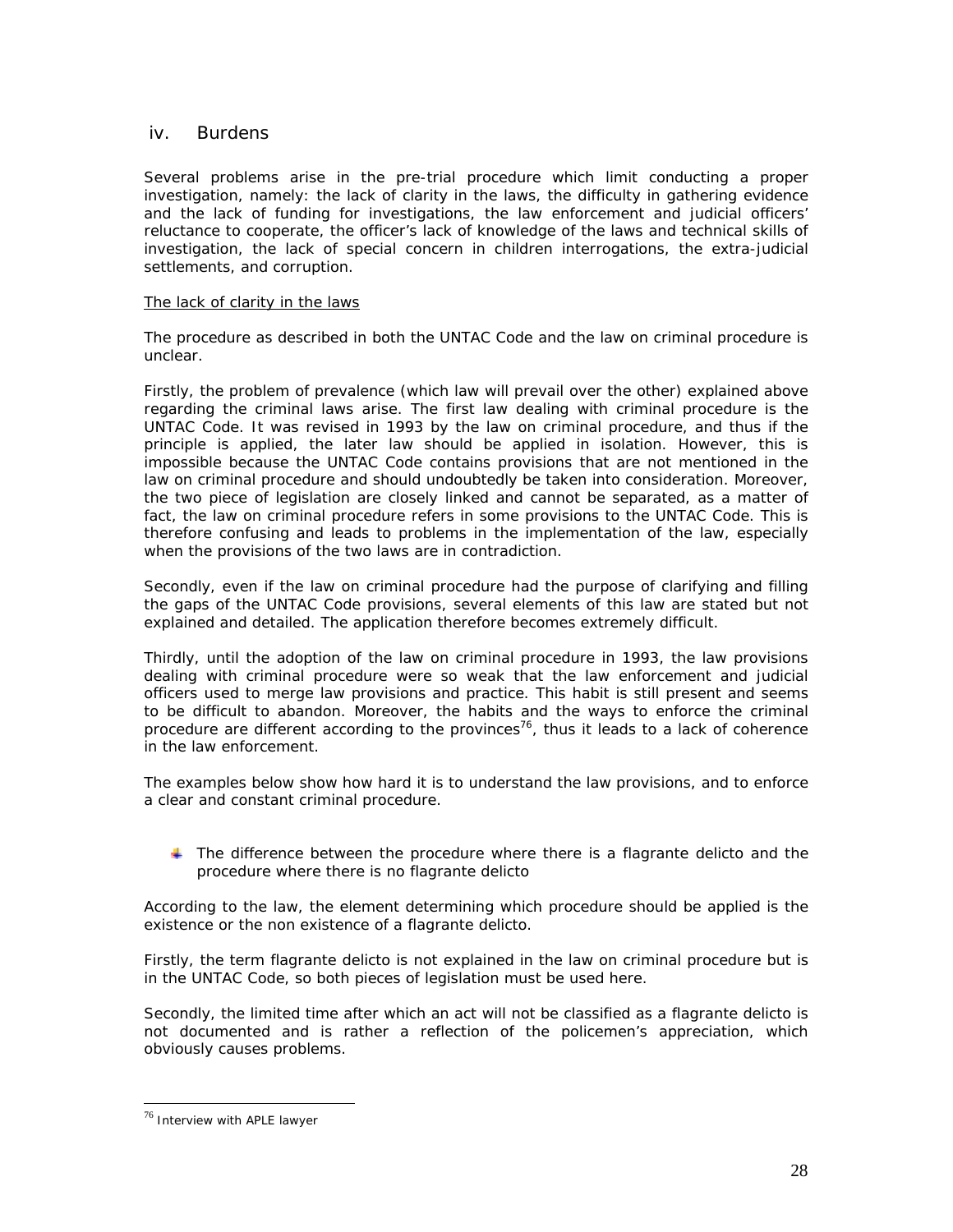### iv. Burdens

Several problems arise in the pre-trial procedure which limit conducting a proper investigation, namely: the lack of clarity in the laws, the difficulty in gathering evidence and the lack of funding for investigations, the law enforcement and judicial officers' reluctance to cooperate, the officer's lack of knowledge of the laws and technical skills of investigation, the lack of special concern in children interrogations, the extra-judicial settlements, and corruption.

The lack of clarity in the laws

The procedure as described in both the UNTAC Code and the law on criminal procedure is unclear.

Firstly, the problem of prevalence (which law will prevail over the other) explained above regarding the criminal laws arise. The first law dealing with criminal procedure is the UNTAC Code. It was revised in 1993 by the law on criminal procedure, and thus if the principle is applied, the later law should be applied in isolation. However, this is impossible because the UNTAC Code contains provisions that are not mentioned in the law on criminal procedure and should undoubtedly be taken into consideration. Moreover, the two piece of legislation are closely linked and cannot be separated, as a matter of fact, the law on criminal procedure refers in some provisions to the UNTAC Code. This is therefore confusing and leads to problems in the implementation of the law, especially when the provisions of the two laws are in contradiction.

Secondly, even if the law on criminal procedure had the purpose of clarifying and filling the gaps of the UNTAC Code provisions, several elements of this law are stated but not explained and detailed. The application therefore becomes extremely difficult.

Thirdly, until the adoption of the law on criminal procedure in 1993, the law provisions dealing with criminal procedure were so weak that the law enforcement and judicial officers used to merge law provisions and practice. This habit is still present and seems to be difficult to abandon. Moreover, the habits and the ways to enforce the criminal procedure are different according to the provinces[76], thus it leads to a lack of coherence in the law enforcement.

The examples below show how hard it is to understand the law provisions, and to enforce a clear and constant criminal procedure.

- The difference between the procedure where there is a flagrante delicto and the procedure where there is no flagrante delicto

According to the law, the element determining which procedure should be applied is the existence or the non existence of a flagrante delicto.

Firstly, the term flagrante delicto is not explained in the law on criminal procedure but is in the UNTAC Code, so both pieces of legislation must be used here.

Secondly, the limited time after which an act will not be classified as a flagrante delicto is not documented and is rather a reflection of the policemen's appreciation, which obviously causes problems.

[76] Interview with APLE lawyer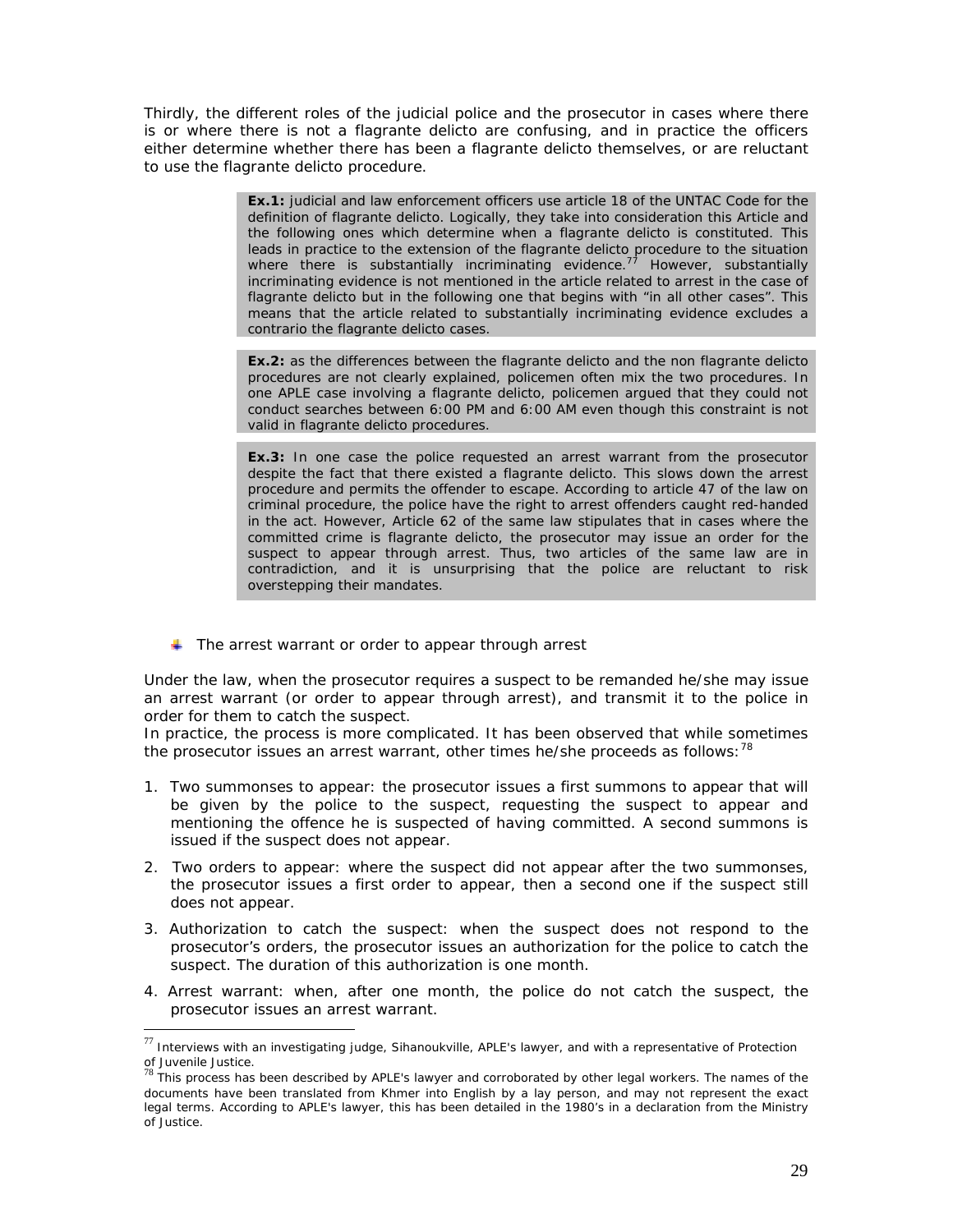Thirdly, the different roles of the judicial police and the prosecutor in cases where there is or where there is not a flagrante delicto are confusing, and in practice the officers either determine whether there has been a flagrante delicto themselves, or are reluctant to use the flagrante delicto procedure.

> **Ex.1:** judicial and law enforcement officers use article 18 of the UNTAC Code for the definition of flagrante delicto. Logically, they take into consideration this Article and the following ones which determine when a flagrante delicto is constituted. This leads in practice to the extension of the flagrante delicto procedure to the situation where there is substantially incriminating evidence.[77] However, substantially incriminating evidence is not mentioned in the article related to arrest in the case of flagrante delicto but in the following one that begins with "in all other cases". This means that the article related to substantially incriminating evidence excludes a contrario the flagrante delicto cases.

> **Ex.2:** as the differences between the flagrante delicto and the non flagrante delicto procedures are not clearly explained, policemen often mix the two procedures. In one APLE case involving a flagrante delicto, policemen argued that they could not conduct searches between 6:00 PM and 6:00 AM even though this constraint is not valid in flagrante delicto procedures.

> **Ex.3:** In one case the police requested an arrest warrant from the prosecutor despite the fact that there existed a flagrante delicto. This slows down the arrest procedure and permits the offender to escape. According to article 47 of the law on criminal procedure, the police have the right to arrest offenders caught red-handed in the act. However, Article 62 of the same law stipulates that in cases where the committed crime is flagrante delicto, the prosecutor may issue an order for the suspect to appear through arrest. Thus, two articles of the same law are in contradiction, and it is unsurprising that the police are reluctant to risk overstepping their mandates.

- The arrest warrant or order to appear through arrest

Under the law, when the prosecutor requires a suspect to be remanded he/she may issue an arrest warrant (or order to appear through arrest), and transmit it to the police in order for them to catch the suspect.
In practice, the process is more complicated. It has been observed that while sometimes the prosecutor issues an arrest warrant, other times he/she proceeds as follows:[78]

1. Two summonses to appear: the prosecutor issues a first summons to appear that will be given by the police to the suspect, requesting the suspect to appear and mentioning the offence he is suspected of having committed. A second summons is issued if the suspect does not appear.
2. Two orders to appear: where the suspect did not appear after the two summonses, the prosecutor issues a first order to appear, then a second one if the suspect still does not appear.
3. Authorization to catch the suspect: when the suspect does not respond to the prosecutor's orders, the prosecutor issues an authorization for the police to catch the suspect. The duration of this authorization is one month.
4. Arrest warrant: when, after one month, the police do not catch the suspect, the prosecutor issues an arrest warrant.

---

[77] Interviews with an investigating judge, Sihanoukville, APLE's lawyer, and with a representative of Protection of Juvenile Justice.

[78] This process has been described by APLE's lawyer and corroborated by other legal workers. The names of the documents have been translated from Khmer into English by a lay person, and may not represent the exact legal terms. According to APLE's lawyer, this has been detailed in the 1980's in a declaration from the Ministry of Justice.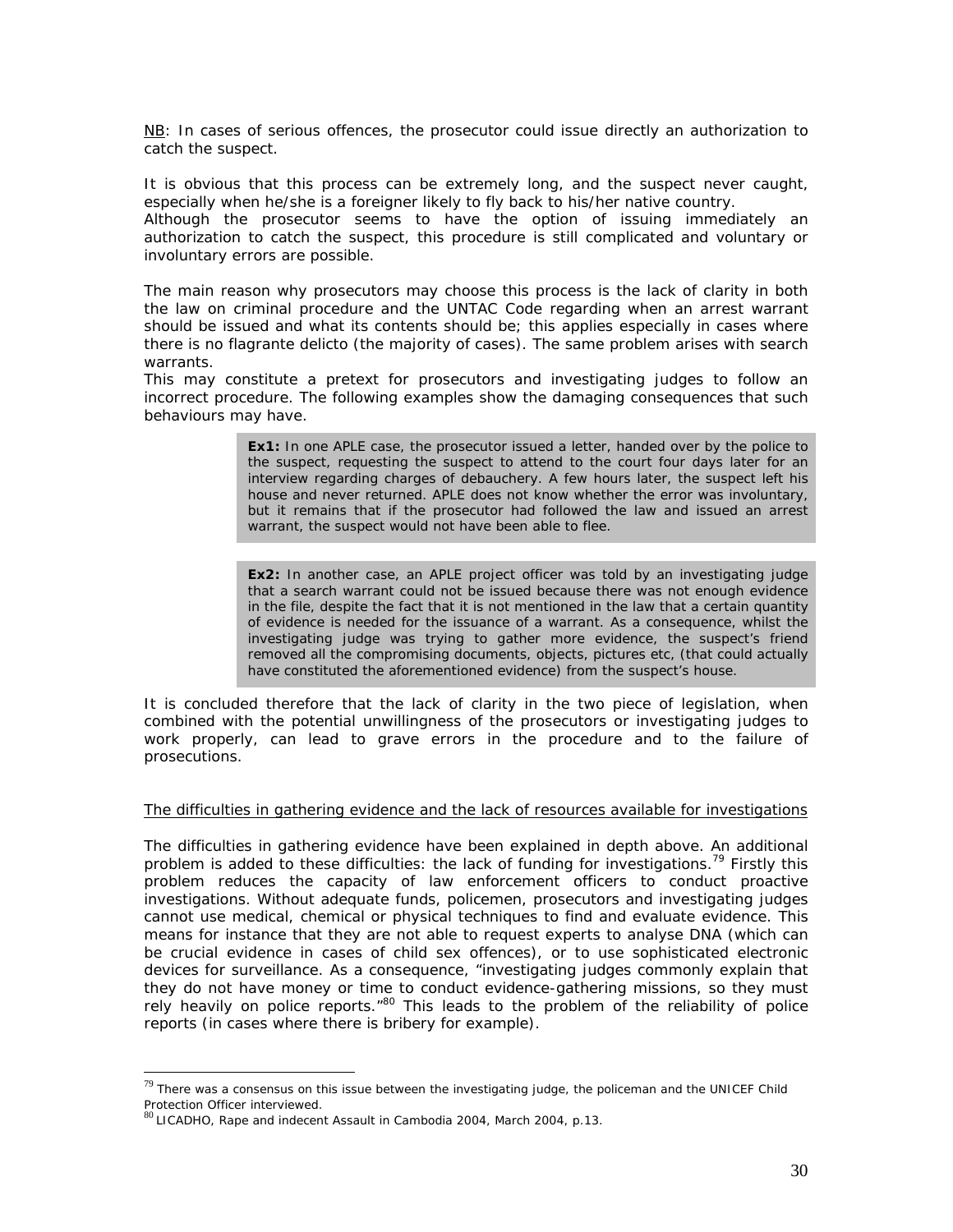NB: In cases of serious offences, the prosecutor could issue directly an authorization to catch the suspect.

It is obvious that this process can be extremely long, and the suspect never caught, especially when he/she is a foreigner likely to fly back to his/her native country.
Although the prosecutor seems to have the option of issuing immediately an authorization to catch the suspect, this procedure is still complicated and voluntary or involuntary errors are possible.

The main reason why prosecutors may choose this process is the lack of clarity in both the law on criminal procedure and the UNTAC Code regarding when an arrest warrant should be issued and what its contents should be; this applies especially in cases where there is no flagrante delicto (the majority of cases). The same problem arises with search warrants.
This may constitute a pretext for prosecutors and investigating judges to follow an incorrect procedure. The following examples show the damaging consequences that such behaviours may have.

> **Ex1:** In one APLE case, the prosecutor issued a letter, handed over by the police to the suspect, requesting the suspect to attend to the court four days later for an interview regarding charges of debauchery. A few hours later, the suspect left his house and never returned. APLE does not know whether the error was involuntary, but it remains that if the prosecutor had followed the law and issued an arrest warrant, the suspect would not have been able to flee.

> **Ex2:** In another case, an APLE project officer was told by an investigating judge that a search warrant could not be issued because there was not enough evidence in the file, despite the fact that it is not mentioned in the law that a certain quantity of evidence is needed for the issuance of a warrant. As a consequence, whilst the investigating judge was trying to gather more evidence, the suspect's friend removed all the compromising documents, objects, pictures etc, (that could actually have constituted the aforementioned evidence) from the suspect's house.

It is concluded therefore that the lack of clarity in the two piece of legislation, when combined with the potential unwillingness of the prosecutors or investigating judges to work properly, can lead to grave errors in the procedure and to the failure of prosecutions.

The difficulties in gathering evidence and the lack of resources available for investigations

The difficulties in gathering evidence have been explained in depth above. An additional problem is added to these difficulties: the lack of funding for investigations.[79] Firstly this problem reduces the capacity of law enforcement officers to conduct proactive investigations. Without adequate funds, policemen, prosecutors and investigating judges cannot use medical, chemical or physical techniques to find and evaluate evidence. This means for instance that they are not able to request experts to analyse DNA (which can be crucial evidence in cases of child sex offences), or to use sophisticated electronic devices for surveillance. As a consequence, "investigating judges commonly explain that they do not have money or time to conduct evidence-gathering missions, so they must rely heavily on police reports."[80] This leads to the problem of the reliability of police reports (in cases where there is bribery for example).

---

[79] There was a consensus on this issue between the investigating judge, the policeman and the UNICEF Child Protection Officer interviewed.

[80] LICADHO, Rape and indecent Assault in Cambodia 2004, March 2004, p.13.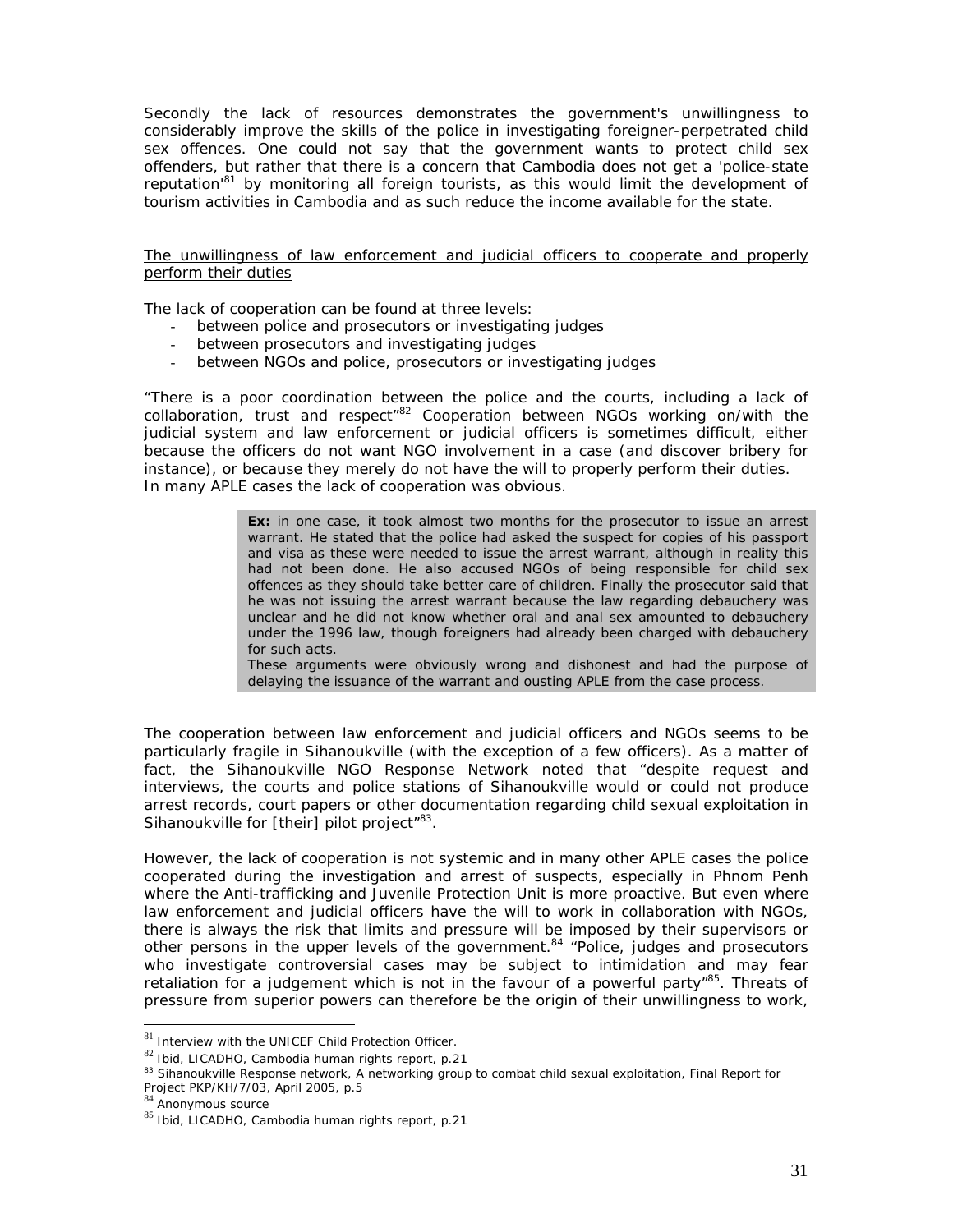Secondly the lack of resources demonstrates the government's unwillingness to considerably improve the skills of the police in investigating foreigner-perpetrated child sex offences. One could not say that the government wants to protect child sex offenders, but rather that there is a concern that Cambodia does not get a 'police-state reputation'[81] by monitoring all foreign tourists, as this would limit the development of tourism activities in Cambodia and as such reduce the income available for the state.

<u>The unwillingness of law enforcement and judicial officers to cooperate and properly perform their duties</u>

The lack of cooperation can be found at three levels:

- between police and prosecutors or investigating judges
- between prosecutors and investigating judges
- between NGOs and police, prosecutors or investigating judges

"There is a poor coordination between the police and the courts, including a lack of collaboration, trust and respect"[82] Cooperation between NGOs working on/with the judicial system and law enforcement or judicial officers is sometimes difficult, either because the officers do not want NGO involvement in a case (and discover bribery for instance), or because they merely do not have the will to properly perform their duties. In many APLE cases the lack of cooperation was obvious.

> **Ex:** in one case, it took almost two months for the prosecutor to issue an arrest warrant. He stated that the police had asked the suspect for copies of his passport and visa as these were needed to issue the arrest warrant, although in reality this had not been done. He also accused NGOs of being responsible for child sex offences as they should take better care of children. Finally the prosecutor said that he was not issuing the arrest warrant because the law regarding debauchery was unclear and he did not know whether oral and anal sex amounted to debauchery under the 1996 law, though foreigners had already been charged with debauchery for such acts.
> These arguments were obviously wrong and dishonest and had the purpose of delaying the issuance of the warrant and ousting APLE from the case process.

The cooperation between law enforcement and judicial officers and NGOs seems to be particularly fragile in Sihanoukville (with the exception of a few officers). As a matter of fact, the Sihanoukville NGO Response Network noted that "despite request and interviews, the courts and police stations of Sihanoukville would or could not produce arrest records, court papers or other documentation regarding child sexual exploitation in Sihanoukville for [their] pilot project"[83].

However, the lack of cooperation is not systemic and in many other APLE cases the police cooperated during the investigation and arrest of suspects, especially in Phnom Penh where the Anti-trafficking and Juvenile Protection Unit is more proactive. But even where law enforcement and judicial officers have the will to work in collaboration with NGOs, there is always the risk that limits and pressure will be imposed by their supervisors or other persons in the upper levels of the government.[84] "Police, judges and prosecutors who investigate controversial cases may be subject to intimidation and may fear retaliation for a judgement which is not in the favour of a powerful party"[85]. Threats of pressure from superior powers can therefore be the origin of their unwillingness to work,

---

[81] Interview with the UNICEF Child Protection Officer.
[82] Ibid, LICADHO, Cambodia human rights report, p.21
[83] Sihanoukville Response network, A networking group to combat child sexual exploitation, Final Report for Project PKP/KH/7/03, April 2005, p.5
[84] Anonymous source
[85] Ibid, LICADHO, Cambodia human rights report, p.21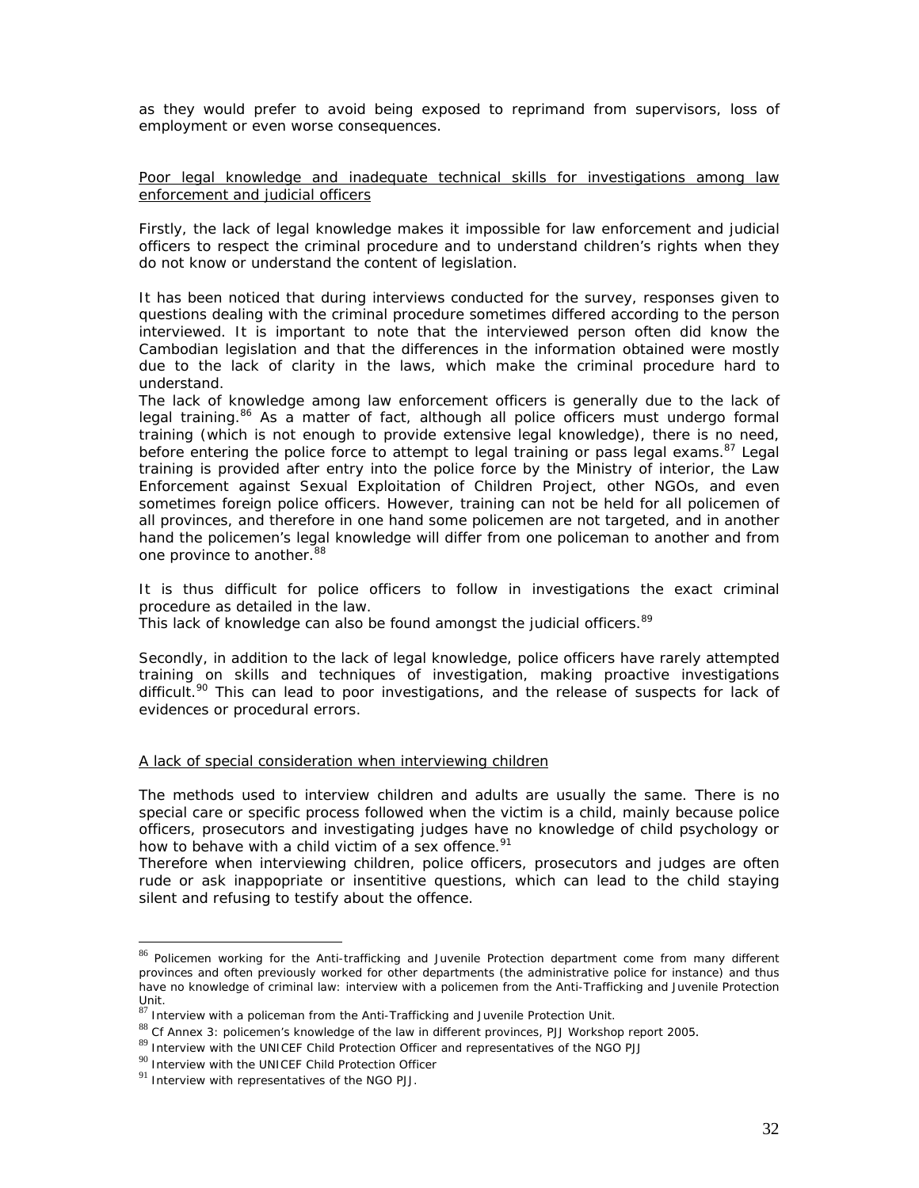as they would prefer to avoid being exposed to reprimand from supervisors, loss of employment or even worse consequences.

Poor legal knowledge and inadequate technical skills for investigations among law enforcement and judicial officers

Firstly, the lack of legal knowledge makes it impossible for law enforcement and judicial officers to respect the criminal procedure and to understand children's rights when they do not know or understand the content of legislation.

It has been noticed that during interviews conducted for the survey, responses given to questions dealing with the criminal procedure sometimes differed according to the person interviewed. It is important to note that the interviewed person often did know the Cambodian legislation and that the differences in the information obtained were mostly due to the lack of clarity in the laws, which make the criminal procedure hard to understand.

The lack of knowledge among law enforcement officers is generally due to the lack of legal training.[86] As a matter of fact, although all police officers must undergo formal training (which is not enough to provide extensive legal knowledge), there is no need, before entering the police force to attempt to legal training or pass legal exams.[87] Legal training is provided after entry into the police force by the Ministry of interior, the Law Enforcement against Sexual Exploitation of Children Project, other NGOs, and even sometimes foreign police officers. However, training can not be held for all policemen of all provinces, and therefore in one hand some policemen are not targeted, and in another hand the policemen's legal knowledge will differ from one policeman to another and from one province to another.[88]

It is thus difficult for police officers to follow in investigations the exact criminal procedure as detailed in the law.

This lack of knowledge can also be found amongst the judicial officers.[89]

Secondly, in addition to the lack of legal knowledge, police officers have rarely attempted training on skills and techniques of investigation, making proactive investigations difficult.[90] This can lead to poor investigations, and the release of suspects for lack of evidences or procedural errors.

A lack of special consideration when interviewing children

The methods used to interview children and adults are usually the same. There is no special care or specific process followed when the victim is a child, mainly because police officers, prosecutors and investigating judges have no knowledge of child psychology or how to behave with a child victim of a sex offence.[91]

Therefore when interviewing children, police officers, prosecutors and judges are often rude or ask inappropriate or insentitive questions, which can lead to the child staying silent and refusing to testify about the offence.

---

[86] Policemen working for the Anti-trafficking and Juvenile Protection department come from many different provinces and often previously worked for other departments (the administrative police for instance) and thus have no knowledge of criminal law: interview with a policemen from the Anti-Trafficking and Juvenile Protection Unit.

[87] Interview with a policeman from the Anti-Trafficking and Juvenile Protection Unit.

[88] Cf Annex 3: policemen's knowledge of the law in different provinces, PJJ Workshop report 2005.

[89] Interview with the UNICEF Child Protection Officer and representatives of the NGO PJJ

[90] Interview with the UNICEF Child Protection Officer

[91] Interview with representatives of the NGO PJJ.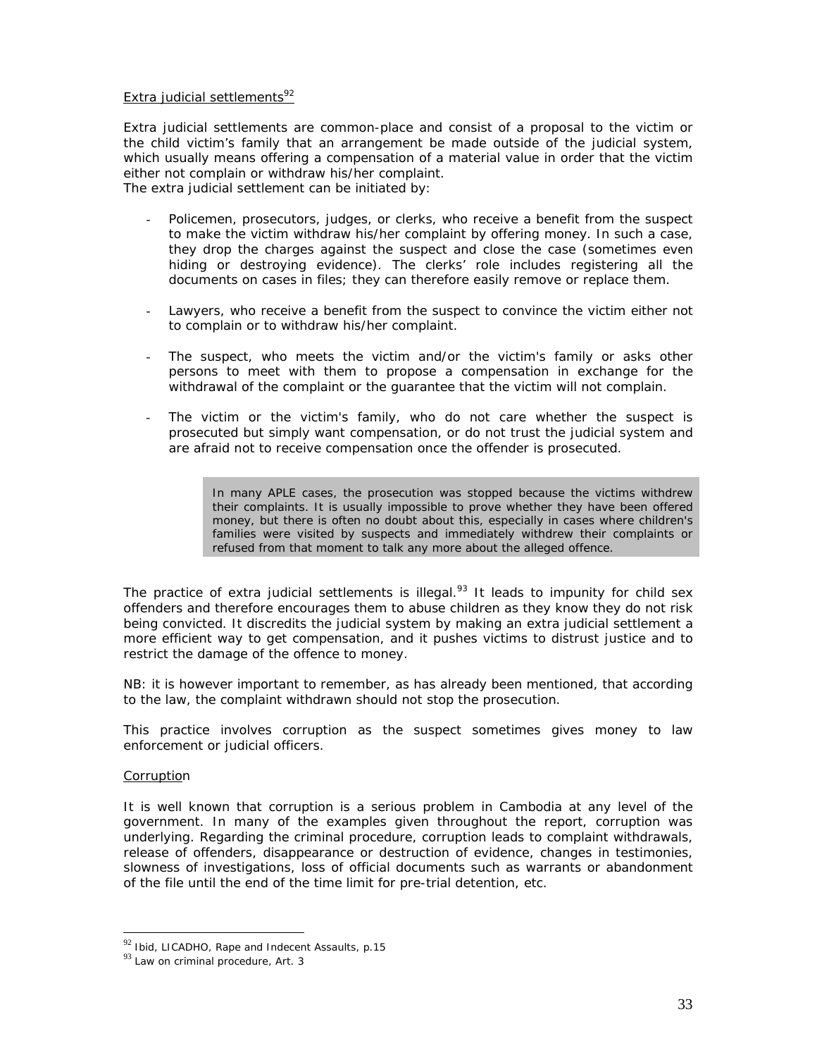Extra judicial settlements[92]

Extra judicial settlements are common-place and consist of a proposal to the victim or the child victim's family that an arrangement be made outside of the judicial system, which usually means offering a compensation of a material value in order that the victim either not complain or withdraw his/her complaint.
The extra judicial settlement can be initiated by:

- Policemen, prosecutors, judges, or clerks, who receive a benefit from the suspect to make the victim withdraw his/her complaint by offering money. In such a case, they drop the charges against the suspect and close the case (sometimes even hiding or destroying evidence). The clerks' role includes registering all the documents on cases in files; they can therefore easily remove or replace them.

- Lawyers, who receive a benefit from the suspect to convince the victim either not to complain or to withdraw his/her complaint.

- The suspect, who meets the victim and/or the victim's family or asks other persons to meet with them to propose a compensation in exchange for the withdrawal of the complaint or the guarantee that the victim will not complain.

- The victim or the victim's family, who do not care whether the suspect is prosecuted but simply want compensation, or do not trust the judicial system and are afraid not to receive compensation once the offender is prosecuted.

> In many APLE cases, the prosecution was stopped because the victims withdrew their complaints. It is usually impossible to prove whether they have been offered money, but there is often no doubt about this, especially in cases where children's families were visited by suspects and immediately withdrew their complaints or refused from that moment to talk any more about the alleged offence.

The practice of extra judicial settlements is illegal.[93] It leads to impunity for child sex offenders and therefore encourages them to abuse children as they know they do not risk being convicted. It discredits the judicial system by making an extra judicial settlement a more efficient way to get compensation, and it pushes victims to distrust justice and to restrict the damage of the offence to money.

NB: it is however important to remember, as has already been mentioned, that according to the law, the complaint withdrawn should not stop the prosecution.

This practice involves corruption as the suspect sometimes gives money to law enforcement or judicial officers.

Corruption

It is well known that corruption is a serious problem in Cambodia at any level of the government. In many of the examples given throughout the report, corruption was underlying. Regarding the criminal procedure, corruption leads to complaint withdrawals, release of offenders, disappearance or destruction of evidence, changes in testimonies, slowness of investigations, loss of official documents such as warrants or abandonment of the file until the end of the time limit for pre-trial detention, etc.

---

[92] Ibid, LICADHO, Rape and Indecent Assaults, p.15
[93] Law on criminal procedure, Art. 3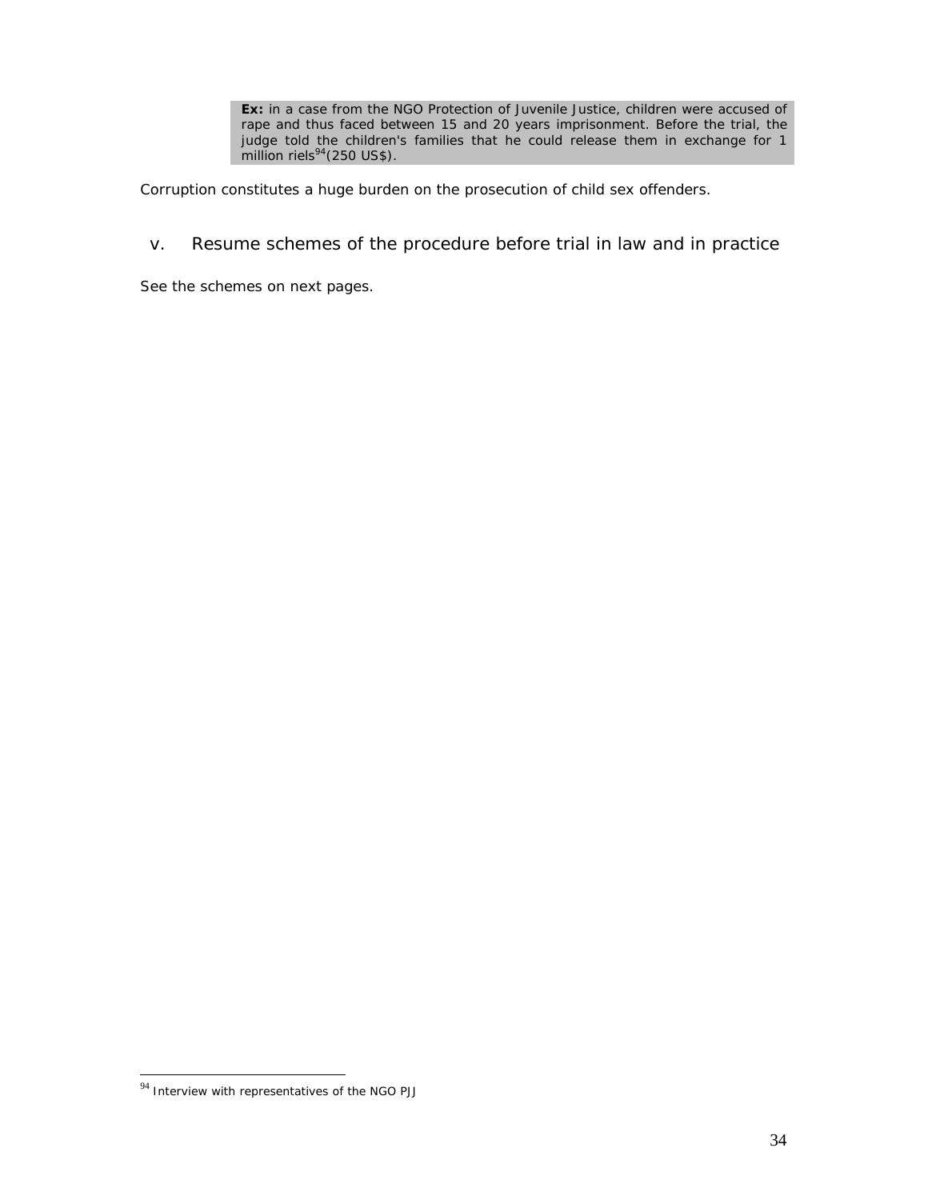> **Ex:** in a case from the NGO Protection of Juvenile Justice, children were accused of rape and thus faced between 15 and 20 years imprisonment. Before the trial, the judge told the children's families that he could release them in exchange for 1 million riels[94] (250 US$).

Corruption constitutes a huge burden on the prosecution of child sex offenders.

### v. Resume schemes of the procedure before trial in law and in practice

See the schemes on next pages.

---

[94] Interview with representatives of the NGO PJJ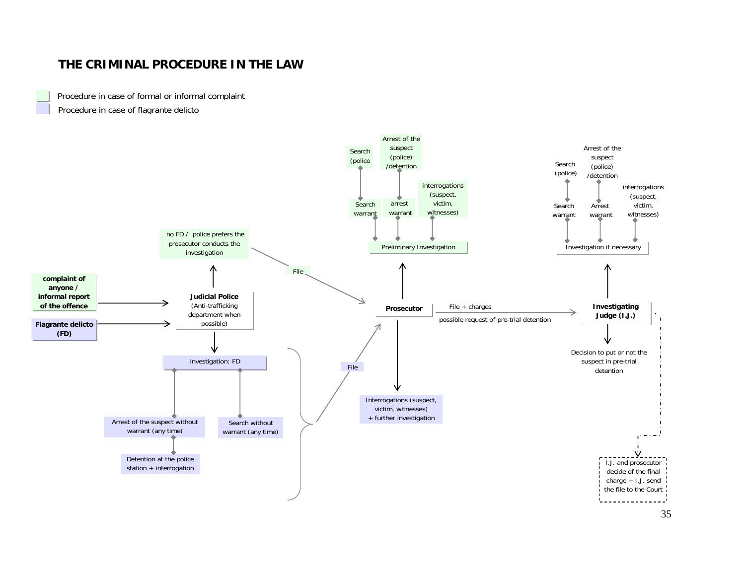# THE CRIMINAL PROCEDURE IN THE LAW

- Procedure in case of formal or informal complaint
- Procedure in case of flagrante delicto

**complaint of anyone / informal report of the offence**

**Flagrante delicto (FD)**

**Judicial Police** (Anti-trafficking department when possible)

no FD / police prefers the prosecutor conducts the investigation

File

Investigation: FD

Arrest of the suspect without warrant (any time)

Detention at the police station + interrogation

Search without warrant (any time)

File

**Prosecutor**

Search (police

Search warrant

Arrest of the suspect (police) /detention

arrest warrant

interrogations (suspect, victim, witnesses)

Preliminary Investigation

Interrogations (suspect, victim, witnesses) + further investigation

File + charges

possible request of pre-trial detention

**Investigating Judge (I.J.)**

Search (police)

Search warrant

Arrest of the suspect (police) /detention

Arrest warrant

interrogations (suspect, victim, witnesses)

Investigation if necessary

Decision to put or not the suspect in pre-trial detention

I.J. and prosecutor decide of the final charge + I.J. send the file to the Court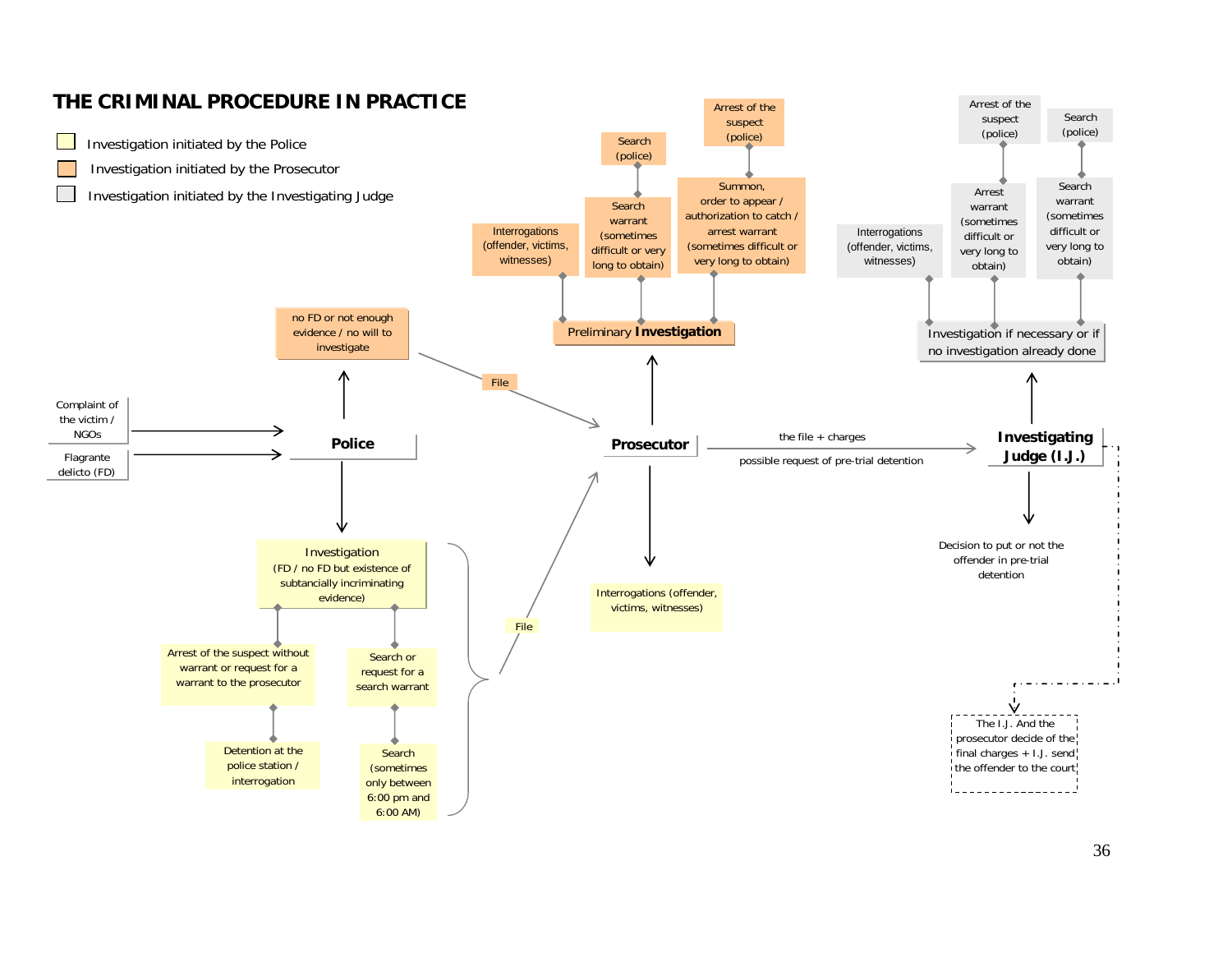# THE CRIMINAL PROCEDURE IN PRACTICE

- Investigation initiated by the Police
- Investigation initiated by the Prosecutor
- Investigation initiated by the Investigating Judge

Complaint of the victim / NGOs

Flagrante delicto (FD)

**Police**

no FD or not enough evidence / no will to investigate

File

Investigation (FD / no FD but existence of subtancially incriminating evidence)

Arrest of the suspect without warrant or request for a warrant to the prosecutor

Detention at the police station / interrogation

Search or request for a search warrant

Search (sometimes only between 6:00 pm and 6:00 AM)

File

**Prosecutor**

Preliminary **Investigation**

Interrogations (offender, victims, witnesses)

Search (police)

Search warrant (sometimes difficult or very long to obtain)

Arrest of the suspect (police)

Summon, order to appear / authorization to catch / arrest warrant (sometimes difficult or very long to obtain)

Interrogations (offender, victims, witnesses)

the file + charges

possible request of pre-trial detention

**Investigating Judge (I.J.)**

Investigation if necessary or if no investigation already done

Interrogations (offender, victims, witnesses)

Arrest of the suspect (police)

Arrest warrant (sometimes difficult or very long to obtain)

Search (police)

Search warrant (sometimes difficult or very long to obtain)

Decision to put or not the offender in pre-trial detention

The I.J. And the prosecutor decide of the final charges + I.J. send the offender to the court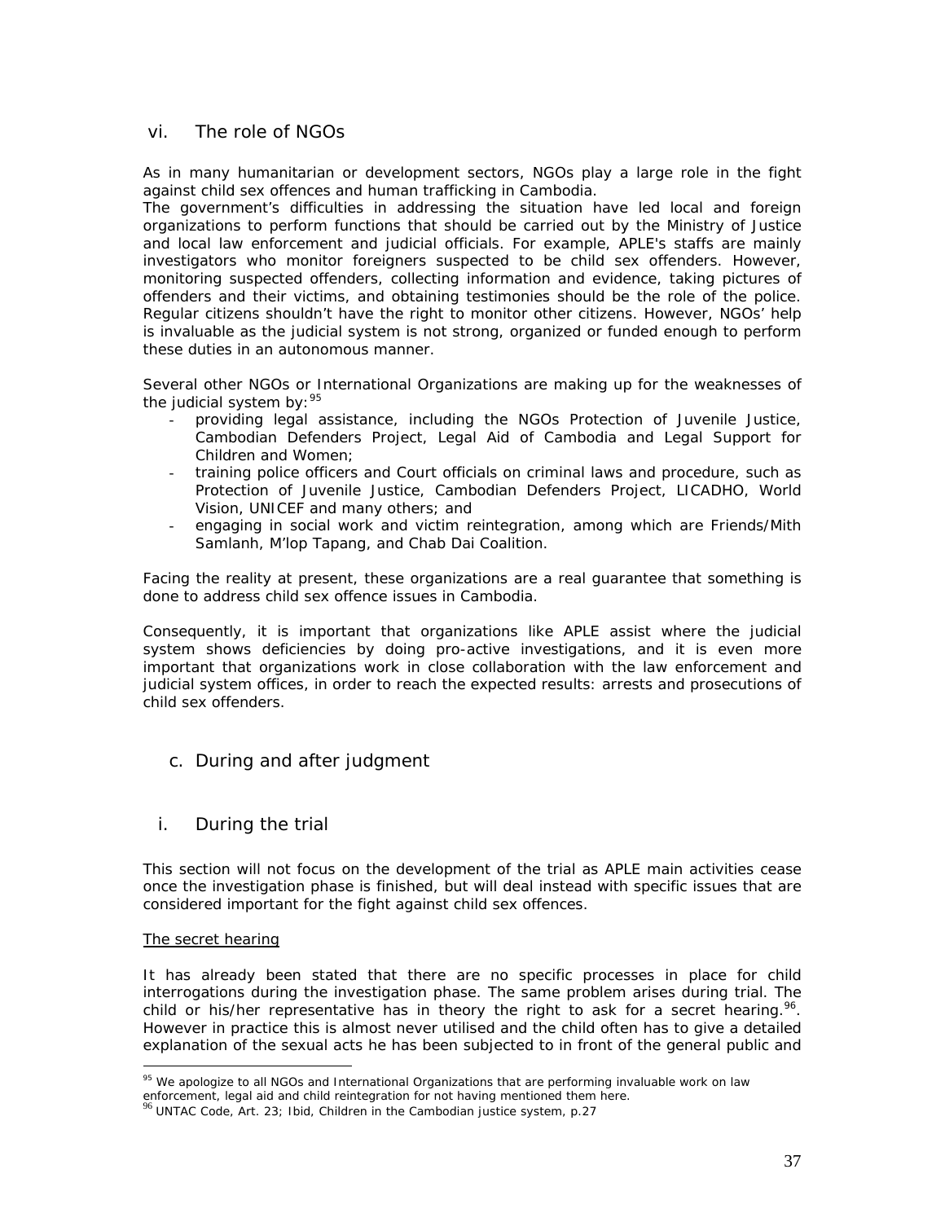### vi. The role of NGOs

As in many humanitarian or development sectors, NGOs play a large role in the fight against child sex offences and human trafficking in Cambodia.
The government's difficulties in addressing the situation have led local and foreign organizations to perform functions that should be carried out by the Ministry of Justice and local law enforcement and judicial officials. For example, APLE's staffs are mainly investigators who monitor foreigners suspected to be child sex offenders. However, monitoring suspected offenders, collecting information and evidence, taking pictures of offenders and their victims, and obtaining testimonies should be the role of the police. Regular citizens shouldn't have the right to monitor other citizens. However, NGOs' help is invaluable as the judicial system is not strong, organized or funded enough to perform these duties in an autonomous manner.

Several other NGOs or International Organizations are making up for the weaknesses of the judicial system by:[95]

- providing legal assistance, including the NGOs Protection of Juvenile Justice, Cambodian Defenders Project, Legal Aid of Cambodia and Legal Support for Children and Women;
- training police officers and Court officials on criminal laws and procedure, such as Protection of Juvenile Justice, Cambodian Defenders Project, LICADHO, World Vision, UNICEF and many others; and
- engaging in social work and victim reintegration, among which are Friends/Mith Samlanh, M'lop Tapang, and Chab Dai Coalition.

Facing the reality at present, these organizations are a real guarantee that something is done to address child sex offence issues in Cambodia.

Consequently, it is important that organizations like APLE assist where the judicial system shows deficiencies by doing pro-active investigations, and it is even more important that organizations work in close collaboration with the law enforcement and judicial system offices, in order to reach the expected results: arrests and prosecutions of child sex offenders.

## c. During and after judgment

### i. During the trial

This section will not focus on the development of the trial as APLE main activities cease once the investigation phase is finished, but will deal instead with specific issues that are considered important for the fight against child sex offences.

The secret hearing

It has already been stated that there are no specific processes in place for child interrogations during the investigation phase. The same problem arises during trial. The child or his/her representative has in theory the right to ask for a secret hearing.[96]. However in practice this is almost never utilised and the child often has to give a detailed explanation of the sexual acts he has been subjected to in front of the general public and

[95] We apologize to all NGOs and International Organizations that are performing invaluable work on law enforcement, legal aid and child reintegration for not having mentioned them here.
[96] UNTAC Code, Art. 23; Ibid, Children in the Cambodian justice system, p.27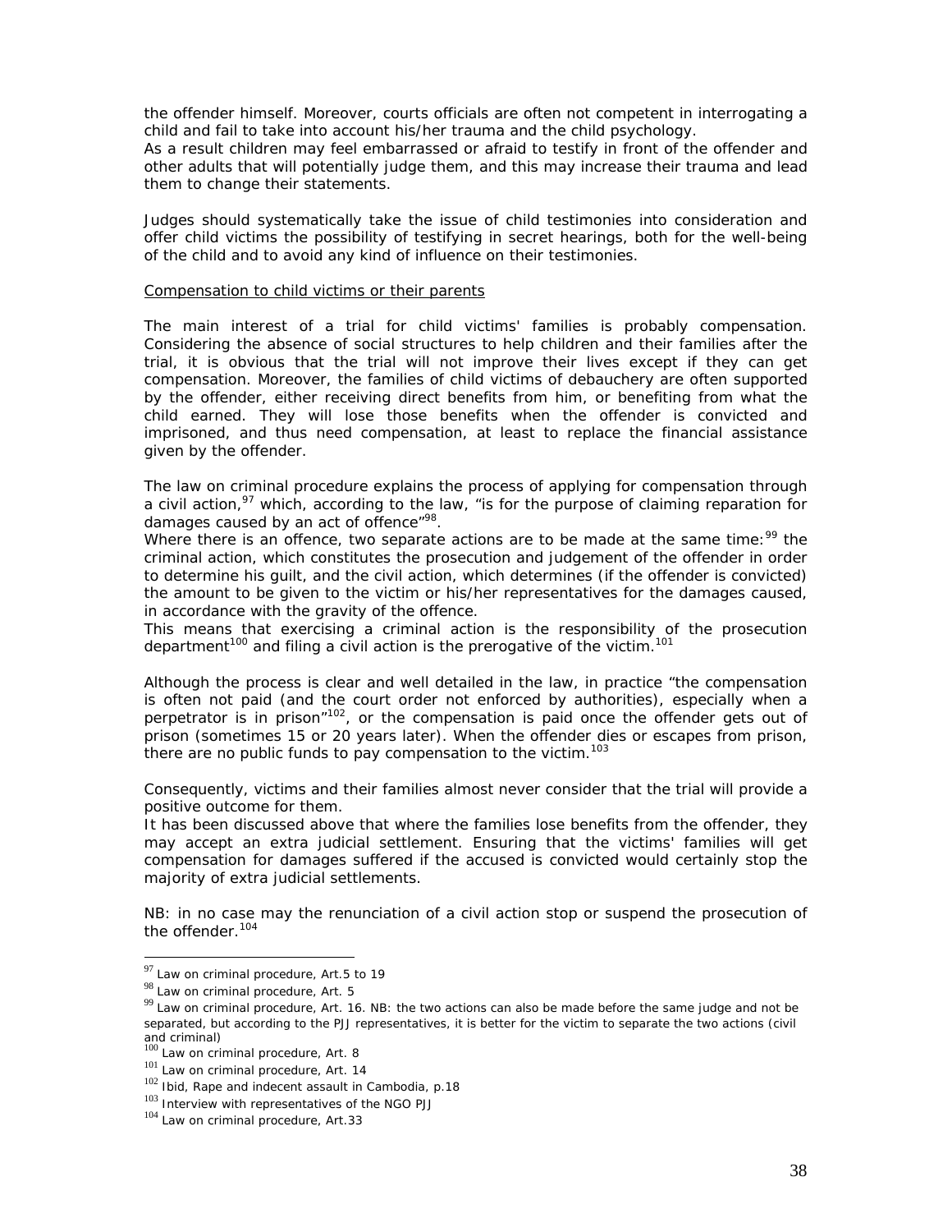the offender himself. Moreover, courts officials are often not competent in interrogating a child and fail to take into account his/her trauma and the child psychology.
As a result children may feel embarrassed or afraid to testify in front of the offender and other adults that will potentially judge them, and this may increase their trauma and lead them to change their statements.

Judges should systematically take the issue of child testimonies into consideration and offer child victims the possibility of testifying in secret hearings, both for the well-being of the child and to avoid any kind of influence on their testimonies.

Compensation to child victims or their parents

The main interest of a trial for child victims' families is probably compensation. Considering the absence of social structures to help children and their families after the trial, it is obvious that the trial will not improve their lives except if they can get compensation. Moreover, the families of child victims of debauchery are often supported by the offender, either receiving direct benefits from him, or benefiting from what the child earned. They will lose those benefits when the offender is convicted and imprisoned, and thus need compensation, at least to replace the financial assistance given by the offender.

The law on criminal procedure explains the process of applying for compensation through a civil action,[97] which, according to the law, "is for the purpose of claiming reparation for damages caused by an act of offence"[98].
Where there is an offence, two separate actions are to be made at the same time:[99] the criminal action, which constitutes the prosecution and judgement of the offender in order to determine his guilt, and the civil action, which determines (if the offender is convicted) the amount to be given to the victim or his/her representatives for the damages caused, in accordance with the gravity of the offence.
This means that exercising a criminal action is the responsibility of the prosecution department[100] and filing a civil action is the prerogative of the victim.[101]

Although the process is clear and well detailed in the law, in practice "the compensation is often not paid (and the court order not enforced by authorities), especially when a perpetrator is in prison"[102], or the compensation is paid once the offender gets out of prison (sometimes 15 or 20 years later). When the offender dies or escapes from prison, there are no public funds to pay compensation to the victim.[103]

Consequently, victims and their families almost never consider that the trial will provide a positive outcome for them.
It has been discussed above that where the families lose benefits from the offender, they may accept an extra judicial settlement. Ensuring that the victims' families will get compensation for damages suffered if the accused is convicted would certainly stop the majority of extra judicial settlements.

NB: in no case may the renunciation of a civil action stop or suspend the prosecution of the offender.[104]

---

[97] Law on criminal procedure, Art.5 to 19
[98] Law on criminal procedure, Art. 5
[99] Law on criminal procedure, Art. 16. NB: the two actions can also be made before the same judge and not be separated, but according to the PJJ representatives, it is better for the victim to separate the two actions (civil and criminal)
[100] Law on criminal procedure, Art. 8
[101] Law on criminal procedure, Art. 14
[102] Ibid, Rape and indecent assault in Cambodia, p.18
[103] Interview with representatives of the NGO PJJ
[104] Law on criminal procedure, Art.33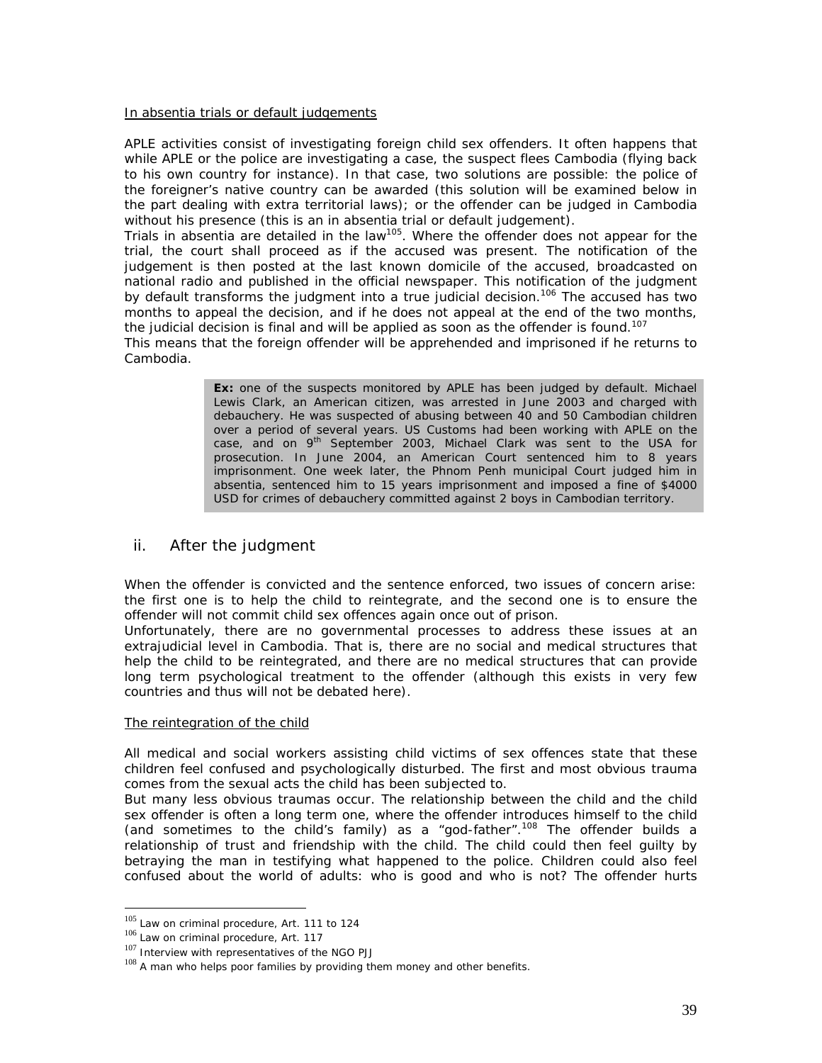In absentia trials or default judgements

APLE activities consist of investigating foreign child sex offenders. It often happens that while APLE or the police are investigating a case, the suspect flees Cambodia (flying back to his own country for instance). In that case, two solutions are possible: the police of the foreigner's native country can be awarded (this solution will be examined below in the part dealing with extra territorial laws); or the offender can be judged in Cambodia without his presence (this is an in absentia trial or default judgement).

Trials in absentia are detailed in the law[105]. Where the offender does not appear for the trial, the court shall proceed as if the accused was present. The notification of the judgement is then posted at the last known domicile of the accused, broadcasted on national radio and published in the official newspaper. This notification of the judgment by default transforms the judgment into a true judicial decision.[106] The accused has two months to appeal the decision, and if he does not appeal at the end of the two months, the judicial decision is final and will be applied as soon as the offender is found.[107]

This means that the foreign offender will be apprehended and imprisoned if he returns to Cambodia.

> **Ex:** one of the suspects monitored by APLE has been judged by default. Michael Lewis Clark, an American citizen, was arrested in June 2003 and charged with debauchery. He was suspected of abusing between 40 and 50 Cambodian children over a period of several years. US Customs had been working with APLE on the case, and on 9th September 2003, Michael Clark was sent to the USA for prosecution. In June 2004, an American Court sentenced him to 8 years imprisonment. One week later, the Phnom Penh municipal Court judged him in absentia, sentenced him to 15 years imprisonment and imposed a fine of $4000 USD for crimes of debauchery committed against 2 boys in Cambodian territory.

## ii. After the judgment

When the offender is convicted and the sentence enforced, two issues of concern arise: the first one is to help the child to reintegrate, and the second one is to ensure the offender will not commit child sex offences again once out of prison.

Unfortunately, there are no governmental processes to address these issues at an extrajudicial level in Cambodia. That is, there are no social and medical structures that help the child to be reintegrated, and there are no medical structures that can provide long term psychological treatment to the offender (although this exists in very few countries and thus will not be debated here).

The reintegration of the child

All medical and social workers assisting child victims of sex offences state that these children feel confused and psychologically disturbed. The first and most obvious trauma comes from the sexual acts the child has been subjected to.

But many less obvious traumas occur. The relationship between the child and the child sex offender is often a long term one, where the offender introduces himself to the child (and sometimes to the child's family) as a "god-father".[108] The offender builds a relationship of trust and friendship with the child. The child could then feel guilty by betraying the man in testifying what happened to the police. Children could also feel confused about the world of adults: who is good and who is not? The offender hurts

---

[105] Law on criminal procedure, Art. 111 to 124

[106] Law on criminal procedure, Art. 117

[107] Interview with representatives of the NGO PJJ

[108] A man who helps poor families by providing them money and other benefits.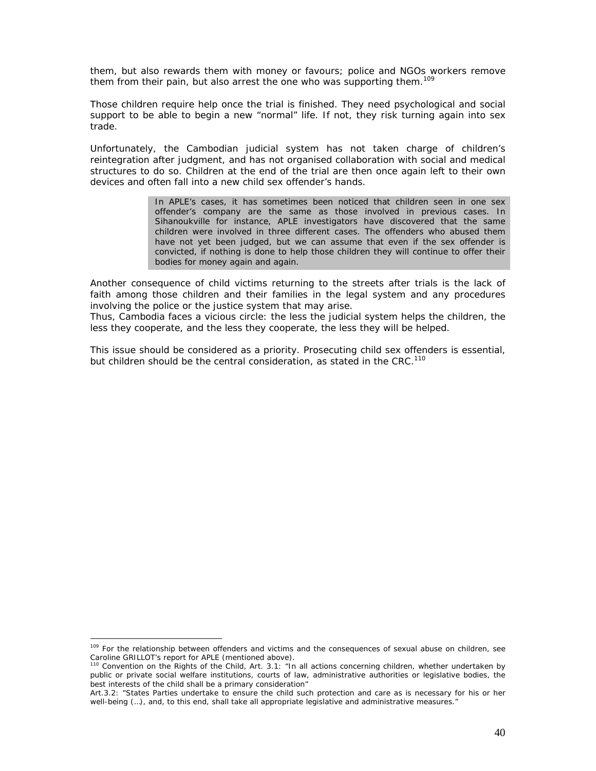them, but also rewards them with money or favours; police and NGOs workers remove them from their pain, but also arrest the one who was supporting them.[109]

Those children require help once the trial is finished. They need psychological and social support to be able to begin a new "normal" life. If not, they risk turning again into sex trade.

Unfortunately, the Cambodian judicial system has not taken charge of children's reintegration after judgment, and has not organised collaboration with social and medical structures to do so. Children at the end of the trial are then once again left to their own devices and often fall into a new child sex offender's hands.

> In APLE's cases, it has sometimes been noticed that children seen in one sex offender's company are the same as those involved in previous cases. In Sihanoukville for instance, APLE investigators have discovered that the same children were involved in three different cases. The offenders who abused them have not yet been judged, but we can assume that even if the sex offender is convicted, if nothing is done to help those children they will continue to offer their bodies for money again and again.

Another consequence of child victims returning to the streets after trials is the lack of faith among those children and their families in the legal system and any procedures involving the police or the justice system that may arise.
Thus, Cambodia faces a vicious circle: the less the judicial system helps the children, the less they cooperate, and the less they cooperate, the less they will be helped.

This issue should be considered as a priority. Prosecuting child sex offenders is essential, but children should be the central consideration, as stated in the CRC.[110]

---

[109] For the relationship between offenders and victims and the consequences of sexual abuse on children, see Caroline GRILLOT's report for APLE (mentioned above).

[110] Convention on the Rights of the Child, Art. 3.1: "In all actions concerning children, whether undertaken by public or private social welfare institutions, courts of law, administrative authorities or legislative bodies, the best interests of the child shall be a primary consideration"
Art.3.2: "States Parties undertake to ensure the child such protection and care as is necessary for his or her well-being (…), and, to this end, shall take all appropriate legislative and administrative measures."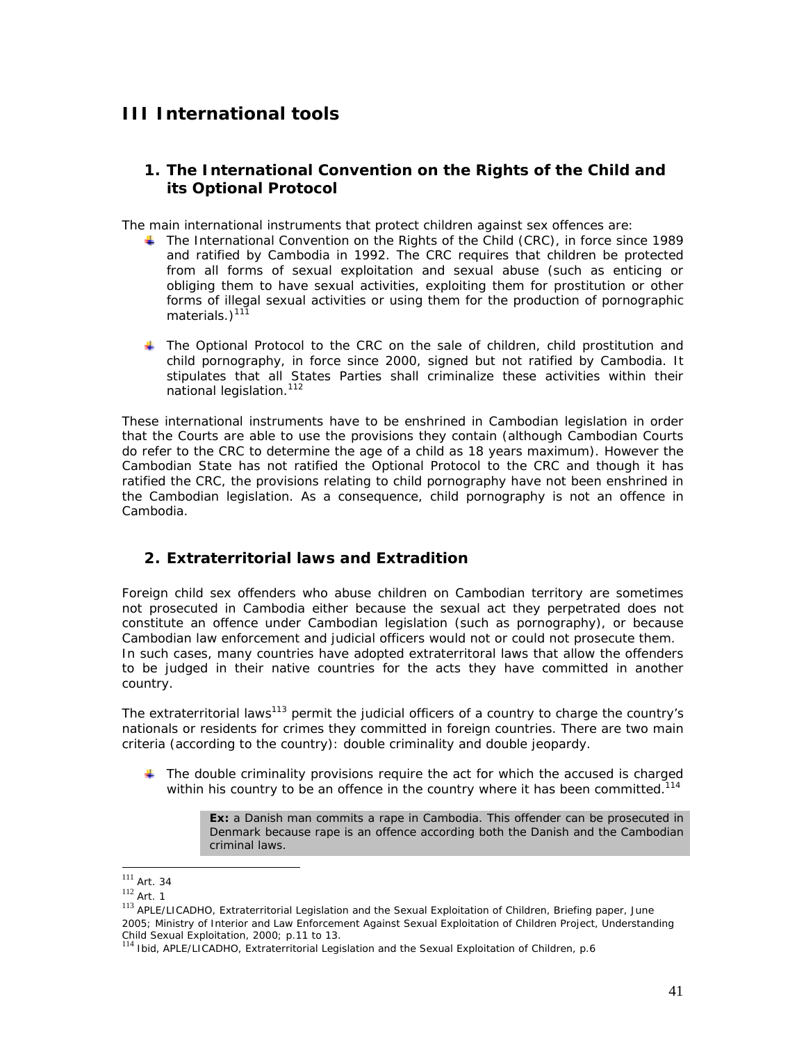# III International tools

## 1. The International Convention on the Rights of the Child and its Optional Protocol

The main international instruments that protect children against sex offences are:

- The International Convention on the Rights of the Child (CRC), in force since 1989 and ratified by Cambodia in 1992. The CRC requires that children be protected from all forms of sexual exploitation and sexual abuse (such as enticing or obliging them to have sexual activities, exploiting them for prostitution or other forms of illegal sexual activities or using them for the production of pornographic materials.)[111]

- The Optional Protocol to the CRC on the sale of children, child prostitution and child pornography, in force since 2000, signed but not ratified by Cambodia. It stipulates that all States Parties shall criminalize these activities within their national legislation.[112]

These international instruments have to be enshrined in Cambodian legislation in order that the Courts are able to use the provisions they contain (although Cambodian Courts do refer to the CRC to determine the age of a child as 18 years maximum). However the Cambodian State has not ratified the Optional Protocol to the CRC and though it has ratified the CRC, the provisions relating to child pornography have not been enshrined in the Cambodian legislation. As a consequence, child pornography is not an offence in Cambodia.

## 2. Extraterritorial laws and Extradition

Foreign child sex offenders who abuse children on Cambodian territory are sometimes not prosecuted in Cambodia either because the sexual act they perpetrated does not constitute an offence under Cambodian legislation (such as pornography), or because Cambodian law enforcement and judicial officers would not or could not prosecute them.
In such cases, many countries have adopted extraterritoral laws that allow the offenders to be judged in their native countries for the acts they have committed in another country.

The extraterritorial laws[113] permit the judicial officers of a country to charge the country's nationals or residents for crimes they committed in foreign countries. There are two main criteria (according to the country): double criminality and double jeopardy.

- The double criminality provisions require the act for which the accused is charged within his country to be an offence in the country where it has been committed.[114]

> **Ex:** a Danish man commits a rape in Cambodia. This offender can be prosecuted in Denmark because rape is an offence according both the Danish and the Cambodian criminal laws.

---

[111] Art. 34
[112] Art. 1
[113] APLE/LICADHO, Extraterritorial Legislation and the Sexual Exploitation of Children, Briefing paper, June 2005; Ministry of Interior and Law Enforcement Against Sexual Exploitation of Children Project, Understanding Child Sexual Exploitation, 2000; p.11 to 13.
[114] Ibid, APLE/LICADHO, Extraterritorial Legislation and the Sexual Exploitation of Children, p.6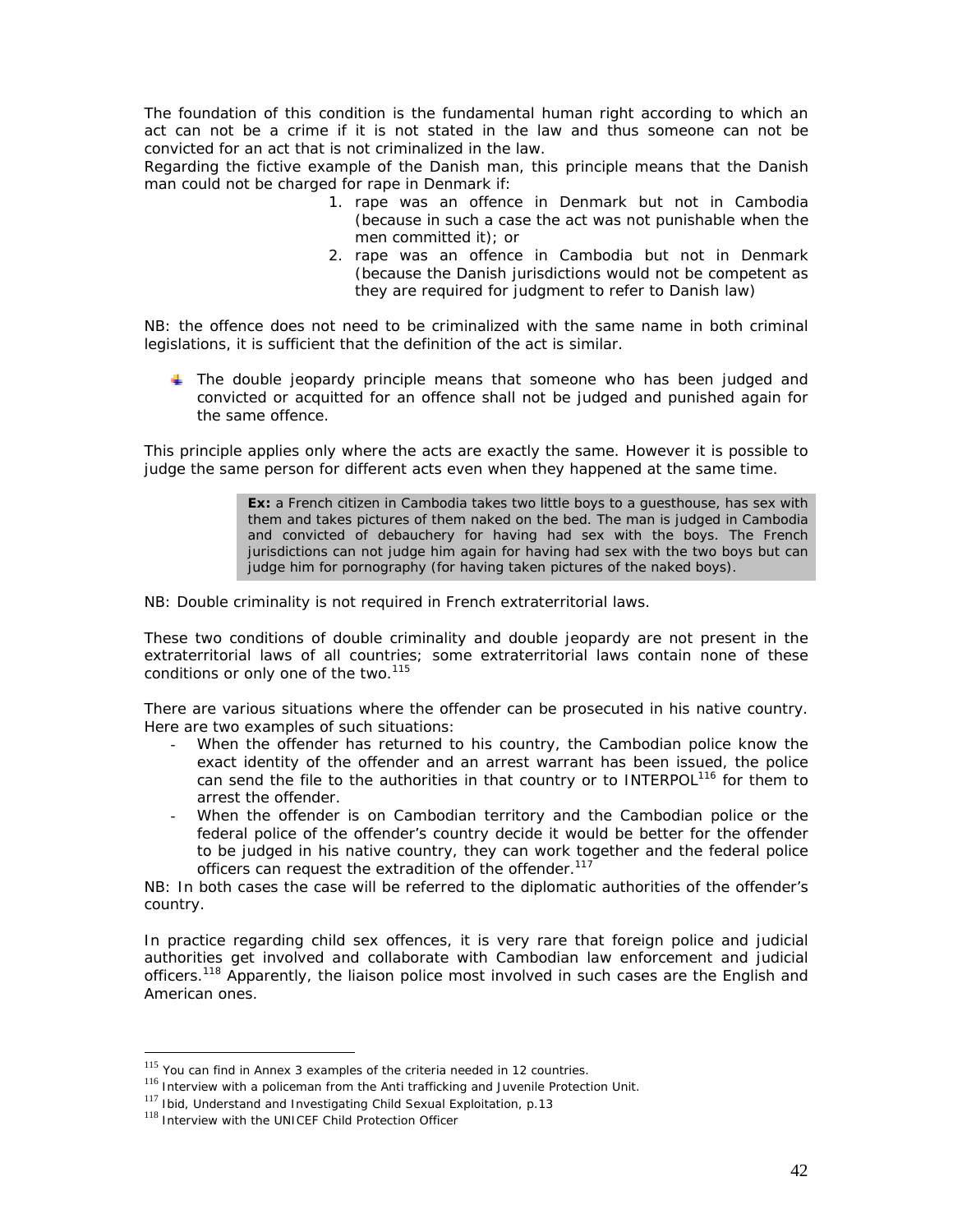The foundation of this condition is the fundamental human right according to which an act can not be a crime if it is not stated in the law and thus someone can not be convicted for an act that is not criminalized in the law.

Regarding the fictive example of the Danish man, this principle means that the Danish man could not be charged for rape in Denmark if:

1. rape was an offence in Denmark but not in Cambodia (because in such a case the act was not punishable when the men committed it); or
2. rape was an offence in Cambodia but not in Denmark (because the Danish jurisdictions would not be competent as they are required for judgment to refer to Danish law)

NB: the offence does not need to be criminalized with the same name in both criminal legislations, it is sufficient that the definition of the act is similar.

- The double jeopardy principle means that someone who has been judged and convicted or acquitted for an offence shall not be judged and punished again for the same offence.

This principle applies only where the acts are exactly the same. However it is possible to judge the same person for different acts even when they happened at the same time.

> **Ex:** a French citizen in Cambodia takes two little boys to a guesthouse, has sex with them and takes pictures of them naked on the bed. The man is judged in Cambodia and convicted of debauchery for having had sex with the boys. The French jurisdictions can not judge him again for having had sex with the two boys but can judge him for pornography (for having taken pictures of the naked boys).

NB: Double criminality is not required in French extraterritorial laws.

These two conditions of double criminality and double jeopardy are not present in the extraterritorial laws of all countries; some extraterritorial laws contain none of these conditions or only one of the two.[115]

There are various situations where the offender can be prosecuted in his native country. Here are two examples of such situations:

- When the offender has returned to his country, the Cambodian police know the exact identity of the offender and an arrest warrant has been issued, the police can send the file to the authorities in that country or to INTERPOL[116] for them to arrest the offender.
- When the offender is on Cambodian territory and the Cambodian police or the federal police of the offender's country decide it would be better for the offender to be judged in his native country, they can work together and the federal police officers can request the extradition of the offender.[117]

NB: In both cases the case will be referred to the diplomatic authorities of the offender's country.

In practice regarding child sex offences, it is very rare that foreign police and judicial authorities get involved and collaborate with Cambodian law enforcement and judicial officers.[118] Apparently, the liaison police most involved in such cases are the English and American ones.

---

[115] You can find in Annex 3 examples of the criteria needed in 12 countries.

[116] Interview with a policeman from the Anti trafficking and Juvenile Protection Unit.

[117] Ibid, Understand and Investigating Child Sexual Exploitation, p.13

[118] Interview with the UNICEF Child Protection Officer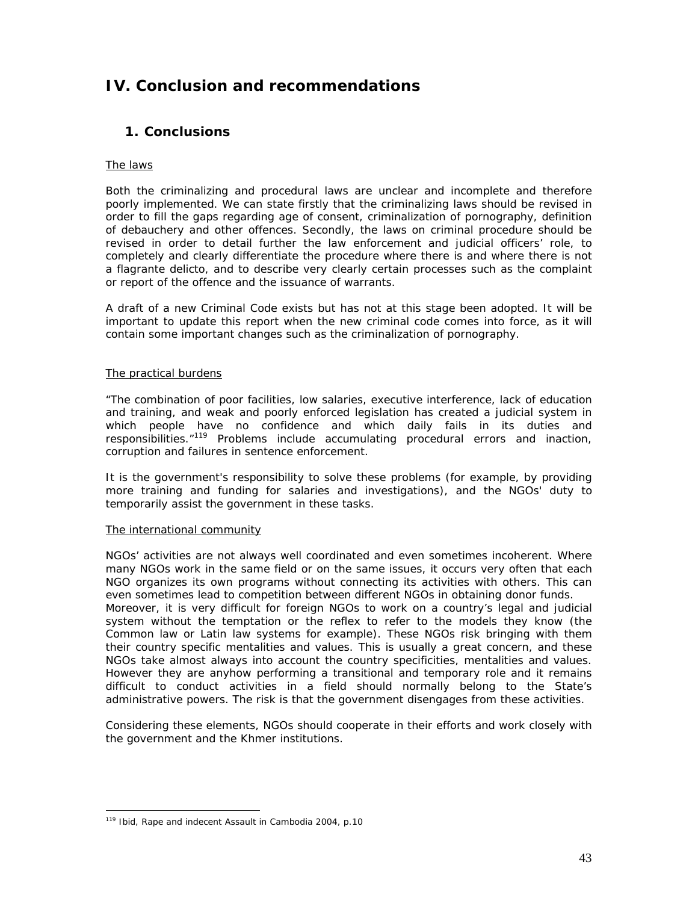# IV. Conclusion and recommendations

## 1. Conclusions

<u>The laws</u>

Both the criminalizing and procedural laws are unclear and incomplete and therefore poorly implemented. We can state firstly that the criminalizing laws should be revised in order to fill the gaps regarding age of consent, criminalization of pornography, definition of debauchery and other offences. Secondly, the laws on criminal procedure should be revised in order to detail further the law enforcement and judicial officers' role, to completely and clearly differentiate the procedure where there is and where there is not a flagrante delicto, and to describe very clearly certain processes such as the complaint or report of the offence and the issuance of warrants.

A draft of a new Criminal Code exists but has not at this stage been adopted. It will be important to update this report when the new criminal code comes into force, as it will contain some important changes such as the criminalization of pornography.

<u>The practical burdens</u>

"The combination of poor facilities, low salaries, executive interference, lack of education and training, and weak and poorly enforced legislation has created a judicial system in which people have no confidence and which daily fails in its duties and responsibilities."[119] Problems include accumulating procedural errors and inaction, corruption and failures in sentence enforcement.

It is the government's responsibility to solve these problems (for example, by providing more training and funding for salaries and investigations), and the NGOs' duty to temporarily assist the government in these tasks.

<u>The international community</u>

NGOs' activities are not always well coordinated and even sometimes incoherent. Where many NGOs work in the same field or on the same issues, it occurs very often that each NGO organizes its own programs without connecting its activities with others. This can even sometimes lead to competition between different NGOs in obtaining donor funds.
Moreover, it is very difficult for foreign NGOs to work on a country's legal and judicial system without the temptation or the reflex to refer to the models they know (the Common law or Latin law systems for example). These NGOs risk bringing with them their country specific mentalities and values. This is usually a great concern, and these NGOs take almost always into account the country specificities, mentalities and values. However they are anyhow performing a transitional and temporary role and it remains difficult to conduct activities in a field should normally belong to the State's administrative powers. The risk is that the government disengages from these activities.

Considering these elements, NGOs should cooperate in their efforts and work closely with the government and the Khmer institutions.

[119] Ibid, Rape and indecent Assault in Cambodia 2004, p.10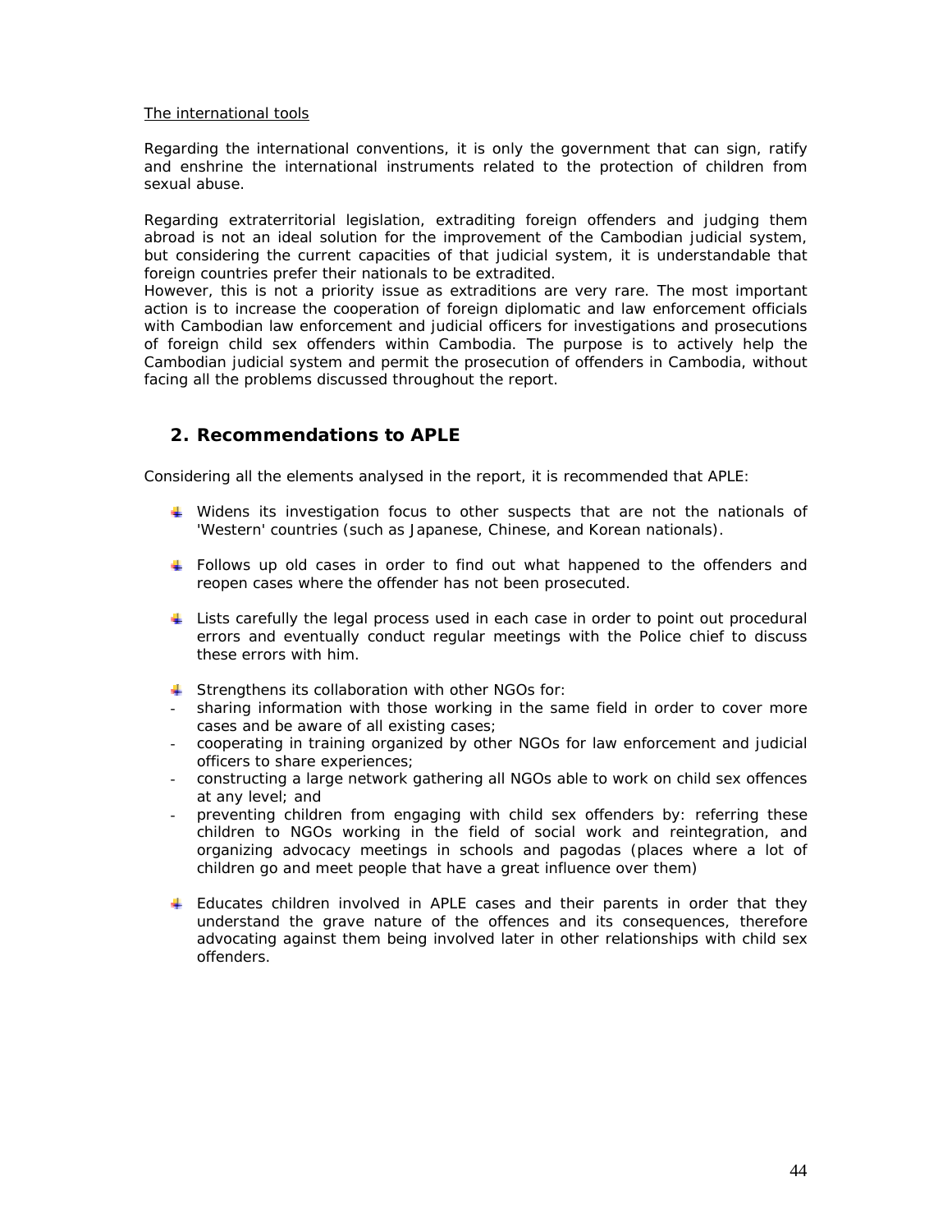The international tools

Regarding the international conventions, it is only the government that can sign, ratify and enshrine the international instruments related to the protection of children from sexual abuse.

Regarding extraterritorial legislation, extraditing foreign offenders and judging them abroad is not an ideal solution for the improvement of the Cambodian judicial system, but considering the current capacities of that judicial system, it is understandable that foreign countries prefer their nationals to be extradited.
However, this is not a priority issue as extraditions are very rare. The most important action is to increase the cooperation of foreign diplomatic and law enforcement officials with Cambodian law enforcement and judicial officers for investigations and prosecutions of foreign child sex offenders within Cambodia. The purpose is to actively help the Cambodian judicial system and permit the prosecution of offenders in Cambodia, without facing all the problems discussed throughout the report.

## 2. Recommendations to APLE

Considering all the elements analysed in the report, it is recommended that APLE:

- Widens its investigation focus to other suspects that are not the nationals of 'Western' countries (such as Japanese, Chinese, and Korean nationals).

- Follows up old cases in order to find out what happened to the offenders and reopen cases where the offender has not been prosecuted.

- Lists carefully the legal process used in each case in order to point out procedural errors and eventually conduct regular meetings with the Police chief to discuss these errors with him.

- Strengthens its collaboration with other NGOs for:
  - sharing information with those working in the same field in order to cover more cases and be aware of all existing cases;
  - cooperating in training organized by other NGOs for law enforcement and judicial officers to share experiences;
  - constructing a large network gathering all NGOs able to work on child sex offences at any level; and
  - preventing children from engaging with child sex offenders by: referring these children to NGOs working in the field of social work and reintegration, and organizing advocacy meetings in schools and pagodas (places where a lot of children go and meet people that have a great influence over them)

- Educates children involved in APLE cases and their parents in order that they understand the grave nature of the offences and its consequences, therefore advocating against them being involved later in other relationships with child sex offenders.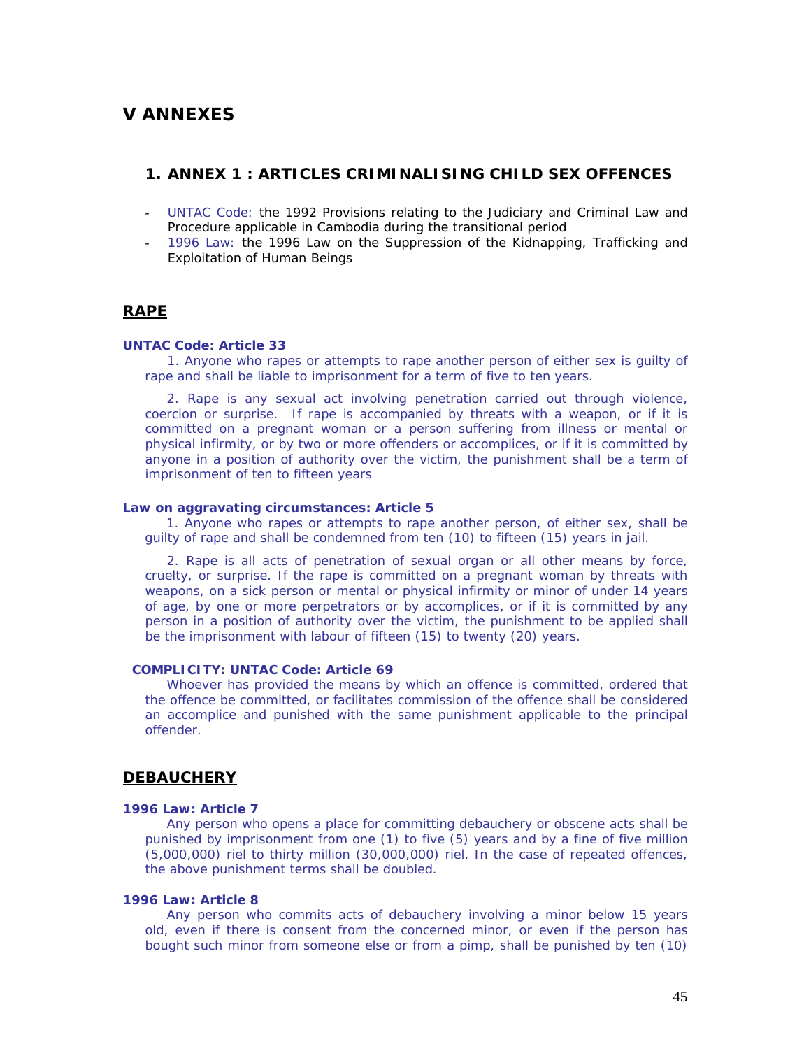# V ANNEXES

## 1. ANNEX 1 : ARTICLES CRIMINALISING CHILD SEX OFFENCES

- UNTAC Code: the 1992 Provisions relating to the Judiciary and Criminal Law and Procedure applicable in Cambodia during the transitional period
- 1996 Law: the 1996 Law on the Suppression of the Kidnapping, Trafficking and Exploitation of Human Beings

## RAPE

**UNTAC Code: Article 33**

1. Anyone who rapes or attempts to rape another person of either sex is guilty of rape and shall be liable to imprisonment for a term of five to ten years.

2. Rape is any sexual act involving penetration carried out through violence, coercion or surprise. If rape is accompanied by threats with a weapon, or if it is committed on a pregnant woman or a person suffering from illness or mental or physical infirmity, or by two or more offenders or accomplices, or if it is committed by anyone in a position of authority over the victim, the punishment shall be a term of imprisonment of ten to fifteen years

**Law on aggravating circumstances: Article 5**

1. Anyone who rapes or attempts to rape another person, of either sex, shall be guilty of rape and shall be condemned from ten (10) to fifteen (15) years in jail.

2. Rape is all acts of penetration of sexual organ or all other means by force, cruelty, or surprise. If the rape is committed on a pregnant woman by threats with weapons, on a sick person or mental or physical infirmity or minor of under 14 years of age, by one or more perpetrators or by accomplices, or if it is committed by any person in a position of authority over the victim, the punishment to be applied shall be the imprisonment with labour of fifteen (15) to twenty (20) years.

**COMPLICITY: UNTAC Code: Article 69**

Whoever has provided the means by which an offence is committed, ordered that the offence be committed, or facilitates commission of the offence shall be considered an accomplice and punished with the same punishment applicable to the principal offender.

## DEBAUCHERY

**1996 Law: Article 7**

Any person who opens a place for committing debauchery or obscene acts shall be punished by imprisonment from one (1) to five (5) years and by a fine of five million (5,000,000) riel to thirty million (30,000,000) riel. In the case of repeated offences, the above punishment terms shall be doubled.

**1996 Law: Article 8**

Any person who commits acts of debauchery involving a minor below 15 years old, even if there is consent from the concerned minor, or even if the person has bought such minor from someone else or from a pimp, shall be punished by ten (10)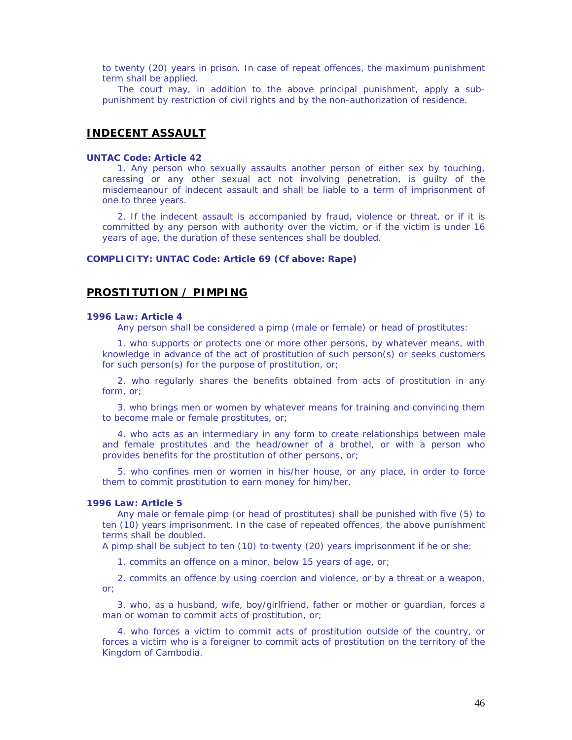to twenty (20) years in prison. In case of repeat offences, the maximum punishment term shall be applied.

The court may, in addition to the above principal punishment, apply a sub-punishment by restriction of civil rights and by the non-authorization of residence.

## INDECENT ASSAULT

**UNTAC Code: Article 42**

1. Any person who sexually assaults another person of either sex by touching, caressing or any other sexual act not involving penetration, is guilty of the misdemeanour of indecent assault and shall be liable to a term of imprisonment of one to three years.

2. If the indecent assault is accompanied by fraud, violence or threat, or if it is committed by any person with authority over the victim, or if the victim is under 16 years of age, the duration of these sentences shall be doubled.

**COMPLICITY: UNTAC Code: Article 69 (Cf above: Rape)**

## PROSTITUTION / PIMPING

**1996 Law: Article 4**

Any person shall be considered a pimp (male or female) or head of prostitutes:

1. who supports or protects one or more other persons, by whatever means, with knowledge in advance of the act of prostitution of such person(s) or seeks customers for such person(s) for the purpose of prostitution, or;

2. who regularly shares the benefits obtained from acts of prostitution in any form, or;

3. who brings men or women by whatever means for training and convincing them to become male or female prostitutes, or;

4. who acts as an intermediary in any form to create relationships between male and female prostitutes and the head/owner of a brothel, or with a person who provides benefits for the prostitution of other persons, or;

5. who confines men or women in his/her house, or any place, in order to force them to commit prostitution to earn money for him/her.

**1996 Law: Article 5**

Any male or female pimp (or head of prostitutes) shall be punished with five (5) to ten (10) years imprisonment. In the case of repeated offences, the above punishment terms shall be doubled.

A pimp shall be subject to ten (10) to twenty (20) years imprisonment if he or she:

1. commits an offence on a minor, below 15 years of age, or;

2. commits an offence by using coercion and violence, or by a threat or a weapon, or;

3. who, as a husband, wife, boy/girlfriend, father or mother or guardian, forces a man or woman to commit acts of prostitution, or;

4. who forces a victim to commit acts of prostitution outside of the country, or forces a victim who is a foreigner to commit acts of prostitution on the territory of the Kingdom of Cambodia.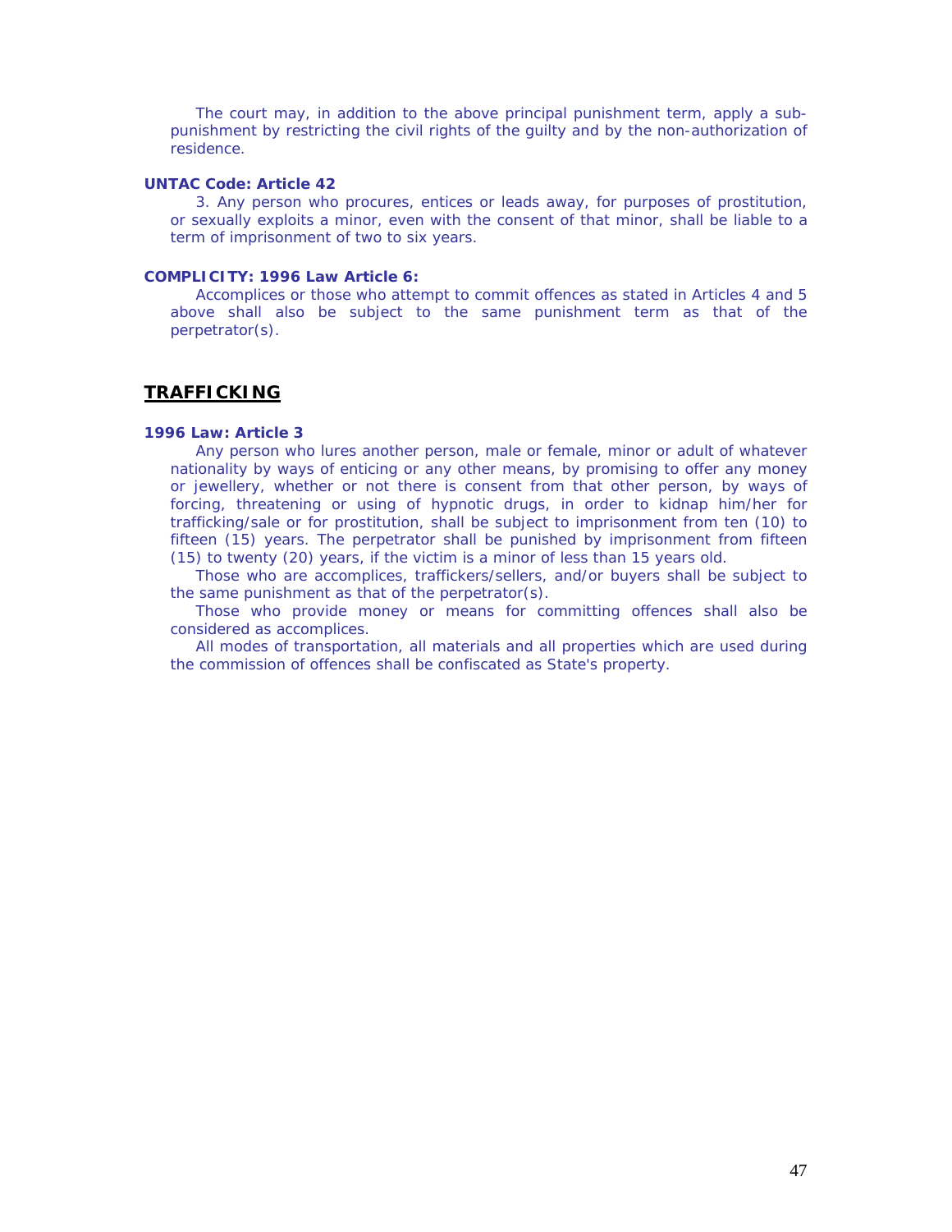The court may, in addition to the above principal punishment term, apply a sub-punishment by restricting the civil rights of the guilty and by the non-authorization of residence.

**UNTAC Code: Article 42**

3. Any person who procures, entices or leads away, for purposes of prostitution, or sexually exploits a minor, even with the consent of that minor, shall be liable to a term of imprisonment of two to six years.

**COMPLICITY: 1996 Law Article 6:**

Accomplices or those who attempt to commit offences as stated in Articles 4 and 5 above shall also be subject to the same punishment term as that of the perpetrator(s).

## TRAFFICKING

**1996 Law: Article 3**

Any person who lures another person, male or female, minor or adult of whatever nationality by ways of enticing or any other means, by promising to offer any money or jewellery, whether or not there is consent from that other person, by ways of forcing, threatening or using of hypnotic drugs, in order to kidnap him/her for trafficking/sale or for prostitution, shall be subject to imprisonment from ten (10) to fifteen (15) years. The perpetrator shall be punished by imprisonment from fifteen (15) to twenty (20) years, if the victim is a minor of less than 15 years old.

Those who are accomplices, traffickers/sellers, and/or buyers shall be subject to the same punishment as that of the perpetrator(s).

Those who provide money or means for committing offences shall also be considered as accomplices.

All modes of transportation, all materials and all properties which are used during the commission of offences shall be confiscated as State's property.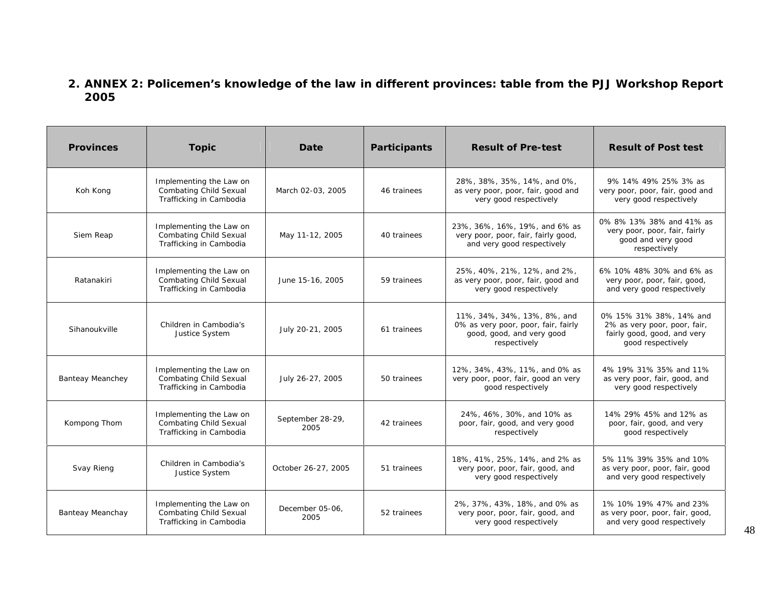## 2. ANNEX 2: Policemen's knowledge of the law in different provinces: table from the PJJ Workshop Report 2005

| Provinces | Topic | Date | Participants | Result of Pre-test | Result of Post test |
|---|---|---|---|---|---|
| Koh Kong | Implementing the Law on Combating Child Sexual Trafficking in Cambodia | March 02-03, 2005 | 46 trainees | 28%, 38%, 35%, 14%, and 0%, as very poor, poor, fair, good and very good respectively | 9% 14% 49% 25% 3% as very poor, poor, fair, good and very good respectively |
| Siem Reap | Implementing the Law on Combating Child Sexual Trafficking in Cambodia | May 11-12, 2005 | 40 trainees | 23%, 36%, 16%, 19%, and 6% as very poor, poor, fair, fairly good, and very good respectively | 0% 8% 13% 38% and 41% as very poor, poor, fair, fairly good and very good respectively |
| Ratanakiri | Implementing the Law on Combating Child Sexual Trafficking in Cambodia | June 15-16, 2005 | 59 trainees | 25%, 40%, 21%, 12%, and 2%, as very poor, poor, fair, good and very good respectively | 6% 10% 48% 30% and 6% as very poor, poor, fair, good, and very good respectively |
| Sihanoukville | Children in Cambodia's Justice System | July 20-21, 2005 | 61 trainees | 11%, 34%, 34%, 13%, 8%, and 0% as very poor, poor, fair, fairly good, good, and very good respectively | 0% 15% 31% 38%, 14% and 2% as very poor, poor, fair, fairly good, good, and very good respectively |
| Banteay Meanchey | Implementing the Law on Combating Child Sexual Trafficking in Cambodia | July 26-27, 2005 | 50 trainees | 12%, 34%, 43%, 11%, and 0% as very poor, poor, fair, good an very good respectively | 4% 19% 31% 35% and 11% as very poor, fair, good, and very good respectively |
| Kompong Thom | Implementing the Law on Combating Child Sexual Trafficking in Cambodia | September 28-29, 2005 | 42 trainees | 24%, 46%, 30%, and 10% as poor, fair, good, and very good respectively | 14% 29% 45% and 12% as poor, fair, good, and very good respectively |
| Svay Rieng | Children in Cambodia's Justice System | October 26-27, 2005 | 51 trainees | 18%, 41%, 25%, 14%, and 2% as very poor, poor, fair, good, and very good respectively | 5% 11% 39% 35% and 10% as very poor, poor, fair, good and very good respectively |
| Banteay Meanchay | Implementing the Law on Combating Child Sexual Trafficking in Cambodia | December 05-06, 2005 | 52 trainees | 2%, 37%, 43%, 18%, and 0% as very poor, poor, fair, good, and very good respectively | 1% 10% 19% 47% and 23% as very poor, poor, fair, good, and very good respectively |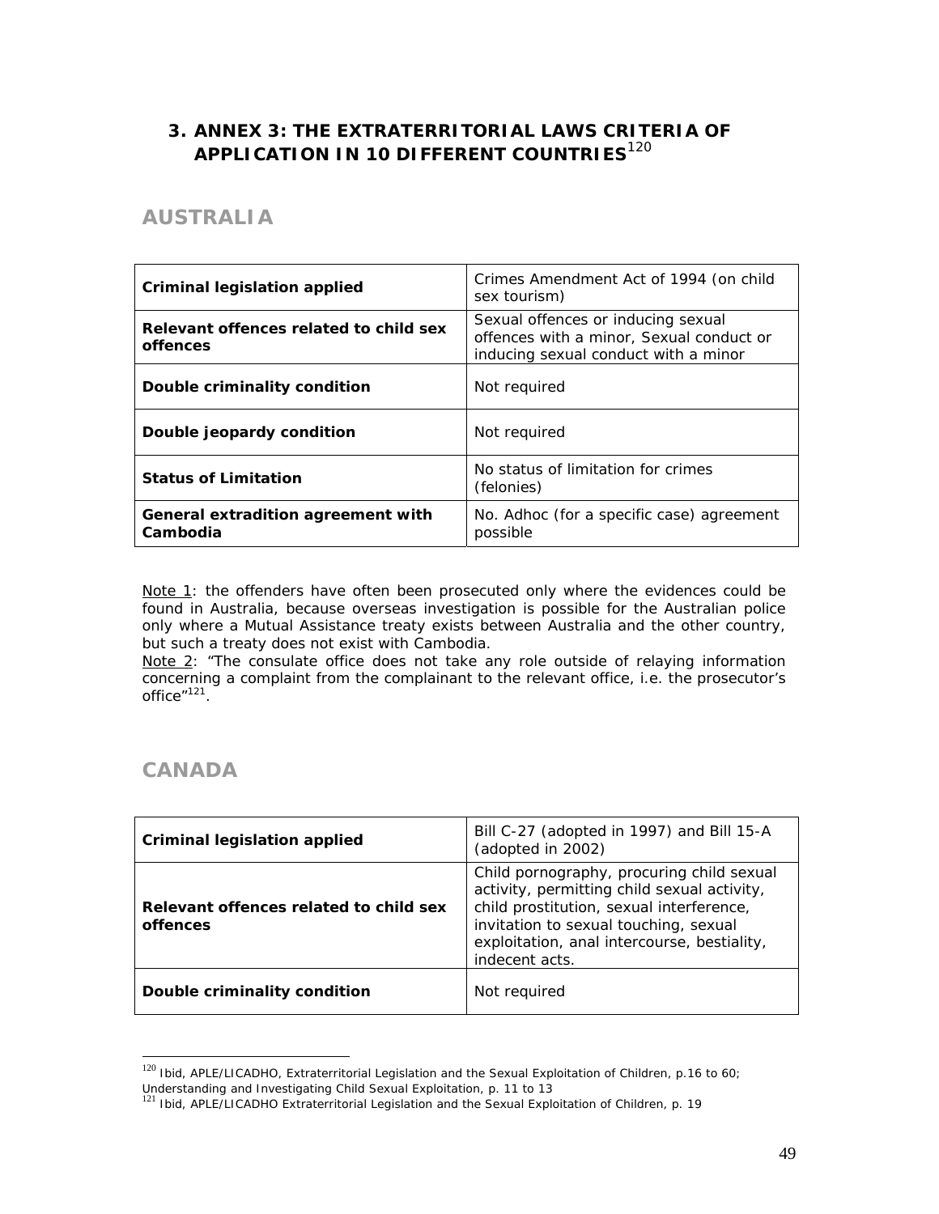## 3. ANNEX 3: THE EXTRATERRITORIAL LAWS CRITERIA OF APPLICATION IN 10 DIFFERENT COUNTRIES[120]

### AUSTRALIA

| **Criminal legislation applied** | Crimes Amendment Act of 1994 (on child sex tourism) |
|---|---|
| **Relevant offences related to child sex offences** | Sexual offences or inducing sexual offences with a minor, Sexual conduct or inducing sexual conduct with a minor |
| **Double criminality condition** | Not required |
| **Double jeopardy condition** | Not required |
| **Status of Limitation** | No status of limitation for crimes (felonies) |
| **General extradition agreement with Cambodia** | No. Adhoc (for a specific case) agreement possible |

Note 1: the offenders have often been prosecuted only where the evidences could be found in Australia, because overseas investigation is possible for the Australian police only where a Mutual Assistance treaty exists between Australia and the other country, but such a treaty does not exist with Cambodia.
Note 2: "The consulate office does not take any role outside of relaying information concerning a complaint from the complainant to the relevant office, i.e. the prosecutor's office"[121].

### CANADA

| **Criminal legislation applied** | Bill C-27 (adopted in 1997) and Bill 15-A (adopted in 2002) |
|---|---|
| **Relevant offences related to child sex offences** | Child pornography, procuring child sexual activity, permitting child sexual activity, child prostitution, sexual interference, invitation to sexual touching, sexual exploitation, anal intercourse, bestiality, indecent acts. |
| **Double criminality condition** | Not required |

[120] Ibid, APLE/LICADHO, Extraterritorial Legislation and the Sexual Exploitation of Children, p.16 to 60; Understanding and Investigating Child Sexual Exploitation, p. 11 to 13
[121] Ibid, APLE/LICADHO Extraterritorial Legislation and the Sexual Exploitation of Children, p. 19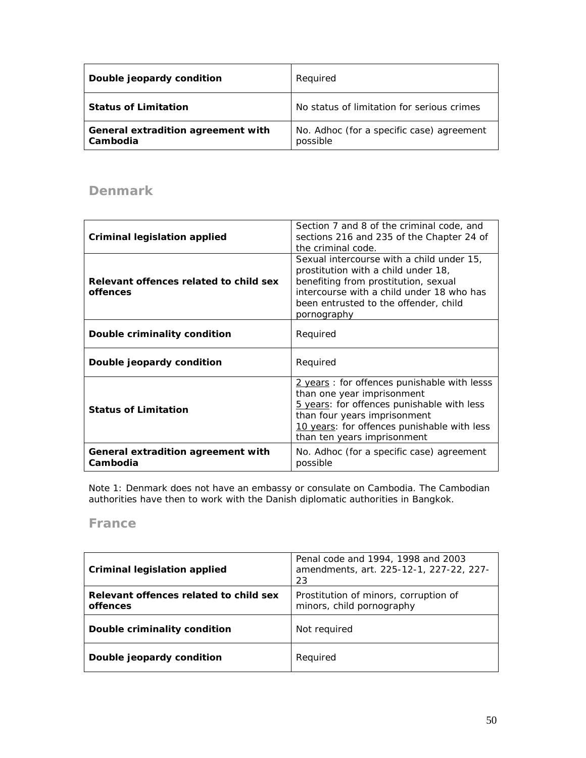| | |
|---|---|
| **Double jeopardy condition** | Required |
| **Status of Limitation** | No status of limitation for serious crimes |
| **General extradition agreement with Cambodia** | No. Adhoc (for a specific case) agreement possible |

## Denmark

| | |
|---|---|
| **Criminal legislation applied** | Section 7 and 8 of the criminal code, and sections 216 and 235 of the Chapter 24 of the criminal code. |
| **Relevant offences related to child sex offences** | Sexual intercourse with a child under 15, prostitution with a child under 18, benefiting from prostitution, sexual intercourse with a child under 18 who has been entrusted to the offender, child pornography |
| **Double criminality condition** | Required |
| **Double jeopardy condition** | Required |
| **Status of Limitation** | 2 years : for offences punishable with lesss than one year imprisonment<br>5 years: for offences punishable with less than four years imprisonment<br>10 years: for offences punishable with less than ten years imprisonment |
| **General extradition agreement with Cambodia** | No. Adhoc (for a specific case) agreement possible |

Note 1: Denmark does not have an embassy or consulate on Cambodia. The Cambodian authorities have then to work with the Danish diplomatic authorities in Bangkok.

## France

| | |
|---|---|
| **Criminal legislation applied** | Penal code and 1994, 1998 and 2003 amendments, art. 225-12-1, 227-22, 227-23 |
| **Relevant offences related to child sex offences** | Prostitution of minors, corruption of minors, child pornography |
| **Double criminality condition** | Not required |
| **Double jeopardy condition** | Required |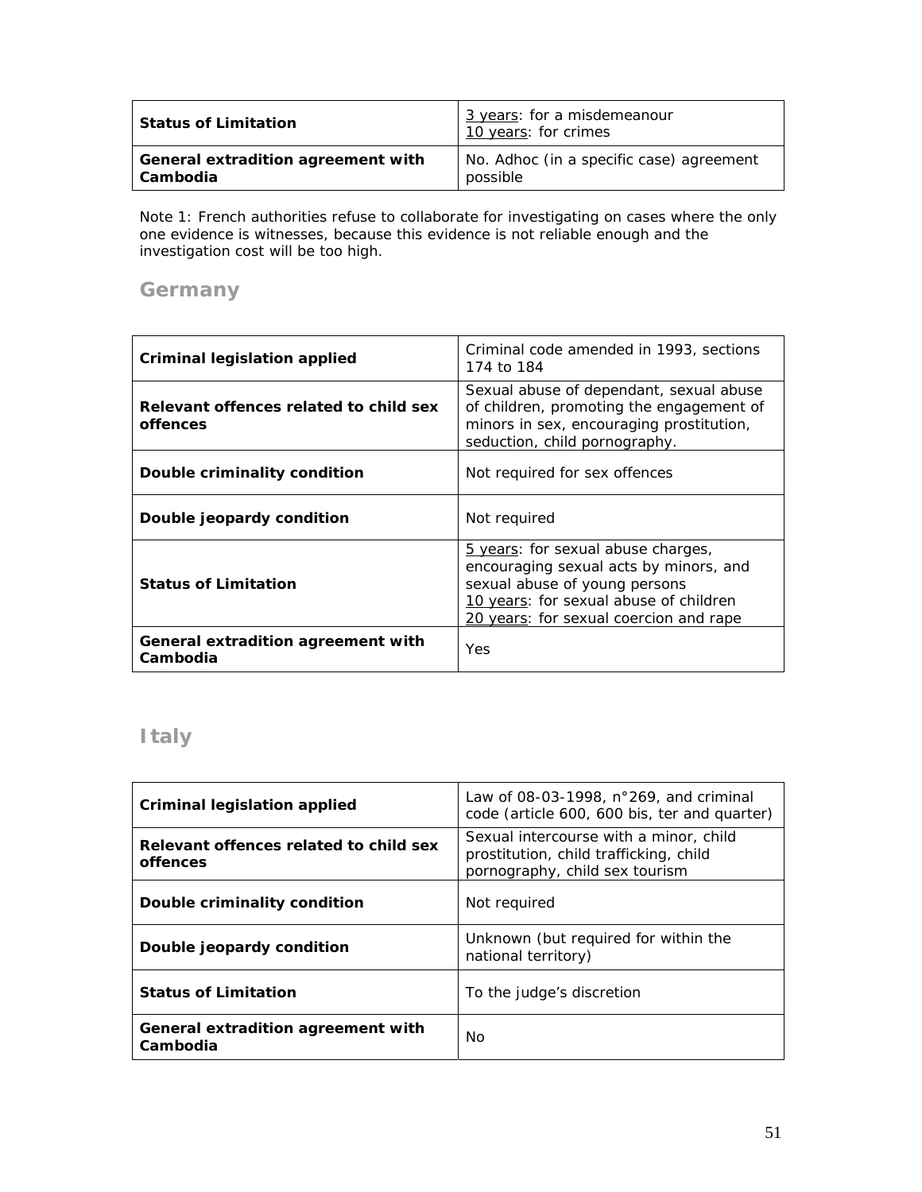| Status of Limitation | 3 years: for a misdemeanour<br>10 years: for crimes |
|---|---|
| **General extradition agreement with Cambodia** | No. Adhoc (in a specific case) agreement possible |

Note 1: French authorities refuse to collaborate for investigating on cases where the only one evidence is witnesses, because this evidence is not reliable enough and the investigation cost will be too high.

## Germany

| Criminal legislation applied | Criminal code amended in 1993, sections 174 to 184 |
|---|---|
| **Relevant offences related to child sex offences** | Sexual abuse of dependant, sexual abuse of children, promoting the engagement of minors in sex, encouraging prostitution, seduction, child pornography. |
| **Double criminality condition** | Not required for sex offences |
| **Double jeopardy condition** | Not required |
| **Status of Limitation** | 5 years: for sexual abuse charges, encouraging sexual acts by minors, and sexual abuse of young persons<br>10 years: for sexual abuse of children<br>20 years: for sexual coercion and rape |
| **General extradition agreement with Cambodia** | Yes |

## Italy

| Criminal legislation applied | Law of 08-03-1998, n°269, and criminal code (article 600, 600 bis, ter and quarter) |
|---|---|
| **Relevant offences related to child sex offences** | Sexual intercourse with a minor, child prostitution, child trafficking, child pornography, child sex tourism |
| **Double criminality condition** | Not required |
| **Double jeopardy condition** | Unknown (but required for within the national territory) |
| **Status of Limitation** | To the judge's discretion |
| **General extradition agreement with Cambodia** | No |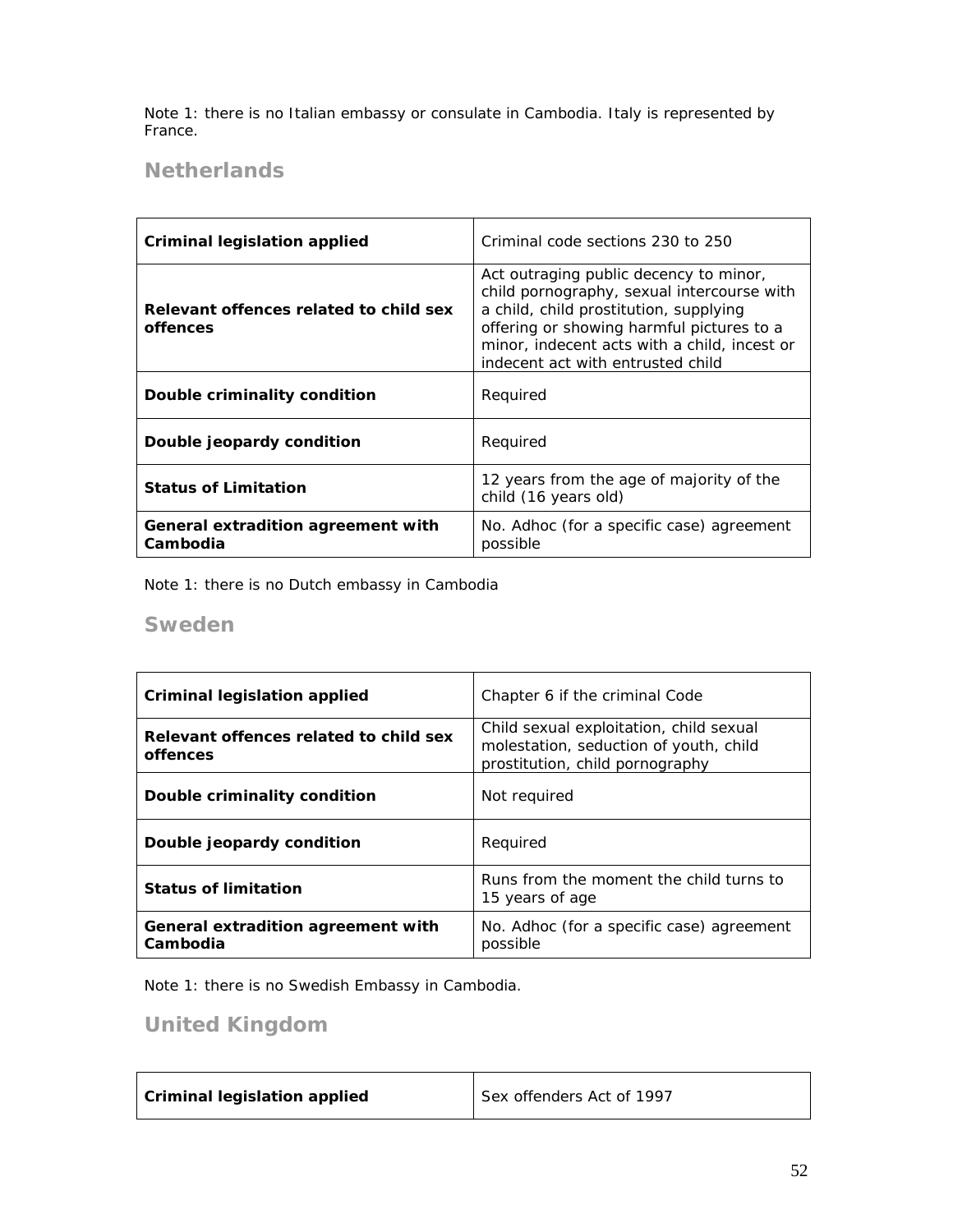Note 1: there is no Italian embassy or consulate in Cambodia. Italy is represented by France.

## Netherlands

| | |
|---|---|
| **Criminal legislation applied** | Criminal code sections 230 to 250 |
| **Relevant offences related to child sex offences** | Act outraging public decency to minor, child pornography, sexual intercourse with a child, child prostitution, supplying offering or showing harmful pictures to a minor, indecent acts with a child, incest or indecent act with entrusted child |
| **Double criminality condition** | Required |
| **Double jeopardy condition** | Required |
| **Status of Limitation** | 12 years from the age of majority of the child (16 years old) |
| **General extradition agreement with Cambodia** | No. Adhoc (for a specific case) agreement possible |

Note 1: there is no Dutch embassy in Cambodia

## Sweden

| | |
|---|---|
| **Criminal legislation applied** | Chapter 6 if the criminal Code |
| **Relevant offences related to child sex offences** | Child sexual exploitation, child sexual molestation, seduction of youth, child prostitution, child pornography |
| **Double criminality condition** | Not required |
| **Double jeopardy condition** | Required |
| **Status of limitation** | Runs from the moment the child turns to 15 years of age |
| **General extradition agreement with Cambodia** | No. Adhoc (for a specific case) agreement possible |

Note 1: there is no Swedish Embassy in Cambodia.

## United Kingdom

| | |
|---|---|
| **Criminal legislation applied** | Sex offenders Act of 1997 |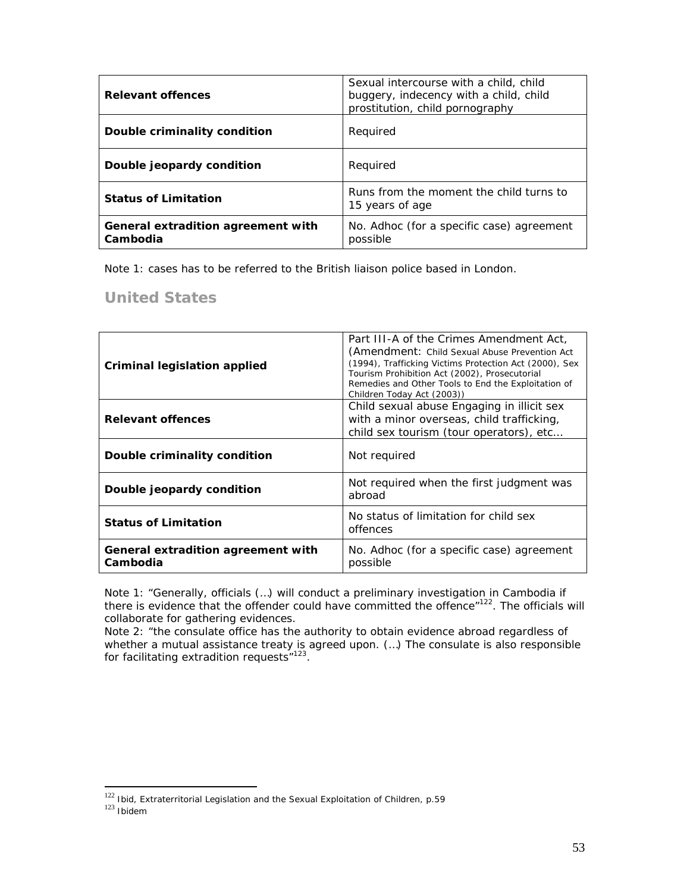| | |
|---|---|
| **Relevant offences** | Sexual intercourse with a child, child buggery, indecency with a child, child prostitution, child pornography |
| **Double criminality condition** | Required |
| **Double jeopardy condition** | Required |
| **Status of Limitation** | Runs from the moment the child turns to 15 years of age |
| **General extradition agreement with Cambodia** | No. Adhoc (for a specific case) agreement possible |

Note 1: cases has to be referred to the British liaison police based in London.

## United States

| | |
|---|---|
| **Criminal legislation applied** | Part III-A of the Crimes Amendment Act, (Amendment: Child Sexual Abuse Prevention Act (1994), Trafficking Victims Protection Act (2000), Sex Tourism Prohibition Act (2002), Prosecutorial Remedies and Other Tools to End the Exploitation of Children Today Act (2003)) |
| **Relevant offences** | Child sexual abuse Engaging in illicit sex with a minor overseas, child trafficking, child sex tourism (tour operators), etc… |
| **Double criminality condition** | Not required |
| **Double jeopardy condition** | Not required when the first judgment was abroad |
| **Status of Limitation** | No status of limitation for child sex offences |
| **General extradition agreement with Cambodia** | No. Adhoc (for a specific case) agreement possible |

Note 1: "Generally, officials (…) will conduct a preliminary investigation in Cambodia if there is evidence that the offender could have committed the offence"[122]. The officials will collaborate for gathering evidences.
Note 2: "the consulate office has the authority to obtain evidence abroad regardless of whether a mutual assistance treaty is agreed upon. (…) The consulate is also responsible for facilitating extradition requests"[123].

[122] Ibid, Extraterritorial Legislation and the Sexual Exploitation of Children, p.59
[123] Ibidem